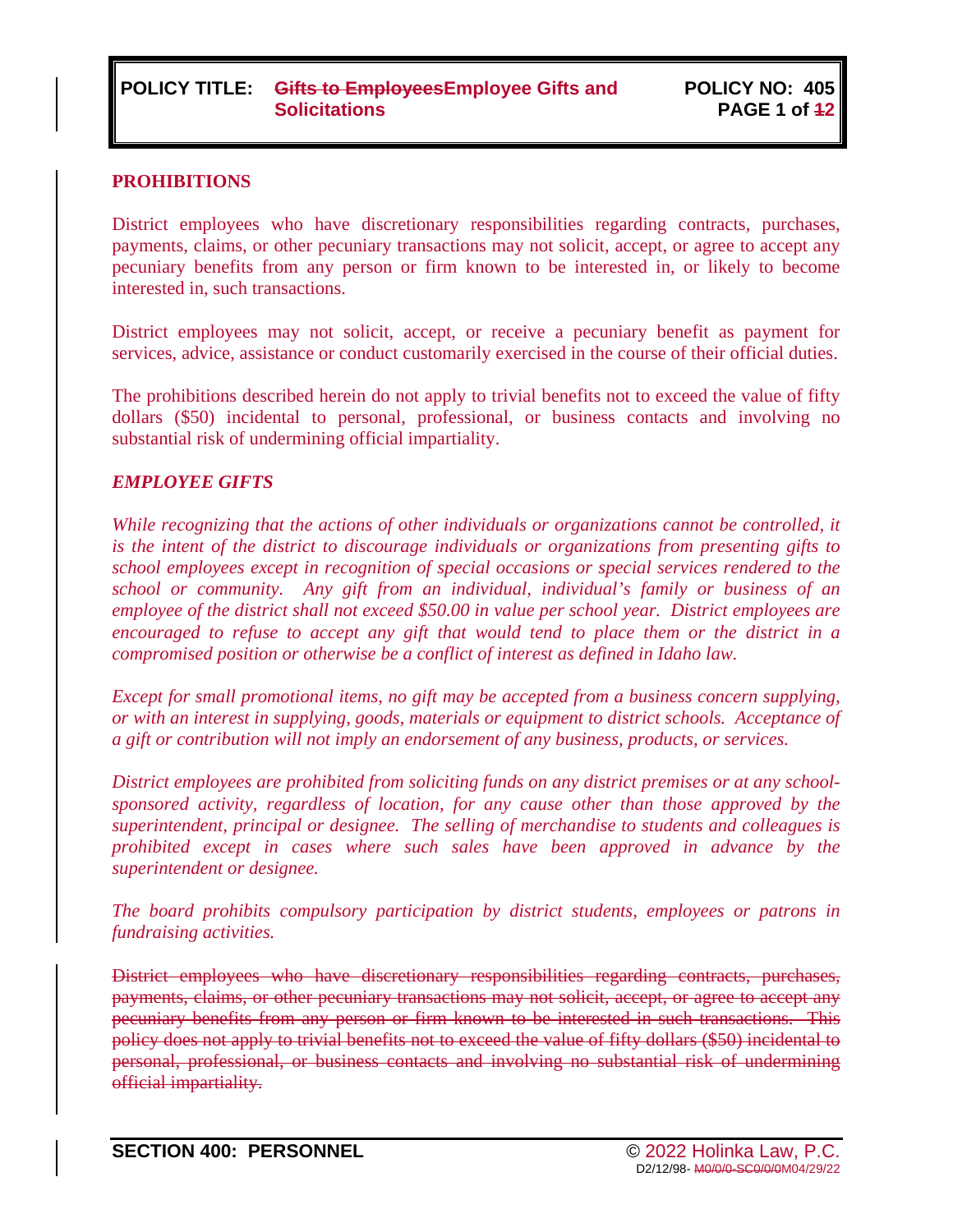**POLICY TITLE:** ~~Gifts to Employees~~Employee Gifts and Solicitations **POLICY NO: 405**

## PROHIBITIONS

District employees who have discretionary responsibilities regarding contracts, purchases, payments, claims, or other pecuniary transactions may not solicit, accept, or agree to accept any pecuniary benefits from any person or firm known to be interested in, or likely to become interested in, such transactions.

District employees may not solicit, accept, or receive a pecuniary benefit as payment for services, advice, assistance or conduct customarily exercised in the course of their official duties.

The prohibitions described herein do not apply to trivial benefits not to exceed the value of fifty dollars ($50) incidental to personal, professional, or business contacts and involving no substantial risk of undermining official impartiality.

## *EMPLOYEE GIFTS*

*While recognizing that the actions of other individuals or organizations cannot be controlled, it is the intent of the district to discourage individuals or organizations from presenting gifts to school employees except in recognition of special occasions or special services rendered to the school or community. Any gift from an individual, individual's family or business of an employee of the district shall not exceed $50.00 in value per school year. District employees are encouraged to refuse to accept any gift that would tend to place them or the district in a compromised position or otherwise be a conflict of interest as defined in Idaho law.*

*Except for small promotional items, no gift may be accepted from a business concern supplying, or with an interest in supplying, goods, materials or equipment to district schools. Acceptance of a gift or contribution will not imply an endorsement of any business, products, or services.*

*District employees are prohibited from soliciting funds on any district premises or at any school-sponsored activity, regardless of location, for any cause other than those approved by the superintendent, principal or designee. The selling of merchandise to students and colleagues is prohibited except in cases where such sales have been approved in advance by the superintendent or designee.*

*The board prohibits compulsory participation by district students, employees or patrons in fundraising activities.*

~~District employees who have discretionary responsibilities regarding contracts, purchases, payments, claims, or other pecuniary transactions may not solicit, accept, or agree to accept any pecuniary benefits from any person or firm known to be interested in such transactions. This policy does not apply to trivial benefits not to exceed the value of fifty dollars ($50) incidental to personal, professional, or business contacts and involving no substantial risk of undermining official impartiality.~~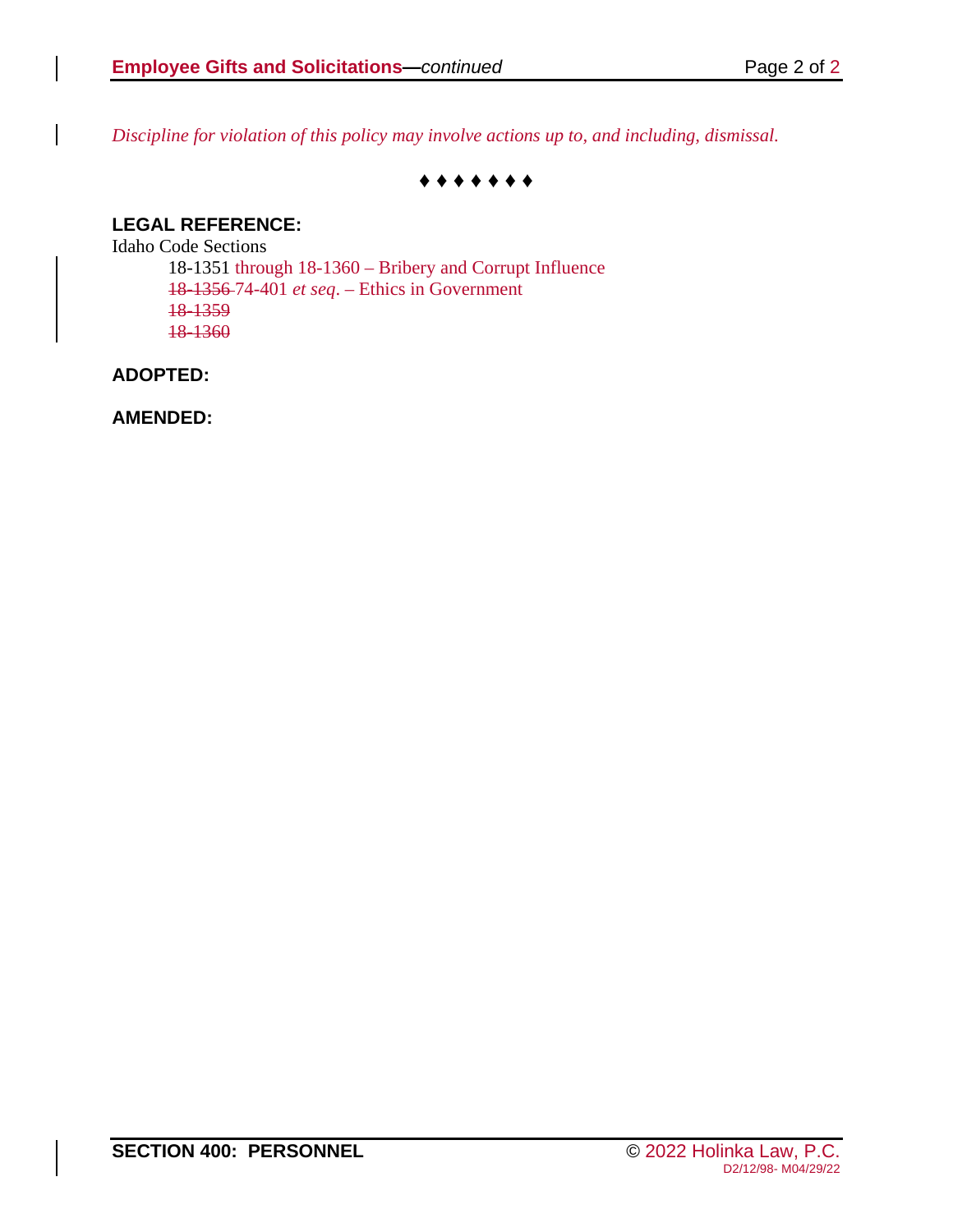*Discipline for violation of this policy may involve actions up to, and including, dismissal.*

♦ ♦ ♦ ♦ ♦ ♦ ♦

**LEGAL REFERENCE:**

Idaho Code Sections

18-1351 through 18-1360 – Bribery and Corrupt Influence
~~18-1356~~ 74-401 *et seq*. – Ethics in Government
~~18-1359~~
~~18-1360~~

**ADOPTED:**

**AMENDED:**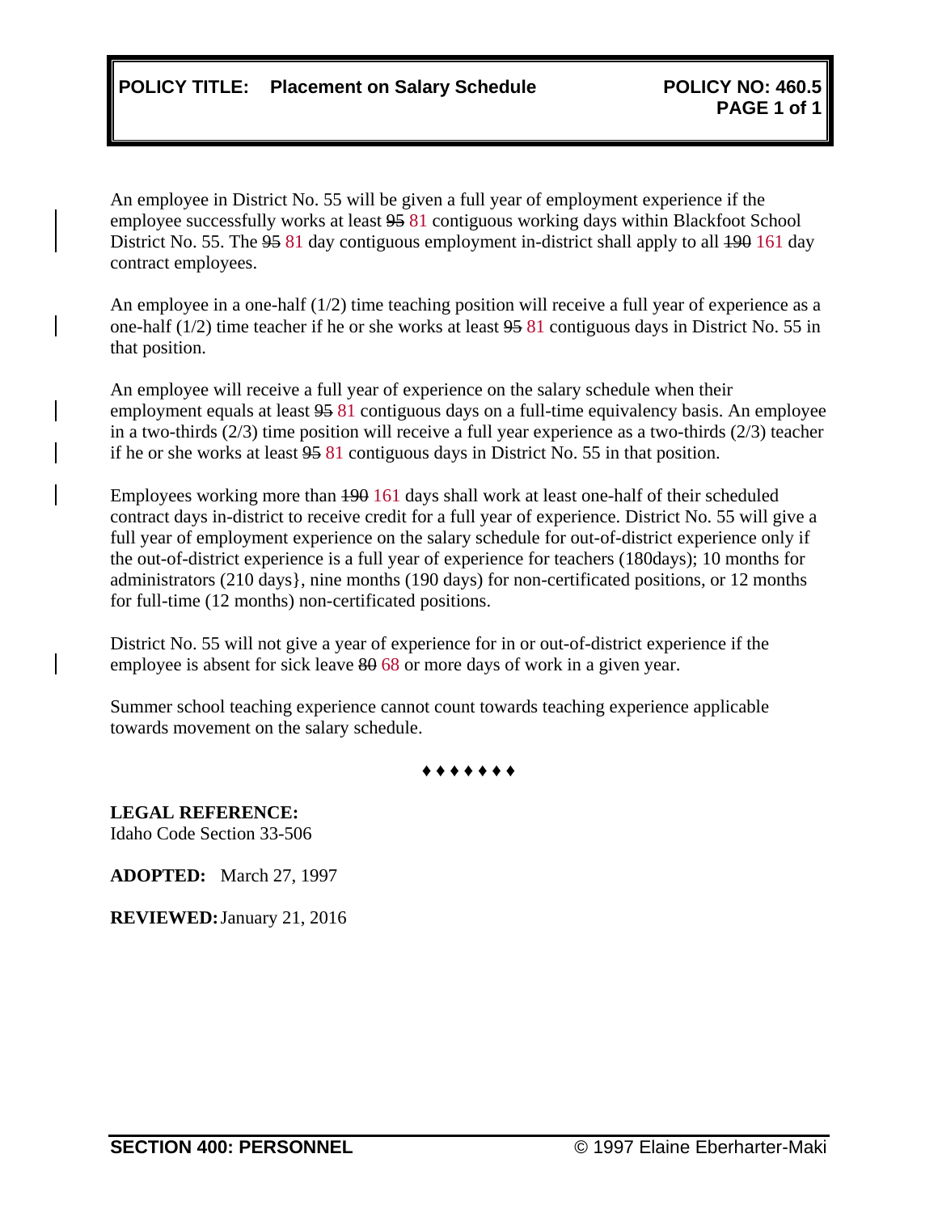**POLICY TITLE: Placement on Salary Schedule** **POLICY NO: 460.5**

An employee in District No. 55 will be given a full year of employment experience if the employee successfully works at least ~~95~~ 81 contiguous working days within Blackfoot School District No. 55. The ~~95~~ 81 day contiguous employment in-district shall apply to all ~~190~~ 161 day contract employees.

An employee in a one-half (1/2) time teaching position will receive a full year of experience as a one-half (1/2) time teacher if he or she works at least ~~95~~ 81 contiguous days in District No. 55 in that position.

An employee will receive a full year of experience on the salary schedule when their employment equals at least ~~95~~ 81 contiguous days on a full-time equivalency basis. An employee in a two-thirds (2/3) time position will receive a full year experience as a two-thirds (2/3) teacher if he or she works at least ~~95~~ 81 contiguous days in District No. 55 in that position.

Employees working more than ~~190~~ 161 days shall work at least one-half of their scheduled contract days in-district to receive credit for a full year of experience. District No. 55 will give a full year of employment experience on the salary schedule for out-of-district experience only if the out-of-district experience is a full year of experience for teachers (180days); 10 months for administrators (210 days}, nine months (190 days) for non-certificated positions, or 12 months for full-time (12 months) non-certificated positions.

District No. 55 will not give a year of experience for in or out-of-district experience if the employee is absent for sick leave ~~80~~ 68 or more days of work in a given year.

Summer school teaching experience cannot count towards teaching experience applicable towards movement on the salary schedule.

♦♦♦♦♦♦♦

**LEGAL REFERENCE:**
Idaho Code Section 33-506

**ADOPTED:** March 27, 1997

**REVIEWED:** January 21, 2016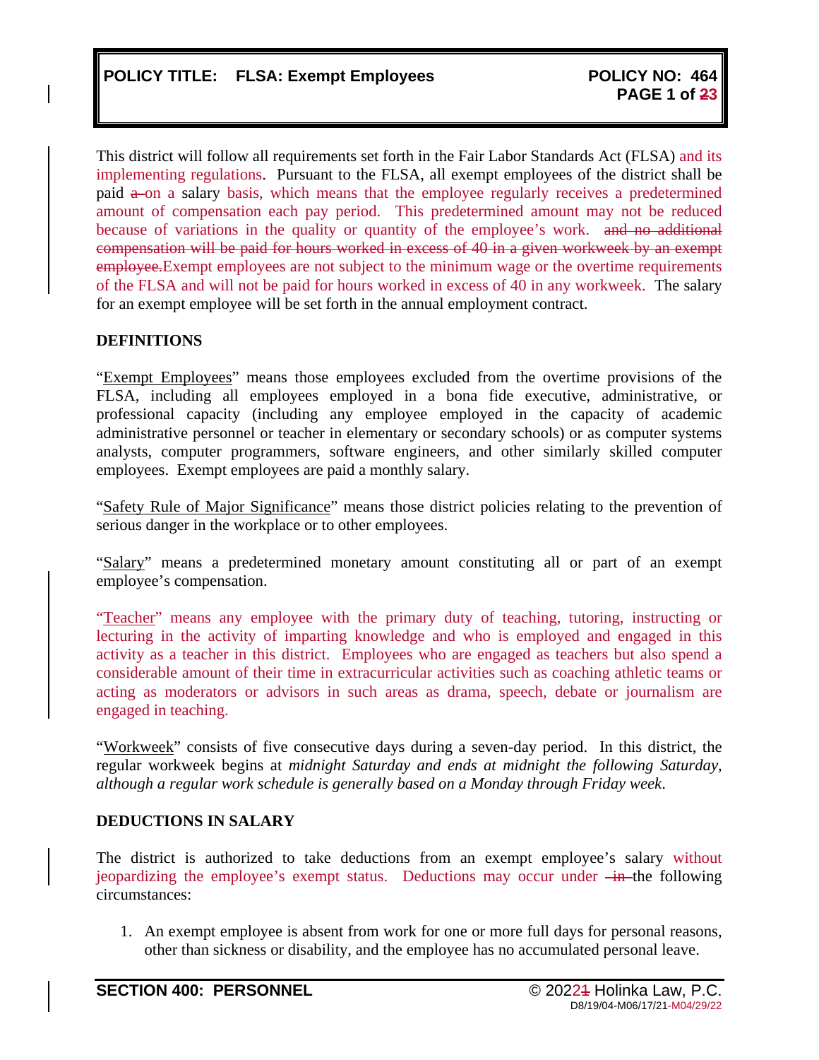This district will follow all requirements set forth in the Fair Labor Standards Act (FLSA) and its implementing regulations. Pursuant to the FLSA, all exempt employees of the district shall be paid ~~a~~ on a salary basis, which means that the employee regularly receives a predetermined amount of compensation each pay period. This predetermined amount may not be reduced because of variations in the quality or quantity of the employee's work. ~~and no additional compensation will be paid for hours worked in excess of 40 in a given workweek by an exempt employee.~~ Exempt employees are not subject to the minimum wage or the overtime requirements of the FLSA and will not be paid for hours worked in excess of 40 in any workweek. The salary for an exempt employee will be set forth in the annual employment contract.

**DEFINITIONS**

"Exempt Employees" means those employees excluded from the overtime provisions of the FLSA, including all employees employed in a bona fide executive, administrative, or professional capacity (including any employee employed in the capacity of academic administrative personnel or teacher in elementary or secondary schools) or as computer systems analysts, computer programmers, software engineers, and other similarly skilled computer employees. Exempt employees are paid a monthly salary.

"Safety Rule of Major Significance" means those district policies relating to the prevention of serious danger in the workplace or to other employees.

"Salary" means a predetermined monetary amount constituting all or part of an exempt employee's compensation.

"Teacher" means any employee with the primary duty of teaching, tutoring, instructing or lecturing in the activity of imparting knowledge and who is employed and engaged in this activity as a teacher in this district. Employees who are engaged as teachers but also spend a considerable amount of their time in extracurricular activities such as coaching athletic teams or acting as moderators or advisors in such areas as drama, speech, debate or journalism are engaged in teaching.

"Workweek" consists of five consecutive days during a seven-day period. In this district, the regular workweek begins at *midnight Saturday and ends at midnight the following Saturday, although a regular work schedule is generally based on a Monday through Friday week*.

**DEDUCTIONS IN SALARY**

The district is authorized to take deductions from an exempt employee's salary without jeopardizing the employee's exempt status. Deductions may occur under ~~in~~ the following circumstances:

1. An exempt employee is absent from work for one or more full days for personal reasons, other than sickness or disability, and the employee has no accumulated personal leave.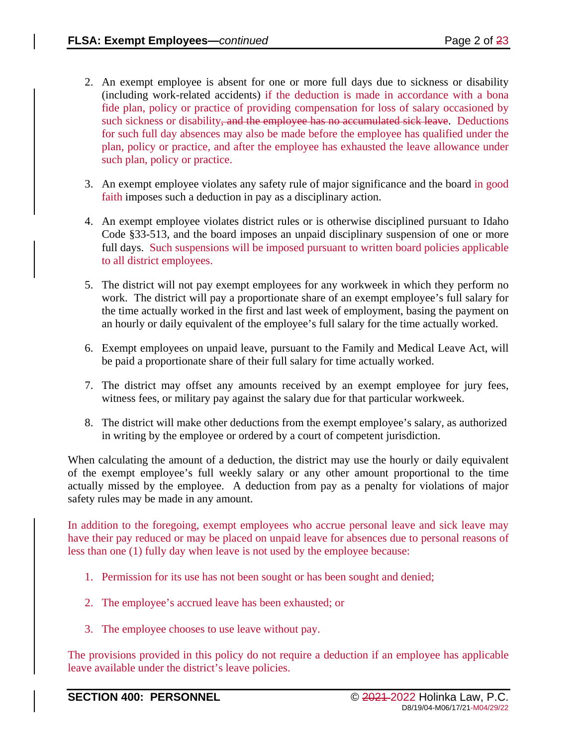2. An exempt employee is absent for one or more full days due to sickness or disability (including work-related accidents) if the deduction is made in accordance with a bona fide plan, policy or practice of providing compensation for loss of salary occasioned by such sickness or disability~~, and the employee has no accumulated sick leave~~. Deductions for such full day absences may also be made before the employee has qualified under the plan, policy or practice, and after the employee has exhausted the leave allowance under such plan, policy or practice.

3. An exempt employee violates any safety rule of major significance and the board in good faith imposes such a deduction in pay as a disciplinary action.

4. An exempt employee violates district rules or is otherwise disciplined pursuant to Idaho Code §33-513, and the board imposes an unpaid disciplinary suspension of one or more full days. Such suspensions will be imposed pursuant to written board policies applicable to all district employees.

5. The district will not pay exempt employees for any workweek in which they perform no work. The district will pay a proportionate share of an exempt employee's full salary for the time actually worked in the first and last week of employment, basing the payment on an hourly or daily equivalent of the employee's full salary for the time actually worked.

6. Exempt employees on unpaid leave, pursuant to the Family and Medical Leave Act, will be paid a proportionate share of their full salary for time actually worked.

7. The district may offset any amounts received by an exempt employee for jury fees, witness fees, or military pay against the salary due for that particular workweek.

8. The district will make other deductions from the exempt employee's salary, as authorized in writing by the employee or ordered by a court of competent jurisdiction.

When calculating the amount of a deduction, the district may use the hourly or daily equivalent of the exempt employee's full weekly salary or any other amount proportional to the time actually missed by the employee. A deduction from pay as a penalty for violations of major safety rules may be made in any amount.

In addition to the foregoing, exempt employees who accrue personal leave and sick leave may have their pay reduced or may be placed on unpaid leave for absences due to personal reasons of less than one (1) fully day when leave is not used by the employee because:

1. Permission for its use has not been sought or has been sought and denied;

2. The employee's accrued leave has been exhausted; or

3. The employee chooses to use leave without pay.

The provisions provided in this policy do not require a deduction if an employee has applicable leave available under the district's leave policies.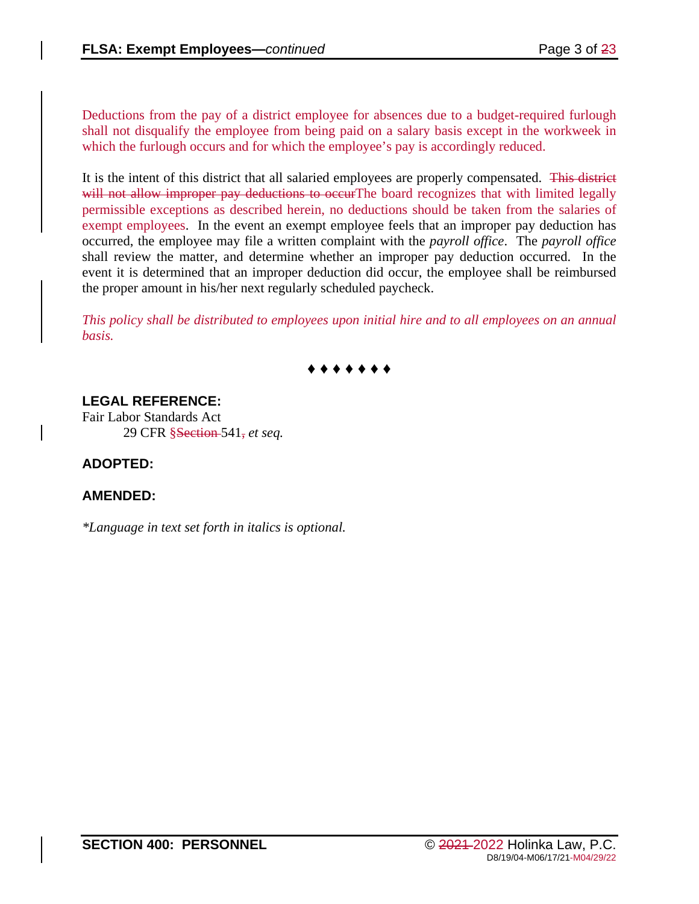Deductions from the pay of a district employee for absences due to a budget-required furlough shall not disqualify the employee from being paid on a salary basis except in the workweek in which the furlough occurs and for which the employee's pay is accordingly reduced.

It is the intent of this district that all salaried employees are properly compensated. ~~This district will not allow improper pay deductions to occur~~The board recognizes that with limited legally permissible exceptions as described herein, no deductions should be taken from the salaries of exempt employees. In the event an exempt employee feels that an improper pay deduction has occurred, the employee may file a written complaint with the *payroll office*. The *payroll office* shall review the matter, and determine whether an improper pay deduction occurred. In the event it is determined that an improper deduction did occur, the employee shall be reimbursed the proper amount in his/her next regularly scheduled paycheck.

*This policy shall be distributed to employees upon initial hire and to all employees on an annual basis.*

♦ ♦ ♦ ♦ ♦ ♦ ♦

**LEGAL REFERENCE:**

Fair Labor Standards Act
 29 CFR §~~Section~~ 541~~,~~ *et seq.*

**ADOPTED:**

**AMENDED:**

*\*Language in text set forth in italics is optional.*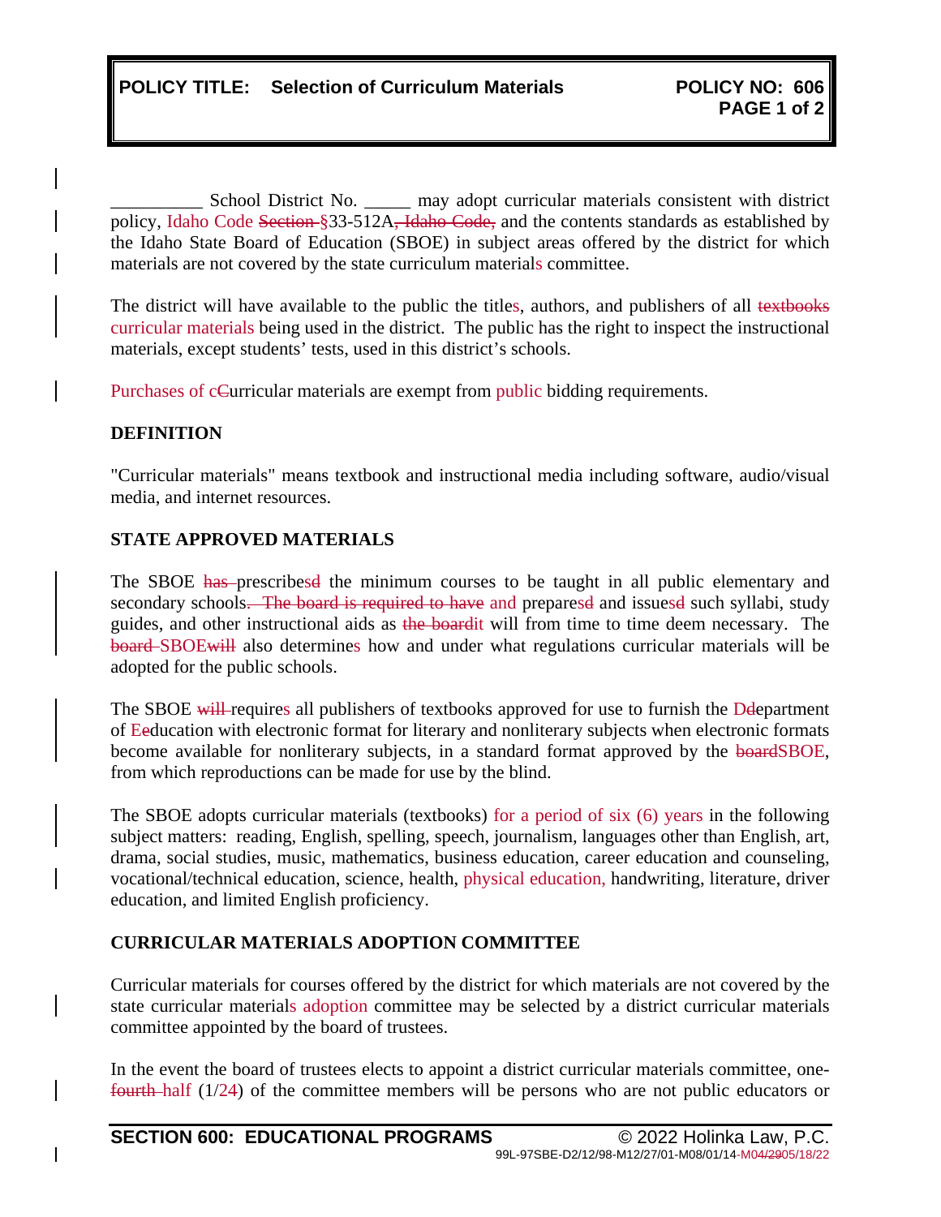**POLICY TITLE: Selection of Curriculum Materials** **POLICY NO: 606**

__________ School District No. _____ may adopt curricular materials consistent with district policy, Idaho Code ~~Section~~ §33-512A~~, Idaho Code,~~ and the contents standards as established by the Idaho State Board of Education (SBOE) in subject areas offered by the district for which materials are not covered by the state curriculum materials committee.

The district will have available to the public the titles, authors, and publishers of all ~~textbooks~~ curricular materials being used in the district. The public has the right to inspect the instructional materials, except students' tests, used in this district's schools.

Purchases of c~~C~~urricular materials are exempt from public bidding requirements.

## DEFINITION

"Curricular materials" means textbook and instructional media including software, audio/visual media, and internet resources.

## STATE APPROVED MATERIALS

The SBOE ~~has~~ prescribes~~d~~ the minimum courses to be taught in all public elementary and secondary schools~~. The board is required to have~~ and prepares~~d~~ and issues~~d~~ such syllabi, study guides, and other instructional aids as ~~the board~~it will from time to time deem necessary. The ~~board~~ SBOE~~will~~ also determines how and under what regulations curricular materials will be adopted for the public schools.

The SBOE ~~will~~ requires all publishers of textbooks approved for use to furnish the D~~d~~epartment of E~~e~~ducation with electronic format for literary and nonliterary subjects when electronic formats become available for nonliterary subjects, in a standard format approved by the ~~board~~SBOE, from which reproductions can be made for use by the blind.

The SBOE adopts curricular materials (textbooks) for a period of six (6) years in the following subject matters: reading, English, spelling, speech, journalism, languages other than English, art, drama, social studies, music, mathematics, business education, career education and counseling, vocational/technical education, science, health, physical education, handwriting, literature, driver education, and limited English proficiency.

## CURRICULAR MATERIALS ADOPTION COMMITTEE

Curricular materials for courses offered by the district for which materials are not covered by the state curricular materials adoption committee may be selected by a district curricular materials committee appointed by the board of trustees.

In the event the board of trustees elects to appoint a district curricular materials committee, one-~~fourth~~ half (1/2~~4~~) of the committee members will be persons who are not public educators or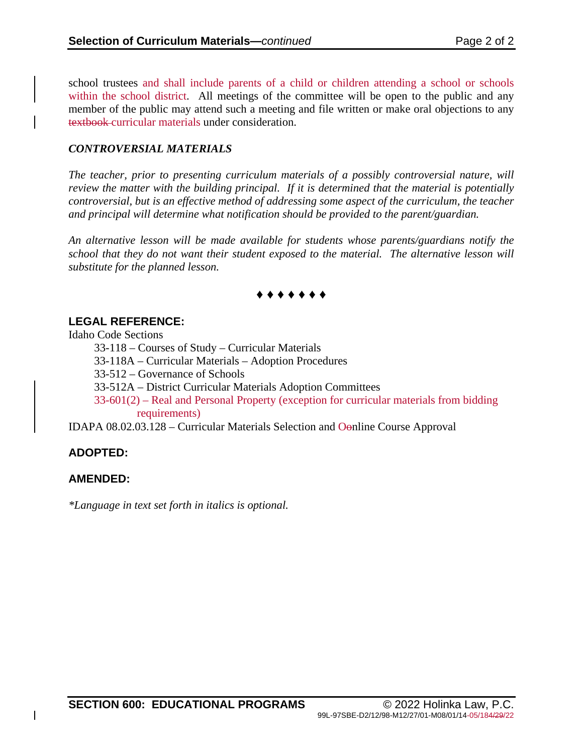school trustees and shall include parents of a child or children attending a school or schools within the school district. All meetings of the committee will be open to the public and any member of the public may attend such a meeting and file written or make oral objections to any ~~textbook~~ curricular materials under consideration.

***CONTROVERSIAL MATERIALS***

*The teacher, prior to presenting curriculum materials of a possibly controversial nature, will review the matter with the building principal. If it is determined that the material is potentially controversial, but is an effective method of addressing some aspect of the curriculum, the teacher and principal will determine what notification should be provided to the parent/guardian.*

*An alternative lesson will be made available for students whose parents/guardians notify the school that they do not want their student exposed to the material. The alternative lesson will substitute for the planned lesson.*

♦ ♦ ♦ ♦ ♦ ♦ ♦

## LEGAL REFERENCE:

Idaho Code Sections

- 33-118 – Courses of Study – Curricular Materials
- 33-118A – Curricular Materials – Adoption Procedures
- 33-512 – Governance of Schools
- 33-512A – District Curricular Materials Adoption Committees
- 33-601(2) – Real and Personal Property (exception for curricular materials from bidding requirements)

IDAPA 08.02.03.128 – Curricular Materials Selection and O~~o~~nline Course Approval

## ADOPTED:

## AMENDED:

*\*Language in text set forth in italics is optional.*

**SECTION 600: EDUCATIONAL PROGRAMS** © 2022 Holinka Law, P.C.

99L-97SBE-D2/12/98-M12/27/01-M08/01/14-05/18~~4/29~~/22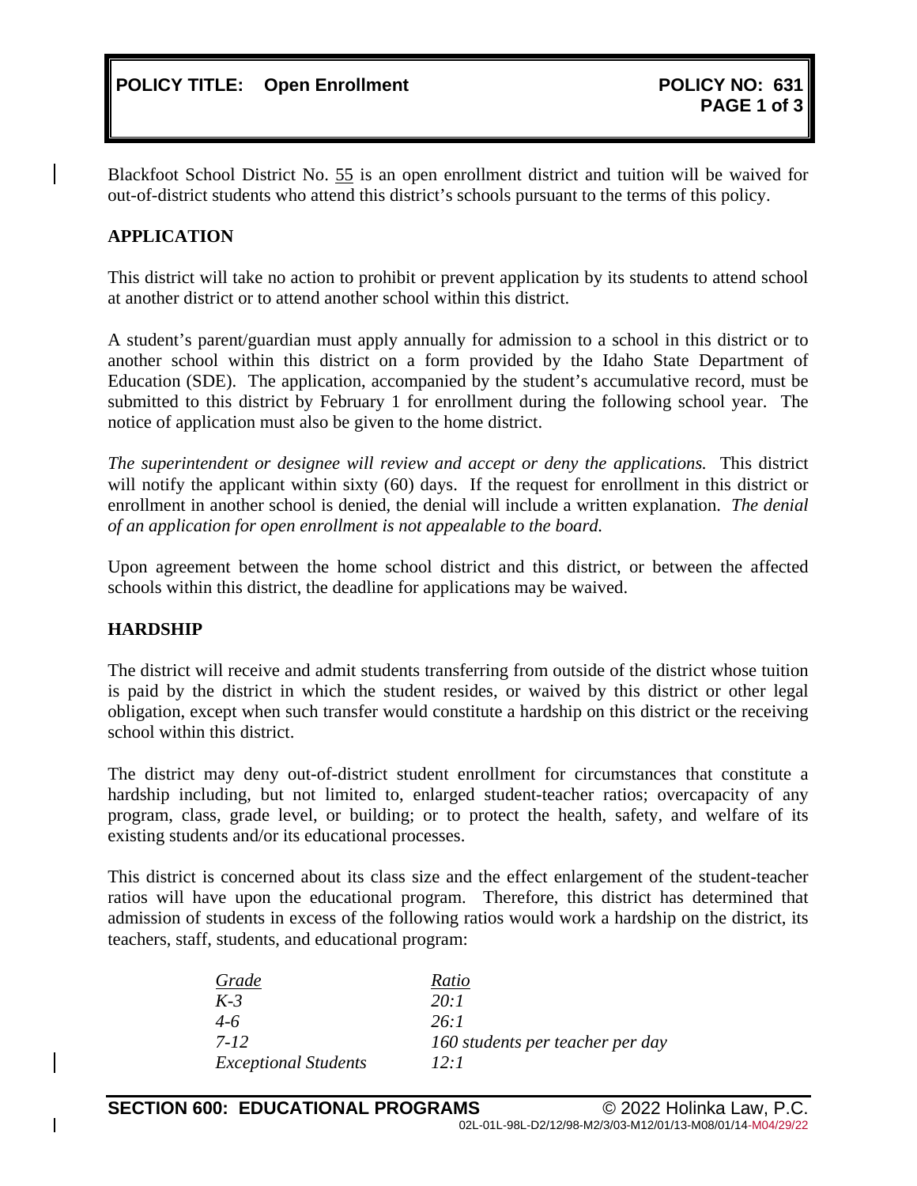**POLICY TITLE: Open Enrollment** **POLICY NO: 631**

Blackfoot School District No. 55 is an open enrollment district and tuition will be waived for out-of-district students who attend this district's schools pursuant to the terms of this policy.

**APPLICATION**

This district will take no action to prohibit or prevent application by its students to attend school at another district or to attend another school within this district.

A student's parent/guardian must apply annually for admission to a school in this district or to another school within this district on a form provided by the Idaho State Department of Education (SDE). The application, accompanied by the student's accumulative record, must be submitted to this district by February 1 for enrollment during the following school year. The notice of application must also be given to the home district.

*The superintendent or designee will review and accept or deny the applications.* This district will notify the applicant within sixty (60) days. If the request for enrollment in this district or enrollment in another school is denied, the denial will include a written explanation. *The denial of an application for open enrollment is not appealable to the board.*

Upon agreement between the home school district and this district, or between the affected schools within this district, the deadline for applications may be waived.

**HARDSHIP**

The district will receive and admit students transferring from outside of the district whose tuition is paid by the district in which the student resides, or waived by this district or other legal obligation, except when such transfer would constitute a hardship on this district or the receiving school within this district.

The district may deny out-of-district student enrollment for circumstances that constitute a hardship including, but not limited to, enlarged student-teacher ratios; overcapacity of any program, class, grade level, or building; or to protect the health, safety, and welfare of its existing students and/or its educational processes.

This district is concerned about its class size and the effect enlargement of the student-teacher ratios will have upon the educational program. Therefore, this district has determined that admission of students in excess of the following ratios would work a hardship on the district, its teachers, staff, students, and educational program:

| *Grade* | *Ratio* |
|---|---|
| *K-3* | *20:1* |
| *4-6* | *26:1* |
| *7-12* | *160 students per teacher per day* |
| *Exceptional Students* | *12:1* |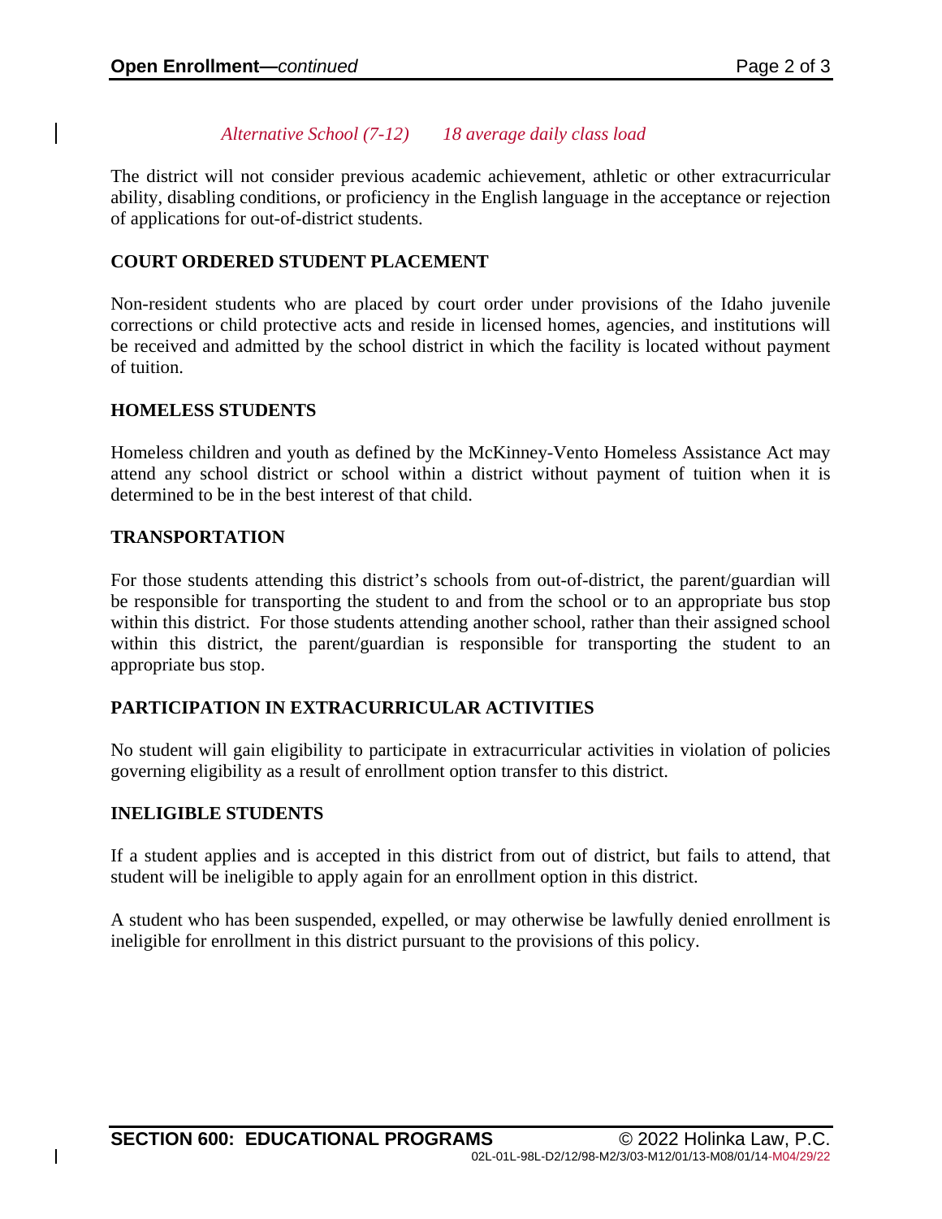*Alternative School (7-12)     18 average daily class load*

The district will not consider previous academic achievement, athletic or other extracurricular ability, disabling conditions, or proficiency in the English language in the acceptance or rejection of applications for out-of-district students.

## COURT ORDERED STUDENT PLACEMENT

Non-resident students who are placed by court order under provisions of the Idaho juvenile corrections or child protective acts and reside in licensed homes, agencies, and institutions will be received and admitted by the school district in which the facility is located without payment of tuition.

## HOMELESS STUDENTS

Homeless children and youth as defined by the McKinney-Vento Homeless Assistance Act may attend any school district or school within a district without payment of tuition when it is determined to be in the best interest of that child.

## TRANSPORTATION

For those students attending this district's schools from out-of-district, the parent/guardian will be responsible for transporting the student to and from the school or to an appropriate bus stop within this district. For those students attending another school, rather than their assigned school within this district, the parent/guardian is responsible for transporting the student to an appropriate bus stop.

## PARTICIPATION IN EXTRACURRICULAR ACTIVITIES

No student will gain eligibility to participate in extracurricular activities in violation of policies governing eligibility as a result of enrollment option transfer to this district.

## INELIGIBLE STUDENTS

If a student applies and is accepted in this district from out of district, but fails to attend, that student will be ineligible to apply again for an enrollment option in this district.

A student who has been suspended, expelled, or may otherwise be lawfully denied enrollment is ineligible for enrollment in this district pursuant to the provisions of this policy.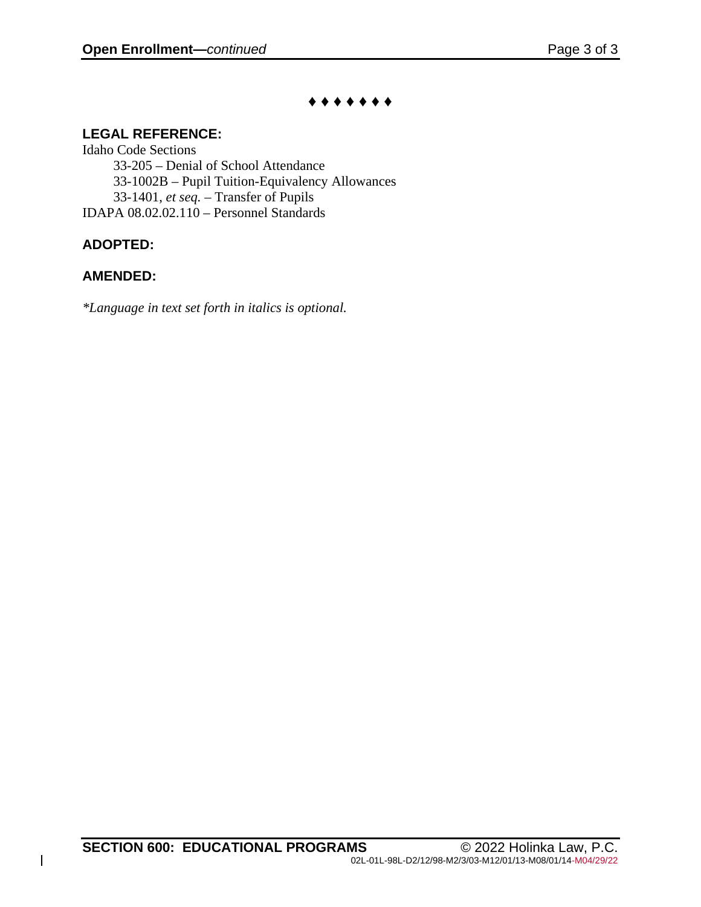♦ ♦ ♦ ♦ ♦ ♦ ♦

**LEGAL REFERENCE:**

Idaho Code Sections

- 33-205 – Denial of School Attendance
- 33-1002B – Pupil Tuition-Equivalency Allowances
- 33-1401, *et seq.* – Transfer of Pupils

IDAPA 08.02.02.110 – Personnel Standards

**ADOPTED:**

**AMENDED:**

*\*Language in text set forth in italics is optional.*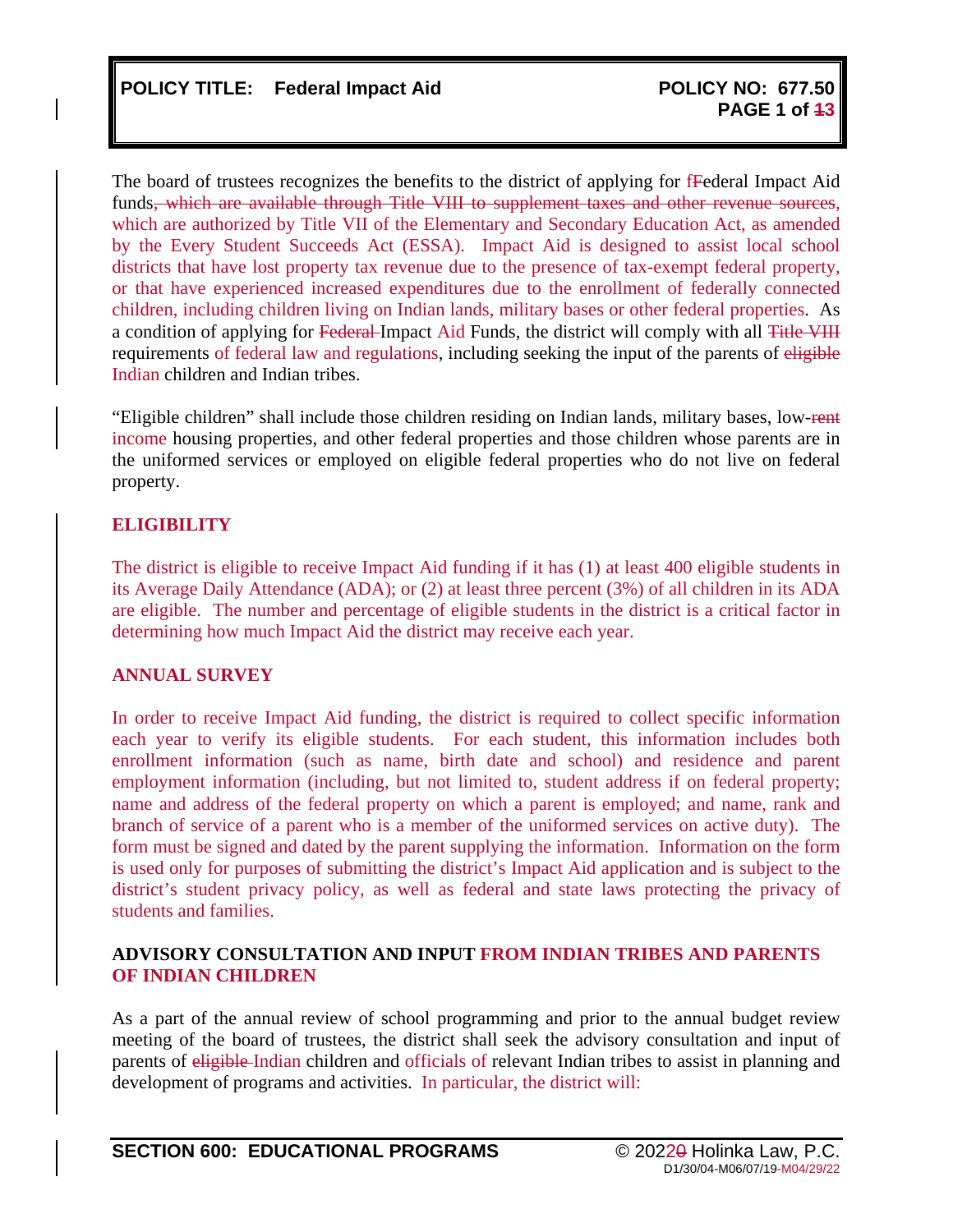The board of trustees recognizes the benefits to the district of applying for f~~F~~ederal Impact Aid funds~~, which are available through Title VIII to supplement taxes and other revenue sources~~, which are authorized by Title VII of the Elementary and Secondary Education Act, as amended by the Every Student Succeeds Act (ESSA). Impact Aid is designed to assist local school districts that have lost property tax revenue due to the presence of tax-exempt federal property, or that have experienced increased expenditures due to the enrollment of federally connected children, including children living on Indian lands, military bases or other federal properties. As a condition of applying for ~~Federal~~ Impact Aid Funds, the district will comply with all ~~Title VIII~~ requirements of federal law and regulations, including seeking the input of the parents of ~~eligible~~ Indian children and Indian tribes.

"Eligible children" shall include those children residing on Indian lands, military bases, low-~~rent~~ income housing properties, and other federal properties and those children whose parents are in the uniformed services or employed on eligible federal properties who do not live on federal property.

## ELIGIBILITY

The district is eligible to receive Impact Aid funding if it has (1) at least 400 eligible students in its Average Daily Attendance (ADA); or (2) at least three percent (3%) of all children in its ADA are eligible. The number and percentage of eligible students in the district is a critical factor in determining how much Impact Aid the district may receive each year.

## ANNUAL SURVEY

In order to receive Impact Aid funding, the district is required to collect specific information each year to verify its eligible students. For each student, this information includes both enrollment information (such as name, birth date and school) and residence and parent employment information (including, but not limited to, student address if on federal property; name and address of the federal property on which a parent is employed; and name, rank and branch of service of a parent who is a member of the uniformed services on active duty). The form must be signed and dated by the parent supplying the information. Information on the form is used only for purposes of submitting the district's Impact Aid application and is subject to the district's student privacy policy, as well as federal and state laws protecting the privacy of students and families.

## ADVISORY CONSULTATION AND INPUT FROM INDIAN TRIBES AND PARENTS OF INDIAN CHILDREN

As a part of the annual review of school programming and prior to the annual budget review meeting of the board of trustees, the district shall seek the advisory consultation and input of parents of ~~eligible~~ Indian children and officials of relevant Indian tribes to assist in planning and development of programs and activities. In particular, the district will: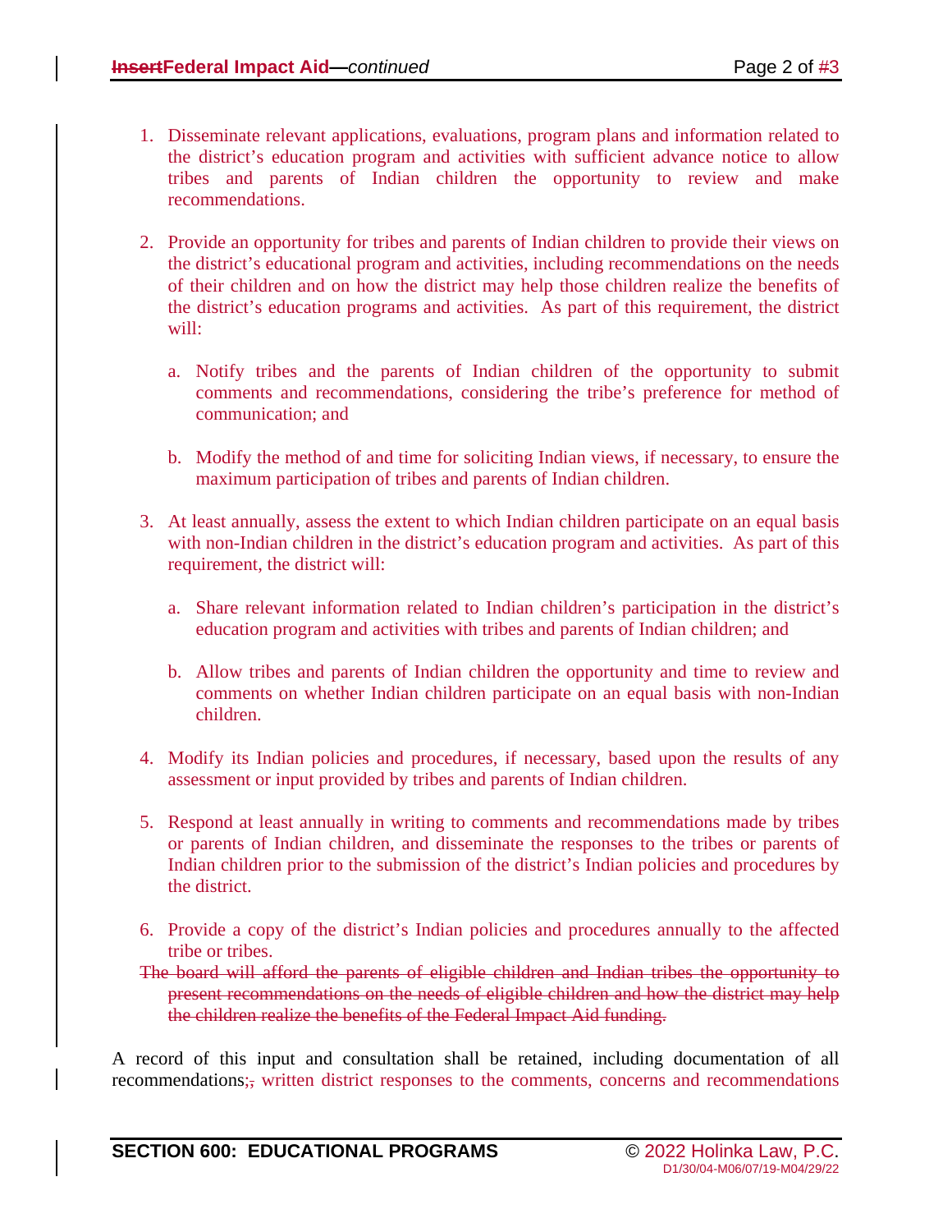1. Disseminate relevant applications, evaluations, program plans and information related to the district's education program and activities with sufficient advance notice to allow tribes and parents of Indian children the opportunity to review and make recommendations.

2. Provide an opportunity for tribes and parents of Indian children to provide their views on the district's educational program and activities, including recommendations on the needs of their children and on how the district may help those children realize the benefits of the district's education programs and activities. As part of this requirement, the district will:

   a. Notify tribes and the parents of Indian children of the opportunity to submit comments and recommendations, considering the tribe's preference for method of communication; and

   b. Modify the method of and time for soliciting Indian views, if necessary, to ensure the maximum participation of tribes and parents of Indian children.

3. At least annually, assess the extent to which Indian children participate on an equal basis with non-Indian children in the district's education program and activities. As part of this requirement, the district will:

   a. Share relevant information related to Indian children's participation in the district's education program and activities with tribes and parents of Indian children; and

   b. Allow tribes and parents of Indian children the opportunity and time to review and comments on whether Indian children participate on an equal basis with non-Indian children.

4. Modify its Indian policies and procedures, if necessary, based upon the results of any assessment or input provided by tribes and parents of Indian children.

5. Respond at least annually in writing to comments and recommendations made by tribes or parents of Indian children, and disseminate the responses to the tribes or parents of Indian children prior to the submission of the district's Indian policies and procedures by the district.

6. Provide a copy of the district's Indian policies and procedures annually to the affected tribe or tribes.

~~The board will afford the parents of eligible children and Indian tribes the opportunity to present recommendations on the needs of eligible children and how the district may help the children realize the benefits of the Federal Impact Aid funding.~~

A record of this input and consultation shall be retained, including documentation of all recommendations;~~,~~ written district responses to the comments, concerns and recommendations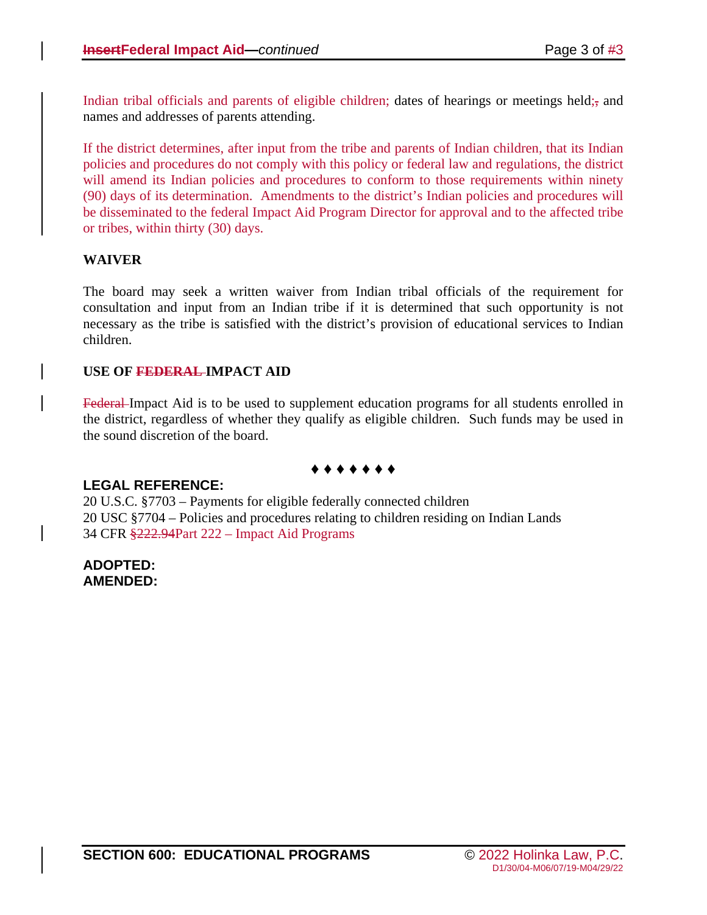Indian tribal officials and parents of eligible children; dates of hearings or meetings held; and names and addresses of parents attending.

If the district determines, after input from the tribe and parents of Indian children, that its Indian policies and procedures do not comply with this policy or federal law and regulations, the district will amend its Indian policies and procedures to conform to those requirements within ninety (90) days of its determination. Amendments to the district's Indian policies and procedures will be disseminated to the federal Impact Aid Program Director for approval and to the affected tribe or tribes, within thirty (30) days.

**WAIVER**

The board may seek a written waiver from Indian tribal officials of the requirement for consultation and input from an Indian tribe if it is determined that such opportunity is not necessary as the tribe is satisfied with the district's provision of educational services to Indian children.

**USE OF IMPACT AID**

Impact Aid is to be used to supplement education programs for all students enrolled in the district, regardless of whether they qualify as eligible children. Such funds may be used in the sound discretion of the board.

♦ ♦ ♦ ♦ ♦ ♦ ♦

**LEGAL REFERENCE:**

20 U.S.C. §7703 – Payments for eligible federally connected children
20 USC §7704 – Policies and procedures relating to children residing on Indian Lands
34 CFR Part 222 – Impact Aid Programs

**ADOPTED:**
**AMENDED:**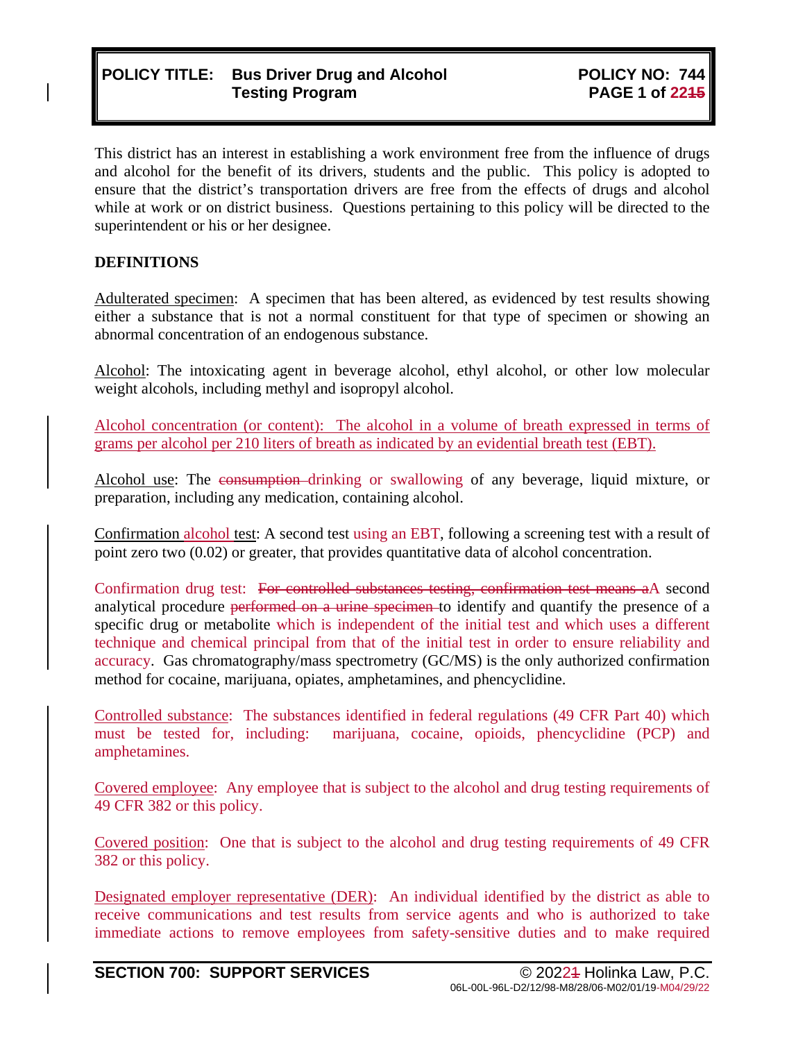This district has an interest in establishing a work environment free from the influence of drugs and alcohol for the benefit of its drivers, students and the public. This policy is adopted to ensure that the district's transportation drivers are free from the effects of drugs and alcohol while at work or on district business. Questions pertaining to this policy will be directed to the superintendent or his or her designee.

**DEFINITIONS**

Adulterated specimen: A specimen that has been altered, as evidenced by test results showing either a substance that is not a normal constituent for that type of specimen or showing an abnormal concentration of an endogenous substance.

Alcohol: The intoxicating agent in beverage alcohol, ethyl alcohol, or other low molecular weight alcohols, including methyl and isopropyl alcohol.

Alcohol concentration (or content): The alcohol in a volume of breath expressed in terms of grams per alcohol per 210 liters of breath as indicated by an evidential breath test (EBT).

Alcohol use: The ~~consumption~~ drinking or swallowing of any beverage, liquid mixture, or preparation, including any medication, containing alcohol.

Confirmation alcohol test: A second test using an EBT, following a screening test with a result of point zero two (0.02) or greater, that provides quantitative data of alcohol concentration.

Confirmation drug test: ~~For controlled substances testing, confirmation test means a~~A second analytical procedure ~~performed on a urine specimen~~ to identify and quantify the presence of a specific drug or metabolite which is independent of the initial test and which uses a different technique and chemical principal from that of the initial test in order to ensure reliability and accuracy. Gas chromatography/mass spectrometry (GC/MS) is the only authorized confirmation method for cocaine, marijuana, opiates, amphetamines, and phencyclidine.

Controlled substance: The substances identified in federal regulations (49 CFR Part 40) which must be tested for, including: marijuana, cocaine, opioids, phencyclidine (PCP) and amphetamines.

Covered employee: Any employee that is subject to the alcohol and drug testing requirements of 49 CFR 382 or this policy.

Covered position: One that is subject to the alcohol and drug testing requirements of 49 CFR 382 or this policy.

Designated employer representative (DER): An individual identified by the district as able to receive communications and test results from service agents and who is authorized to take immediate actions to remove employees from safety-sensitive duties and to make required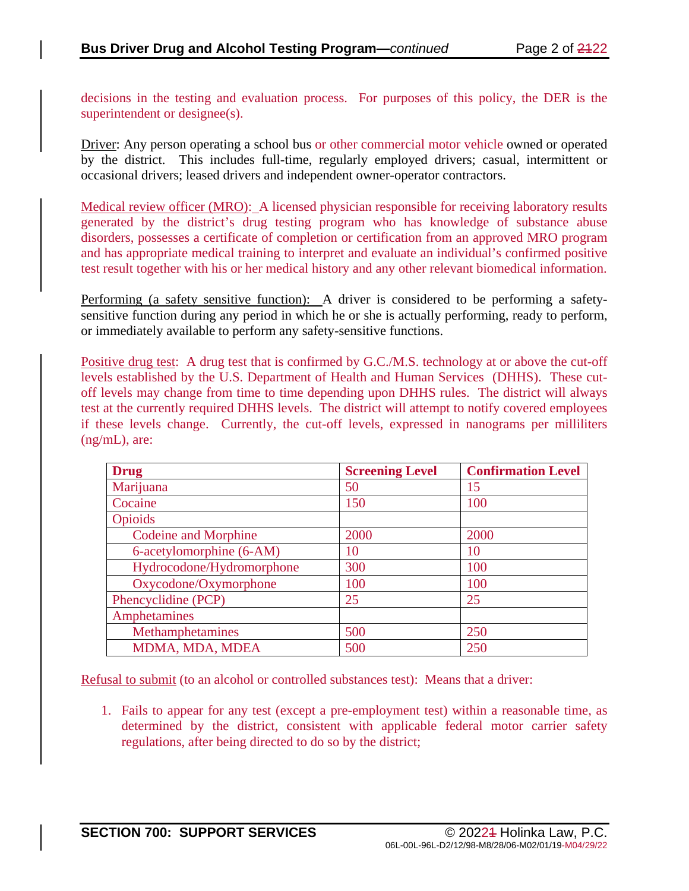decisions in the testing and evaluation process. For purposes of this policy, the DER is the superintendent or designee(s).

Driver: Any person operating a school bus or other commercial motor vehicle owned or operated by the district. This includes full-time, regularly employed drivers; casual, intermittent or occasional drivers; leased drivers and independent owner-operator contractors.

Medical review officer (MRO): A licensed physician responsible for receiving laboratory results generated by the district's drug testing program who has knowledge of substance abuse disorders, possesses a certificate of completion or certification from an approved MRO program and has appropriate medical training to interpret and evaluate an individual's confirmed positive test result together with his or her medical history and any other relevant biomedical information.

Performing (a safety sensitive function): A driver is considered to be performing a safety-sensitive function during any period in which he or she is actually performing, ready to perform, or immediately available to perform any safety-sensitive functions.

Positive drug test: A drug test that is confirmed by G.C./M.S. technology at or above the cut-off levels established by the U.S. Department of Health and Human Services (DHHS). These cut-off levels may change from time to time depending upon DHHS rules. The district will always test at the currently required DHHS levels. The district will attempt to notify covered employees if these levels change. Currently, the cut-off levels, expressed in nanograms per milliliters (ng/mL), are:

| Drug | Screening Level | Confirmation Level |
|---|---|---|
| Marijuana | 50 | 15 |
| Cocaine | 150 | 100 |
| Opioids | | |
| Codeine and Morphine | 2000 | 2000 |
| 6-acetylomorphine (6-AM) | 10 | 10 |
| Hydrocodone/Hydromorphone | 300 | 100 |
| Oxycodone/Oxymorphone | 100 | 100 |
| Phencyclidine (PCP) | 25 | 25 |
| Amphetamines | | |
| Methamphetamines | 500 | 250 |
| MDMA, MDA, MDEA | 500 | 250 |

Refusal to submit (to an alcohol or controlled substances test): Means that a driver:

1. Fails to appear for any test (except a pre-employment test) within a reasonable time, as determined by the district, consistent with applicable federal motor carrier safety regulations, after being directed to do so by the district;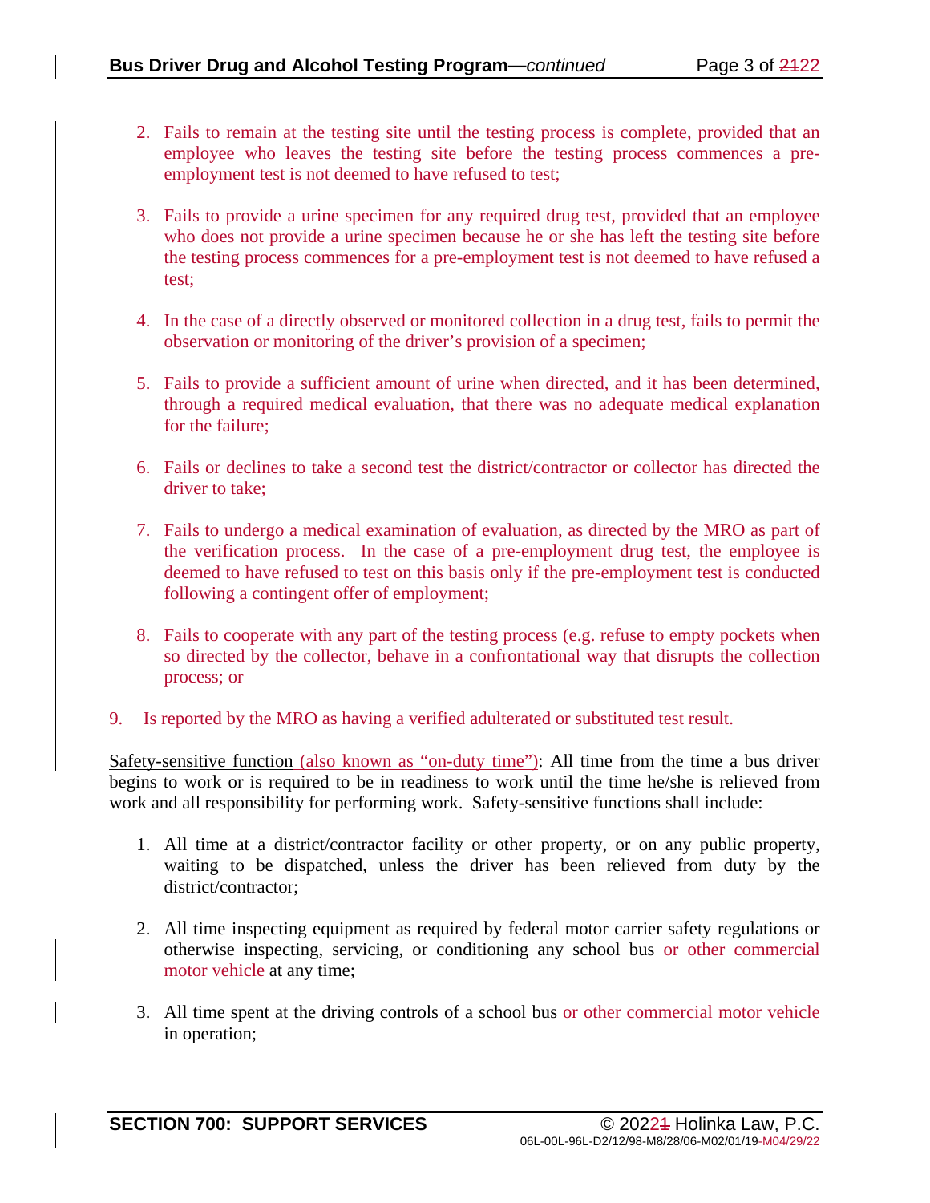2. Fails to remain at the testing site until the testing process is complete, provided that an employee who leaves the testing site before the testing process commences a pre-employment test is not deemed to have refused to test;

3. Fails to provide a urine specimen for any required drug test, provided that an employee who does not provide a urine specimen because he or she has left the testing site before the testing process commences for a pre-employment test is not deemed to have refused a test;

4. In the case of a directly observed or monitored collection in a drug test, fails to permit the observation or monitoring of the driver's provision of a specimen;

5. Fails to provide a sufficient amount of urine when directed, and it has been determined, through a required medical evaluation, that there was no adequate medical explanation for the failure;

6. Fails or declines to take a second test the district/contractor or collector has directed the driver to take;

7. Fails to undergo a medical examination of evaluation, as directed by the MRO as part of the verification process. In the case of a pre-employment drug test, the employee is deemed to have refused to test on this basis only if the pre-employment test is conducted following a contingent offer of employment;

8. Fails to cooperate with any part of the testing process (e.g. refuse to empty pockets when so directed by the collector, behave in a confrontational way that disrupts the collection process; or

9. Is reported by the MRO as having a verified adulterated or substituted test result.

Safety-sensitive function (also known as "on-duty time"): All time from the time a bus driver begins to work or is required to be in readiness to work until the time he/she is relieved from work and all responsibility for performing work. Safety-sensitive functions shall include:

1. All time at a district/contractor facility or other property, or on any public property, waiting to be dispatched, unless the driver has been relieved from duty by the district/contractor;

2. All time inspecting equipment as required by federal motor carrier safety regulations or otherwise inspecting, servicing, or conditioning any school bus or other commercial motor vehicle at any time;

3. All time spent at the driving controls of a school bus or other commercial motor vehicle in operation;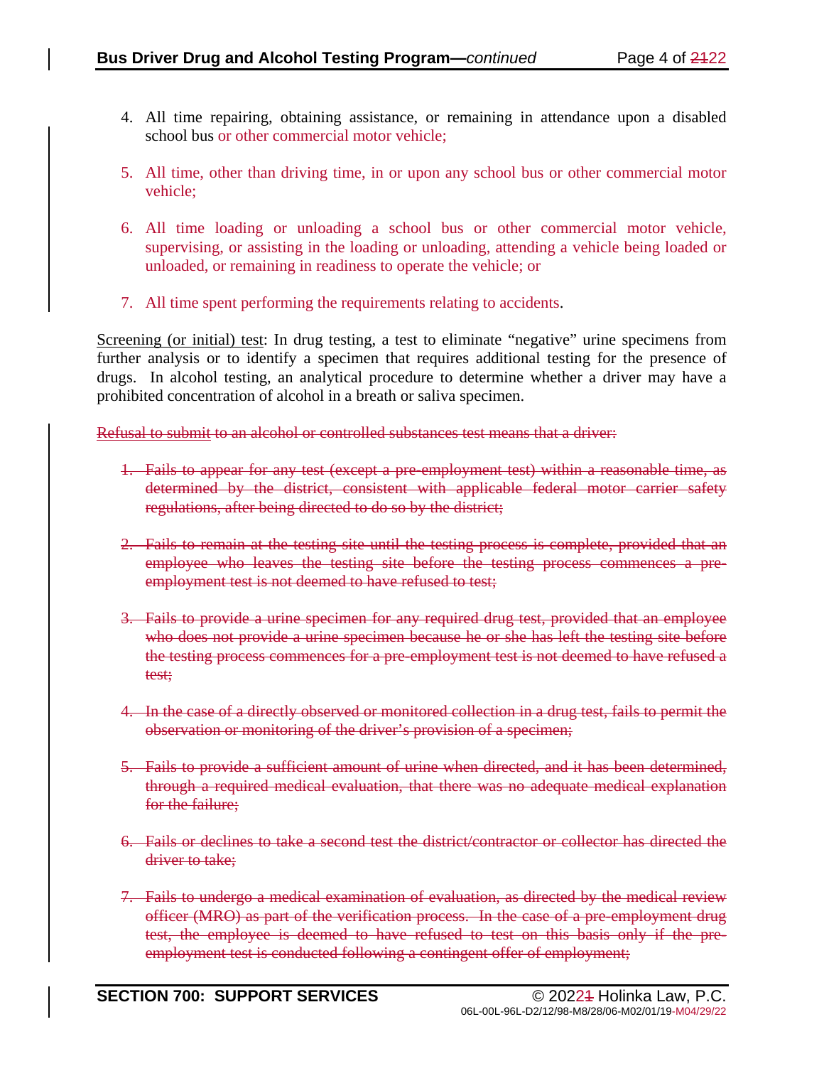4. All time repairing, obtaining assistance, or remaining in attendance upon a disabled school bus or other commercial motor vehicle;

5. All time, other than driving time, in or upon any school bus or other commercial motor vehicle;

6. All time loading or unloading a school bus or other commercial motor vehicle, supervising, or assisting in the loading or unloading, attending a vehicle being loaded or unloaded, or remaining in readiness to operate the vehicle; or

7. All time spent performing the requirements relating to accidents.

Screening (or initial) test: In drug testing, a test to eliminate "negative" urine specimens from further analysis or to identify a specimen that requires additional testing for the presence of drugs. In alcohol testing, an analytical procedure to determine whether a driver may have a prohibited concentration of alcohol in a breath or saliva specimen.

~~Refusal to submit to an alcohol or controlled substances test means that a driver:~~

1. ~~Fails to appear for any test (except a pre-employment test) within a reasonable time, as determined by the district, consistent with applicable federal motor carrier safety regulations, after being directed to do so by the district;~~

2. ~~Fails to remain at the testing site until the testing process is complete, provided that an employee who leaves the testing site before the testing process commences a pre-employment test is not deemed to have refused to test;~~

3. ~~Fails to provide a urine specimen for any required drug test, provided that an employee who does not provide a urine specimen because he or she has left the testing site before the testing process commences for a pre-employment test is not deemed to have refused a test;~~

4. ~~In the case of a directly observed or monitored collection in a drug test, fails to permit the observation or monitoring of the driver's provision of a specimen;~~

5. ~~Fails to provide a sufficient amount of urine when directed, and it has been determined, through a required medical evaluation, that there was no adequate medical explanation for the failure;~~

6. ~~Fails or declines to take a second test the district/contractor or collector has directed the driver to take;~~

7. ~~Fails to undergo a medical examination of evaluation, as directed by the medical review officer (MRO) as part of the verification process. In the case of a pre-employment drug test, the employee is deemed to have refused to test on this basis only if the pre-employment test is conducted following a contingent offer of employment;~~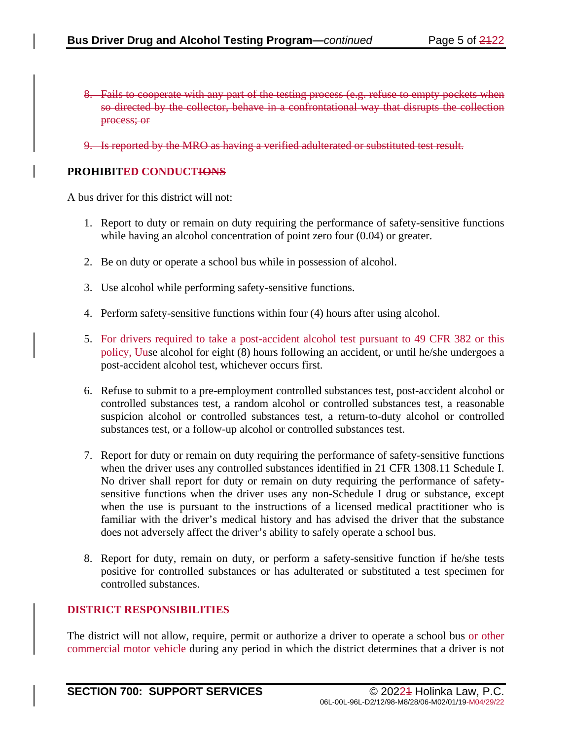8. ~~Fails to cooperate with any part of the testing process (e.g. refuse to empty pockets when so directed by the collector, behave in a confrontational way that disrupts the collection process; or~~

9. ~~Is reported by the MRO as having a verified adulterated or substituted test result.~~

**PROHIBITED CONDUCT~~IONS~~**

A bus driver for this district will not:

1. Report to duty or remain on duty requiring the performance of safety-sensitive functions while having an alcohol concentration of point zero four (0.04) or greater.

2. Be on duty or operate a school bus while in possession of alcohol.

3. Use alcohol while performing safety-sensitive functions.

4. Perform safety-sensitive functions within four (4) hours after using alcohol.

5. For drivers required to take a post-accident alcohol test pursuant to 49 CFR 382 or this policy, ~~U~~use alcohol for eight (8) hours following an accident, or until he/she undergoes a post-accident alcohol test, whichever occurs first.

6. Refuse to submit to a pre-employment controlled substances test, post-accident alcohol or controlled substances test, a random alcohol or controlled substances test, a reasonable suspicion alcohol or controlled substances test, a return-to-duty alcohol or controlled substances test, or a follow-up alcohol or controlled substances test.

7. Report for duty or remain on duty requiring the performance of safety-sensitive functions when the driver uses any controlled substances identified in 21 CFR 1308.11 Schedule I. No driver shall report for duty or remain on duty requiring the performance of safety-sensitive functions when the driver uses any non-Schedule I drug or substance, except when the use is pursuant to the instructions of a licensed medical practitioner who is familiar with the driver's medical history and has advised the driver that the substance does not adversely affect the driver's ability to safely operate a school bus.

8. Report for duty, remain on duty, or perform a safety-sensitive function if he/she tests positive for controlled substances or has adulterated or substituted a test specimen for controlled substances.

**DISTRICT RESPONSIBILITIES**

The district will not allow, require, permit or authorize a driver to operate a school bus or other commercial motor vehicle during any period in which the district determines that a driver is not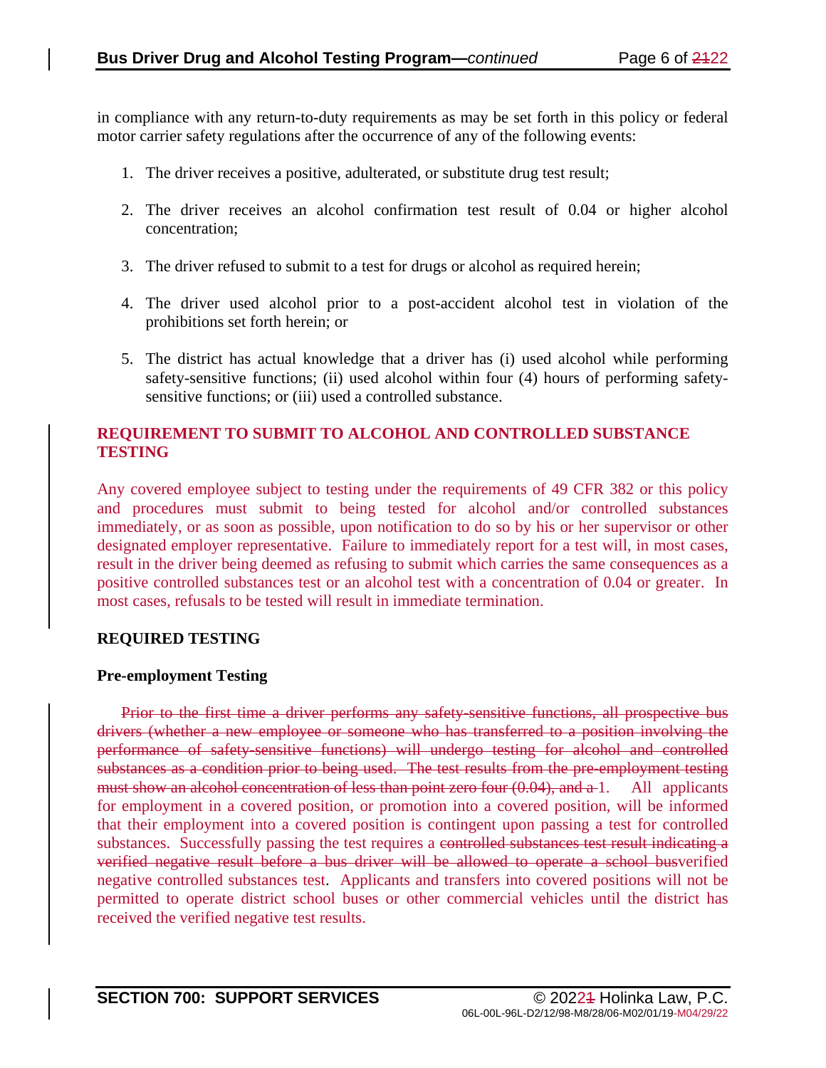in compliance with any return-to-duty requirements as may be set forth in this policy or federal motor carrier safety regulations after the occurrence of any of the following events:

1. The driver receives a positive, adulterated, or substitute drug test result;

2. The driver receives an alcohol confirmation test result of 0.04 or higher alcohol concentration;

3. The driver refused to submit to a test for drugs or alcohol as required herein;

4. The driver used alcohol prior to a post-accident alcohol test in violation of the prohibitions set forth herein; or

5. The district has actual knowledge that a driver has (i) used alcohol while performing safety-sensitive functions; (ii) used alcohol within four (4) hours of performing safety-sensitive functions; or (iii) used a controlled substance.

## REQUIREMENT TO SUBMIT TO ALCOHOL AND CONTROLLED SUBSTANCE TESTING

Any covered employee subject to testing under the requirements of 49 CFR 382 or this policy and procedures must submit to being tested for alcohol and/or controlled substances immediately, or as soon as possible, upon notification to do so by his or her supervisor or other designated employer representative. Failure to immediately report for a test will, in most cases, result in the driver being deemed as refusing to submit which carries the same consequences as a positive controlled substances test or an alcohol test with a concentration of 0.04 or greater. In most cases, refusals to be tested will result in immediate termination.

## REQUIRED TESTING

### Pre-employment Testing

~~Prior to the first time a driver performs any safety-sensitive functions, all prospective bus drivers (whether a new employee or someone who has transferred to a position involving the performance of safety-sensitive functions) will undergo testing for alcohol and controlled substances as a condition prior to being used. The test results from the pre-employment testing must show an alcohol concentration of less than point zero four (0.04), and a~~ 1. All applicants for employment in a covered position, or promotion into a covered position, will be informed that their employment into a covered position is contingent upon passing a test for controlled substances. Successfully passing the test requires a ~~controlled substances test result indicating a verified negative result before a bus driver will be allowed to operate a school bus~~verified negative controlled substances test. Applicants and transfers into covered positions will not be permitted to operate district school buses or other commercial vehicles until the district has received the verified negative test results.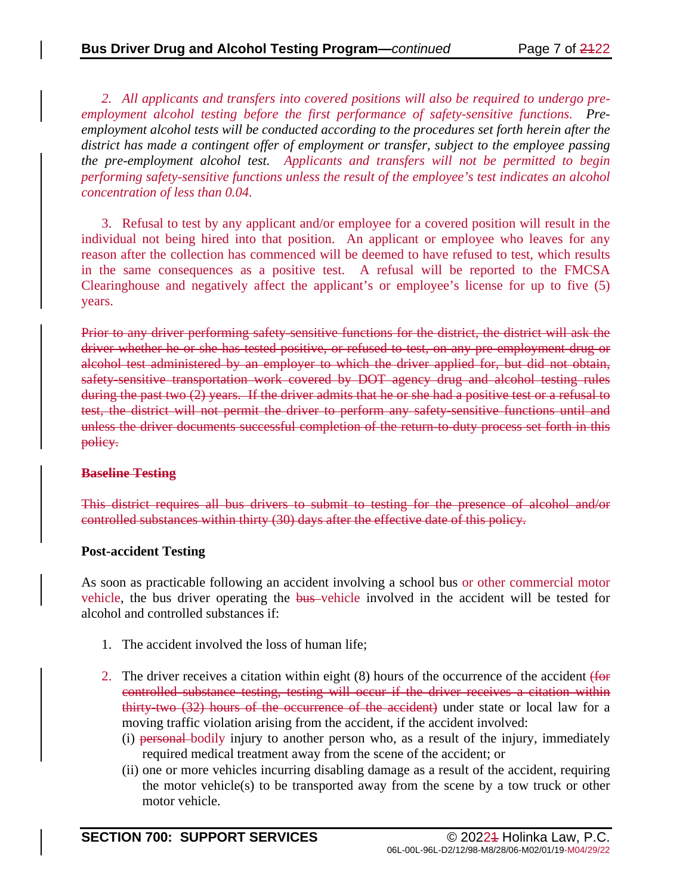*2. All applicants and transfers into covered positions will also be required to undergo pre-employment alcohol testing before the first performance of safety-sensitive functions. Pre-employment alcohol tests will be conducted according to the procedures set forth herein after the district has made a contingent offer of employment or transfer, subject to the employee passing the pre-employment alcohol test. Applicants and transfers will not be permitted to begin performing safety-sensitive functions unless the result of the employee's test indicates an alcohol concentration of less than 0.04.*

3. Refusal to test by any applicant and/or employee for a covered position will result in the individual not being hired into that position. An applicant or employee who leaves for any reason after the collection has commenced will be deemed to have refused to test, which results in the same consequences as a positive test. A refusal will be reported to the FMCSA Clearinghouse and negatively affect the applicant's or employee's license for up to five (5) years.

~~Prior to any driver performing safety-sensitive functions for the district, the district will ask the driver whether he or she has tested positive, or refused to test, on any pre-employment drug or alcohol test administered by an employer to which the driver applied for, but did not obtain, safety-sensitive transportation work covered by DOT agency drug and alcohol testing rules during the past two (2) years. If the driver admits that he or she had a positive test or a refusal to test, the district will not permit the driver to perform any safety-sensitive functions until and unless the driver documents successful completion of the return-to-duty process set forth in this policy.~~

~~**Baseline Testing**~~

~~This district requires all bus drivers to submit to testing for the presence of alcohol and/or controlled substances within thirty (30) days after the effective date of this policy.~~

**Post-accident Testing**

As soon as practicable following an accident involving a school bus or other commercial motor vehicle, the bus driver operating the ~~bus~~ vehicle involved in the accident will be tested for alcohol and controlled substances if:

1. The accident involved the loss of human life;

2. The driver receives a citation within eight (8) hours of the occurrence of the accident ~~(for controlled substance testing, testing will occur if the driver receives a citation within thirty-two (32) hours of the occurrence of the accident)~~ under state or local law for a moving traffic violation arising from the accident, if the accident involved:
   (i) ~~personal~~ bodily injury to another person who, as a result of the injury, immediately required medical treatment away from the scene of the accident; or
   (ii) one or more vehicles incurring disabling damage as a result of the accident, requiring the motor vehicle(s) to be transported away from the scene by a tow truck or other motor vehicle.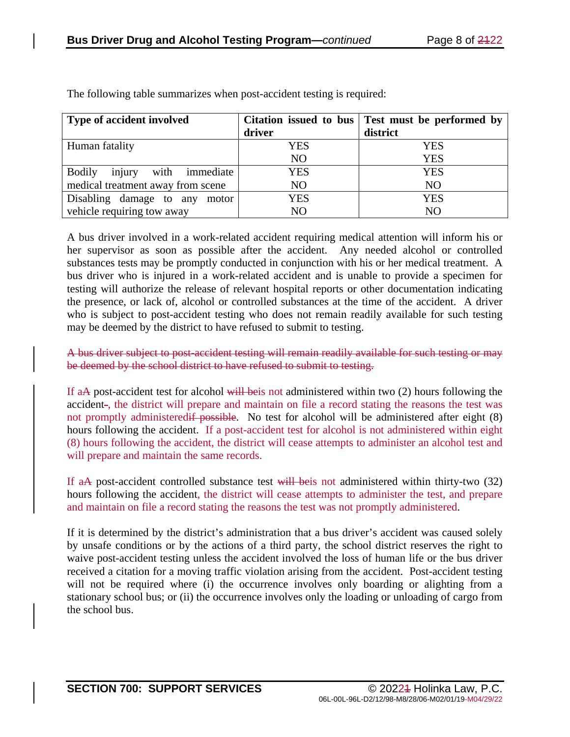The following table summarizes when post-accident testing is required:

| Type of accident involved | Citation issued to bus driver | Test must be performed by district |
|---|---|---|
| Human fatality | YES | YES |
| | NO | YES |
| Bodily injury with immediate medical treatment away from scene | YES | YES |
| | NO | NO |
| Disabling damage to any motor vehicle requiring tow away | YES | YES |
| | NO | NO |

A bus driver involved in a work-related accident requiring medical attention will inform his or her supervisor as soon as possible after the accident. Any needed alcohol or controlled substances tests may be promptly conducted in conjunction with his or her medical treatment. A bus driver who is injured in a work-related accident and is unable to provide a specimen for testing will authorize the release of relevant hospital reports or other documentation indicating the presence, or lack of, alcohol or controlled substances at the time of the accident. A driver who is subject to post-accident testing who does not remain readily available for such testing may be deemed by the district to have refused to submit to testing.

~~A bus driver subject to post-accident testing will remain readily available for such testing or may be deemed by the school district to have refused to submit to testing.~~

If a~~A~~ post-accident test for alcohol ~~will be~~is not administered within two (2) hours following the accident~~.~~, the district will prepare and maintain on file a record stating the reasons the test was not promptly administered~~if possible~~. No test for alcohol will be administered after eight (8) hours following the accident. If a post-accident test for alcohol is not administered within eight (8) hours following the accident, the district will cease attempts to administer an alcohol test and will prepare and maintain the same records.

If a~~A~~ post-accident controlled substance test ~~will be~~is not administered within thirty-two (32) hours following the accident, the district will cease attempts to administer the test, and prepare and maintain on file a record stating the reasons the test was not promptly administered.

If it is determined by the district's administration that a bus driver's accident was caused solely by unsafe conditions or by the actions of a third party, the school district reserves the right to waive post-accident testing unless the accident involved the loss of human life or the bus driver received a citation for a moving traffic violation arising from the accident. Post-accident testing will not be required where (i) the occurrence involves only boarding or alighting from a stationary school bus; or (ii) the occurrence involves only the loading or unloading of cargo from the school bus.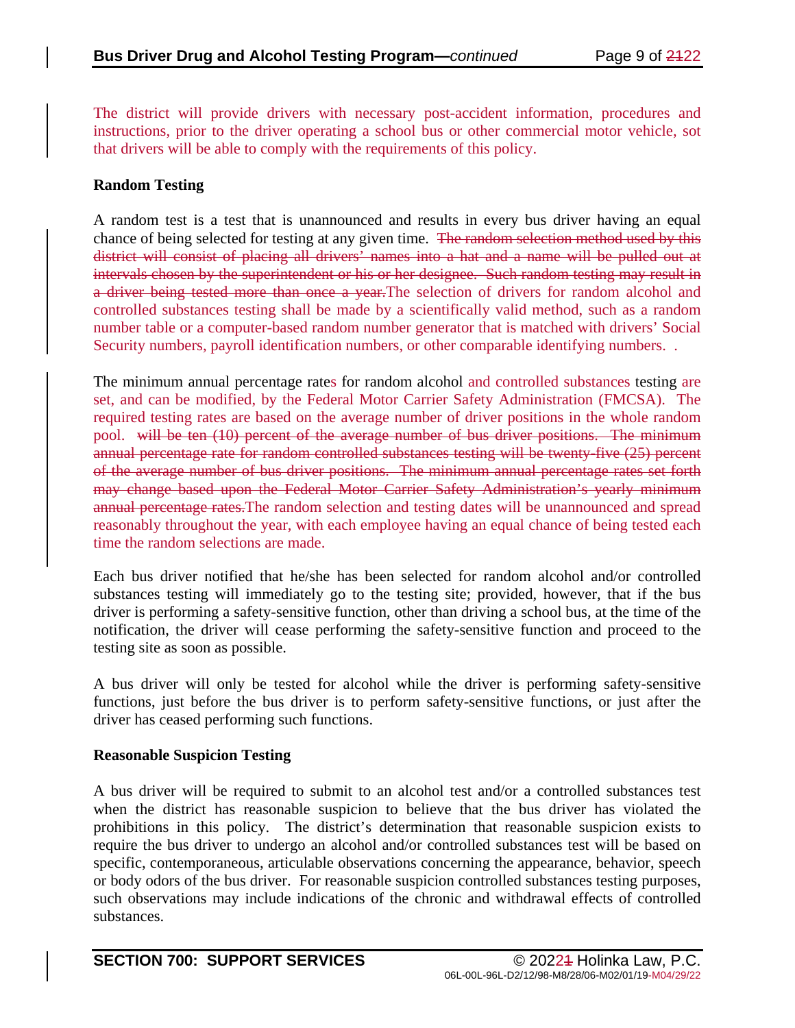The district will provide drivers with necessary post-accident information, procedures and instructions, prior to the driver operating a school bus or other commercial motor vehicle, sot that drivers will be able to comply with the requirements of this policy.

**Random Testing**

A random test is a test that is unannounced and results in every bus driver having an equal chance of being selected for testing at any given time. ~~The random selection method used by this district will consist of placing all drivers' names into a hat and a name will be pulled out at intervals chosen by the superintendent or his or her designee. Such random testing may result in a driver being tested more than once a year.~~The selection of drivers for random alcohol and controlled substances testing shall be made by a scientifically valid method, such as a random number table or a computer-based random number generator that is matched with drivers' Social Security numbers, payroll identification numbers, or other comparable identifying numbers. .

The minimum annual percentage rates for random alcohol and controlled substances testing are set, and can be modified, by the Federal Motor Carrier Safety Administration (FMCSA). The required testing rates are based on the average number of driver positions in the whole random pool. ~~will be ten (10) percent of the average number of bus driver positions. The minimum annual percentage rate for random controlled substances testing will be twenty-five (25) percent of the average number of bus driver positions. The minimum annual percentage rates set forth may change based upon the Federal Motor Carrier Safety Administration's yearly minimum annual percentage rates.~~The random selection and testing dates will be unannounced and spread reasonably throughout the year, with each employee having an equal chance of being tested each time the random selections are made.

Each bus driver notified that he/she has been selected for random alcohol and/or controlled substances testing will immediately go to the testing site; provided, however, that if the bus driver is performing a safety-sensitive function, other than driving a school bus, at the time of the notification, the driver will cease performing the safety-sensitive function and proceed to the testing site as soon as possible.

A bus driver will only be tested for alcohol while the driver is performing safety-sensitive functions, just before the bus driver is to perform safety-sensitive functions, or just after the driver has ceased performing such functions.

**Reasonable Suspicion Testing**

A bus driver will be required to submit to an alcohol test and/or a controlled substances test when the district has reasonable suspicion to believe that the bus driver has violated the prohibitions in this policy. The district's determination that reasonable suspicion exists to require the bus driver to undergo an alcohol and/or controlled substances test will be based on specific, contemporaneous, articulable observations concerning the appearance, behavior, speech or body odors of the bus driver. For reasonable suspicion controlled substances testing purposes, such observations may include indications of the chronic and withdrawal effects of controlled substances.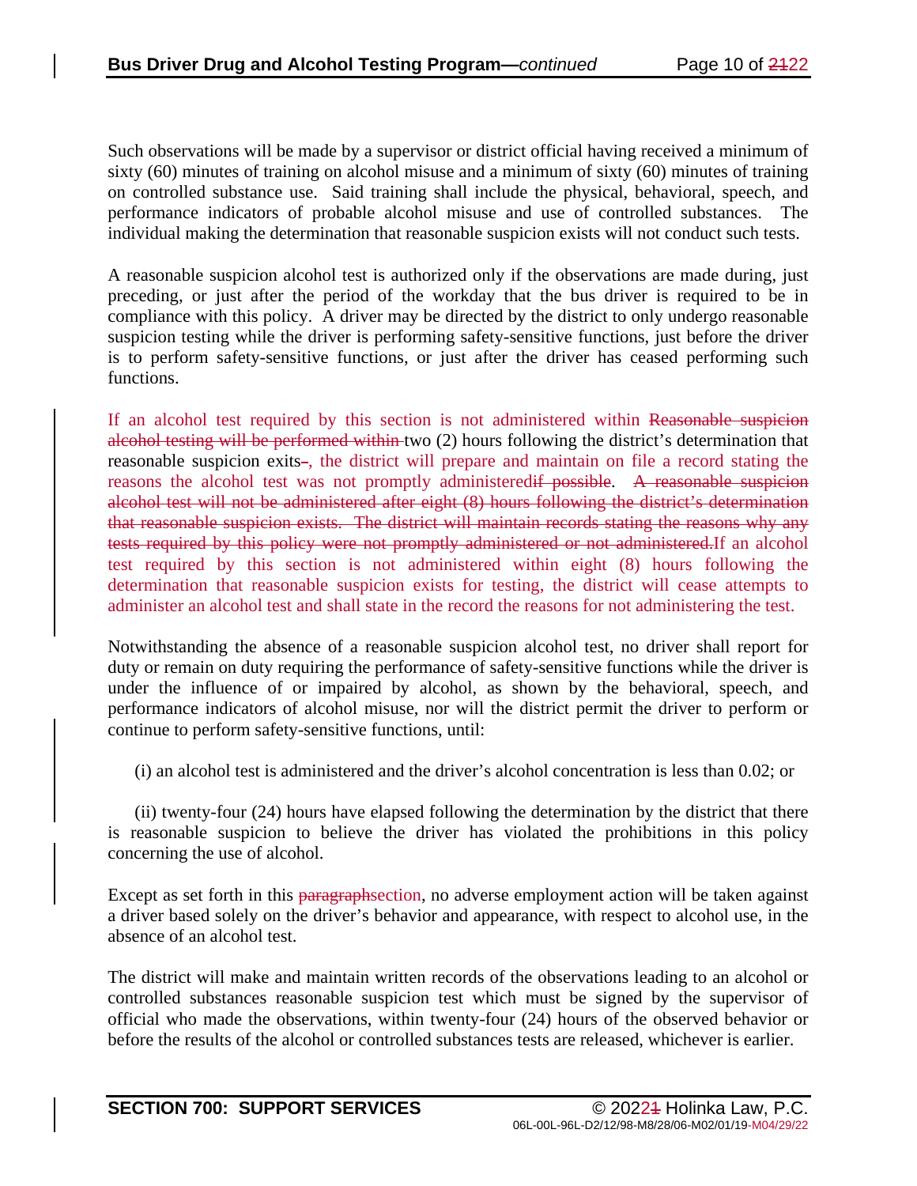Such observations will be made by a supervisor or district official having received a minimum of sixty (60) minutes of training on alcohol misuse and a minimum of sixty (60) minutes of training on controlled substance use. Said training shall include the physical, behavioral, speech, and performance indicators of probable alcohol misuse and use of controlled substances. The individual making the determination that reasonable suspicion exists will not conduct such tests.

A reasonable suspicion alcohol test is authorized only if the observations are made during, just preceding, or just after the period of the workday that the bus driver is required to be in compliance with this policy. A driver may be directed by the district to only undergo reasonable suspicion testing while the driver is performing safety-sensitive functions, just before the driver is to perform safety-sensitive functions, or just after the driver has ceased performing such functions.

If an alcohol test required by this section is not administered within ~~Reasonable suspicion alcohol testing will be performed within~~ two (2) hours following the district's determination that reasonable suspicion exits~~.~~, the district will prepare and maintain on file a record stating the reasons the alcohol test was not promptly administered~~if possible~~. ~~A reasonable suspicion alcohol test will not be administered after eight (8) hours following the district's determination that reasonable suspicion exists. The district will maintain records stating the reasons why any tests required by this policy were not promptly administered or not administered.~~If an alcohol test required by this section is not administered within eight (8) hours following the determination that reasonable suspicion exists for testing, the district will cease attempts to administer an alcohol test and shall state in the record the reasons for not administering the test.

Notwithstanding the absence of a reasonable suspicion alcohol test, no driver shall report for duty or remain on duty requiring the performance of safety-sensitive functions while the driver is under the influence of or impaired by alcohol, as shown by the behavioral, speech, and performance indicators of alcohol misuse, nor will the district permit the driver to perform or continue to perform safety-sensitive functions, until:

(i) an alcohol test is administered and the driver's alcohol concentration is less than 0.02; or

(ii) twenty-four (24) hours have elapsed following the determination by the district that there is reasonable suspicion to believe the driver has violated the prohibitions in this policy concerning the use of alcohol.

Except as set forth in this ~~paragraph~~section, no adverse employment action will be taken against a driver based solely on the driver's behavior and appearance, with respect to alcohol use, in the absence of an alcohol test.

The district will make and maintain written records of the observations leading to an alcohol or controlled substances reasonable suspicion test which must be signed by the supervisor of official who made the observations, within twenty-four (24) hours of the observed behavior or before the results of the alcohol or controlled substances tests are released, whichever is earlier.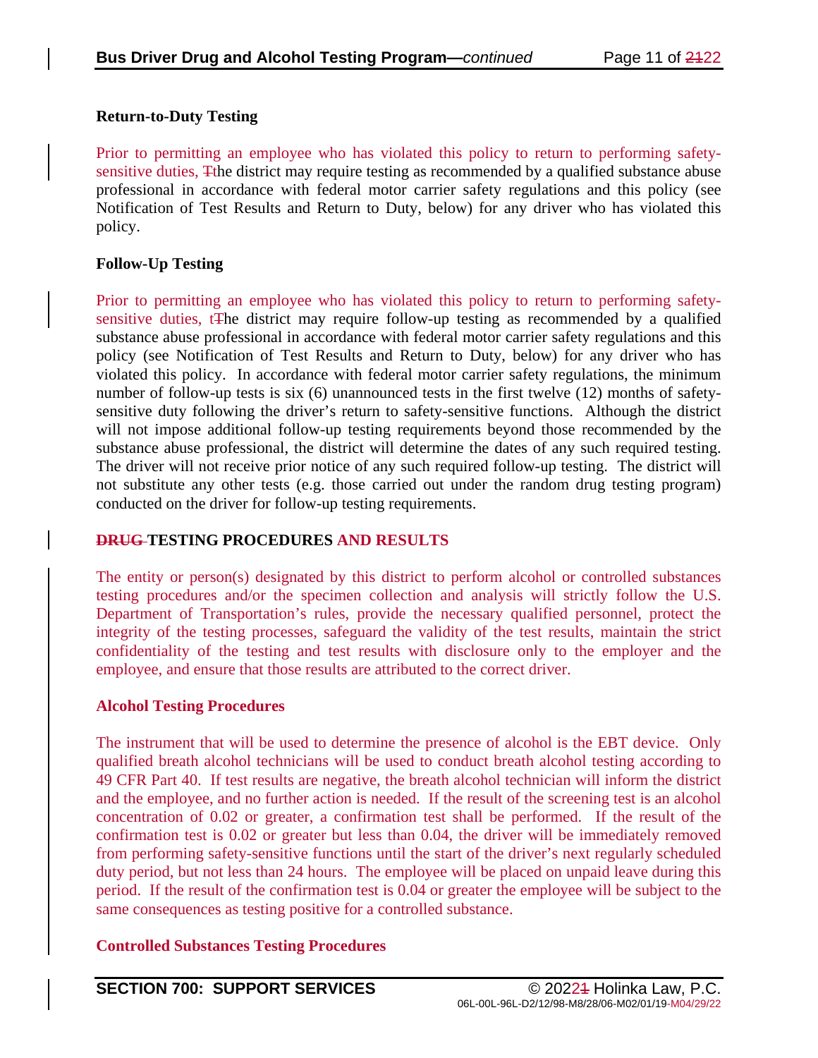### Return-to-Duty Testing

Prior to permitting an employee who has violated this policy to return to performing safety-sensitive duties, ~~T~~the district may require testing as recommended by a qualified substance abuse professional in accordance with federal motor carrier safety regulations and this policy (see Notification of Test Results and Return to Duty, below) for any driver who has violated this policy.

### Follow-Up Testing

Prior to permitting an employee who has violated this policy to return to performing safety-sensitive duties, t~~T~~he district may require follow-up testing as recommended by a qualified substance abuse professional in accordance with federal motor carrier safety regulations and this policy (see Notification of Test Results and Return to Duty, below) for any driver who has violated this policy. In accordance with federal motor carrier safety regulations, the minimum number of follow-up tests is six (6) unannounced tests in the first twelve (12) months of safety-sensitive duty following the driver's return to safety-sensitive functions. Although the district will not impose additional follow-up testing requirements beyond those recommended by the substance abuse professional, the district will determine the dates of any such required testing. The driver will not receive prior notice of any such required follow-up testing. The district will not substitute any other tests (e.g. those carried out under the random drug testing program) conducted on the driver for follow-up testing requirements.

## ~~DRUG~~ TESTING PROCEDURES AND RESULTS

The entity or person(s) designated by this district to perform alcohol or controlled substances testing procedures and/or the specimen collection and analysis will strictly follow the U.S. Department of Transportation's rules, provide the necessary qualified personnel, protect the integrity of the testing processes, safeguard the validity of the test results, maintain the strict confidentiality of the testing and test results with disclosure only to the employer and the employee, and ensure that those results are attributed to the correct driver.

### Alcohol Testing Procedures

The instrument that will be used to determine the presence of alcohol is the EBT device. Only qualified breath alcohol technicians will be used to conduct breath alcohol testing according to 49 CFR Part 40. If test results are negative, the breath alcohol technician will inform the district and the employee, and no further action is needed. If the result of the screening test is an alcohol concentration of 0.02 or greater, a confirmation test shall be performed. If the result of the confirmation test is 0.02 or greater but less than 0.04, the driver will be immediately removed from performing safety-sensitive functions until the start of the driver's next regularly scheduled duty period, but not less than 24 hours. The employee will be placed on unpaid leave during this period. If the result of the confirmation test is 0.04 or greater the employee will be subject to the same consequences as testing positive for a controlled substance.

### Controlled Substances Testing Procedures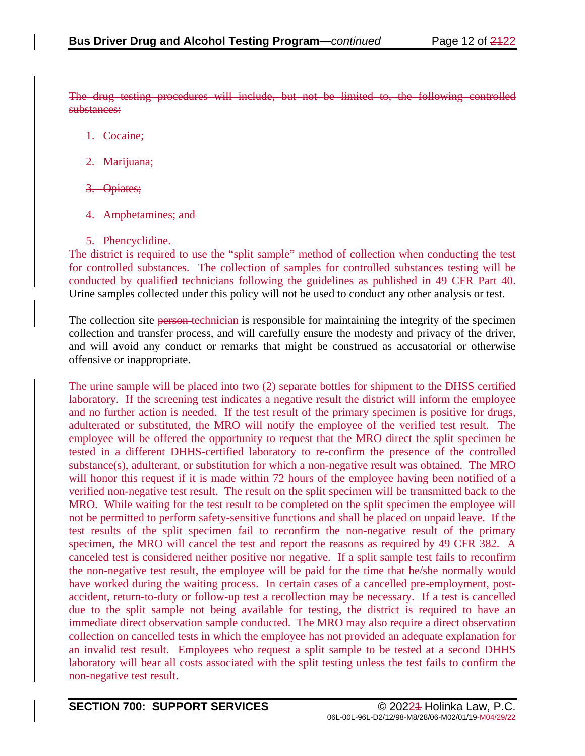~~The drug testing procedures will include, but not be limited to, the following controlled substances:~~

1. ~~Cocaine;~~
2. ~~Marijuana;~~
3. ~~Opiates;~~
4. ~~Amphetamines; and~~
5. ~~Phencyclidine.~~

The district is required to use the "split sample" method of collection when conducting the test for controlled substances. The collection of samples for controlled substances testing will be conducted by qualified technicians following the guidelines as published in 49 CFR Part 40. Urine samples collected under this policy will not be used to conduct any other analysis or test.

The collection site ~~person~~ technician is responsible for maintaining the integrity of the specimen collection and transfer process, and will carefully ensure the modesty and privacy of the driver, and will avoid any conduct or remarks that might be construed as accusatorial or otherwise offensive or inappropriate.

The urine sample will be placed into two (2) separate bottles for shipment to the DHSS certified laboratory. If the screening test indicates a negative result the district will inform the employee and no further action is needed. If the test result of the primary specimen is positive for drugs, adulterated or substituted, the MRO will notify the employee of the verified test result. The employee will be offered the opportunity to request that the MRO direct the split specimen be tested in a different DHHS-certified laboratory to re-confirm the presence of the controlled substance(s), adulterant, or substitution for which a non-negative result was obtained. The MRO will honor this request if it is made within 72 hours of the employee having been notified of a verified non-negative test result. The result on the split specimen will be transmitted back to the MRO. While waiting for the test result to be completed on the split specimen the employee will not be permitted to perform safety-sensitive functions and shall be placed on unpaid leave. If the test results of the split specimen fail to reconfirm the non-negative result of the primary specimen, the MRO will cancel the test and report the reasons as required by 49 CFR 382. A canceled test is considered neither positive nor negative. If a split sample test fails to reconfirm the non-negative test result, the employee will be paid for the time that he/she normally would have worked during the waiting process. In certain cases of a cancelled pre-employment, post-accident, return-to-duty or follow-up test a recollection may be necessary. If a test is cancelled due to the split sample not being available for testing, the district is required to have an immediate direct observation sample conducted. The MRO may also require a direct observation collection on cancelled tests in which the employee has not provided an adequate explanation for an invalid test result. Employees who request a split sample to be tested at a second DHHS laboratory will bear all costs associated with the split testing unless the test fails to confirm the non-negative test result.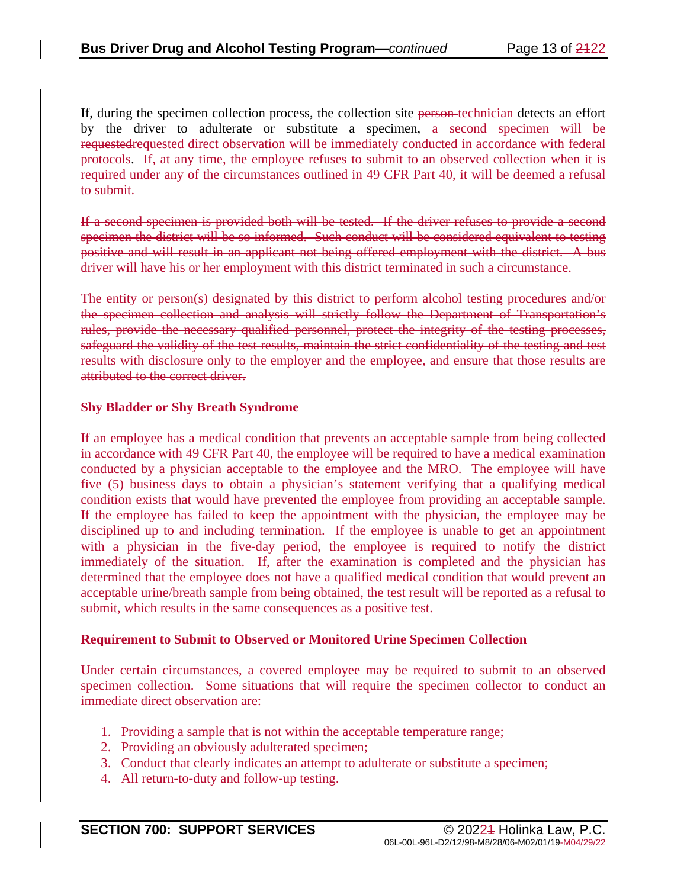If, during the specimen collection process, the collection site ~~person~~ technician detects an effort by the driver to adulterate or substitute a specimen, ~~a second specimen will be requested~~requested direct observation will be immediately conducted in accordance with federal protocols. If, at any time, the employee refuses to submit to an observed collection when it is required under any of the circumstances outlined in 49 CFR Part 40, it will be deemed a refusal to submit.

~~If a second specimen is provided both will be tested. If the driver refuses to provide a second specimen the district will be so informed. Such conduct will be considered equivalent to testing positive and will result in an applicant not being offered employment with the district. A bus driver will have his or her employment with this district terminated in such a circumstance.~~

~~The entity or person(s) designated by this district to perform alcohol testing procedures and/or the specimen collection and analysis will strictly follow the Department of Transportation's rules, provide the necessary qualified personnel, protect the integrity of the testing processes, safeguard the validity of the test results, maintain the strict confidentiality of the testing and test results with disclosure only to the employer and the employee, and ensure that those results are attributed to the correct driver.~~

**Shy Bladder or Shy Breath Syndrome**

If an employee has a medical condition that prevents an acceptable sample from being collected in accordance with 49 CFR Part 40, the employee will be required to have a medical examination conducted by a physician acceptable to the employee and the MRO. The employee will have five (5) business days to obtain a physician's statement verifying that a qualifying medical condition exists that would have prevented the employee from providing an acceptable sample. If the employee has failed to keep the appointment with the physician, the employee may be disciplined up to and including termination. If the employee is unable to get an appointment with a physician in the five-day period, the employee is required to notify the district immediately of the situation. If, after the examination is completed and the physician has determined that the employee does not have a qualified medical condition that would prevent an acceptable urine/breath sample from being obtained, the test result will be reported as a refusal to submit, which results in the same consequences as a positive test.

**Requirement to Submit to Observed or Monitored Urine Specimen Collection**

Under certain circumstances, a covered employee may be required to submit to an observed specimen collection. Some situations that will require the specimen collector to conduct an immediate direct observation are:

1. Providing a sample that is not within the acceptable temperature range;
2. Providing an obviously adulterated specimen;
3. Conduct that clearly indicates an attempt to adulterate or substitute a specimen;
4. All return-to-duty and follow-up testing.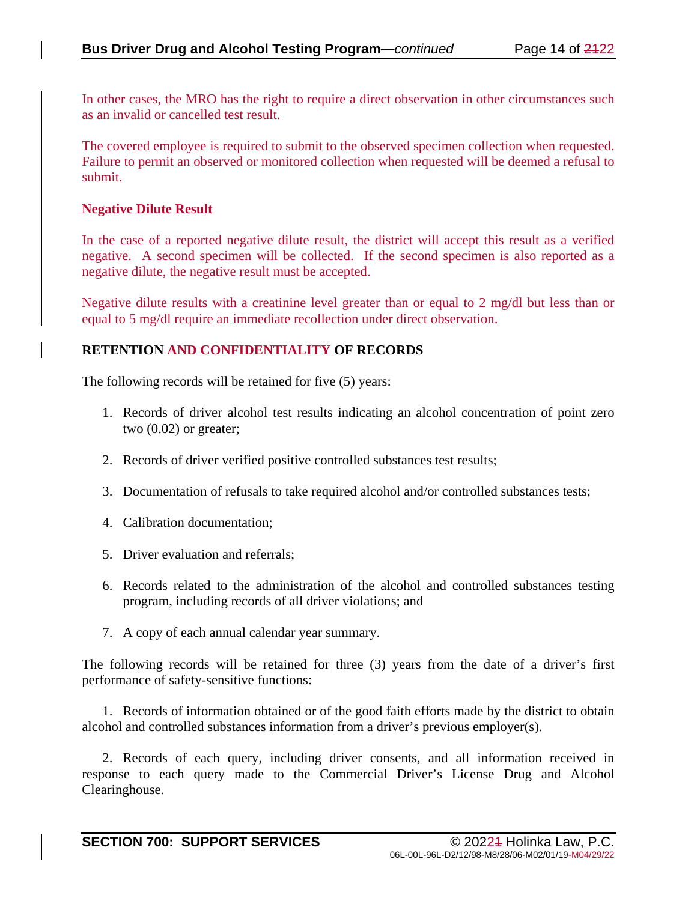In other cases, the MRO has the right to require a direct observation in other circumstances such as an invalid or cancelled test result.

The covered employee is required to submit to the observed specimen collection when requested. Failure to permit an observed or monitored collection when requested will be deemed a refusal to submit.

**Negative Dilute Result**

In the case of a reported negative dilute result, the district will accept this result as a verified negative. A second specimen will be collected. If the second specimen is also reported as a negative dilute, the negative result must be accepted.

Negative dilute results with a creatinine level greater than or equal to 2 mg/dl but less than or equal to 5 mg/dl require an immediate recollection under direct observation.

## RETENTION AND CONFIDENTIALITY OF RECORDS

The following records will be retained for five (5) years:

1. Records of driver alcohol test results indicating an alcohol concentration of point zero two (0.02) or greater;
2. Records of driver verified positive controlled substances test results;
3. Documentation of refusals to take required alcohol and/or controlled substances tests;
4. Calibration documentation;
5. Driver evaluation and referrals;
6. Records related to the administration of the alcohol and controlled substances testing program, including records of all driver violations; and
7. A copy of each annual calendar year summary.

The following records will be retained for three (3) years from the date of a driver's first performance of safety-sensitive functions:

1. Records of information obtained or of the good faith efforts made by the district to obtain alcohol and controlled substances information from a driver's previous employer(s).

2. Records of each query, including driver consents, and all information received in response to each query made to the Commercial Driver's License Drug and Alcohol Clearinghouse.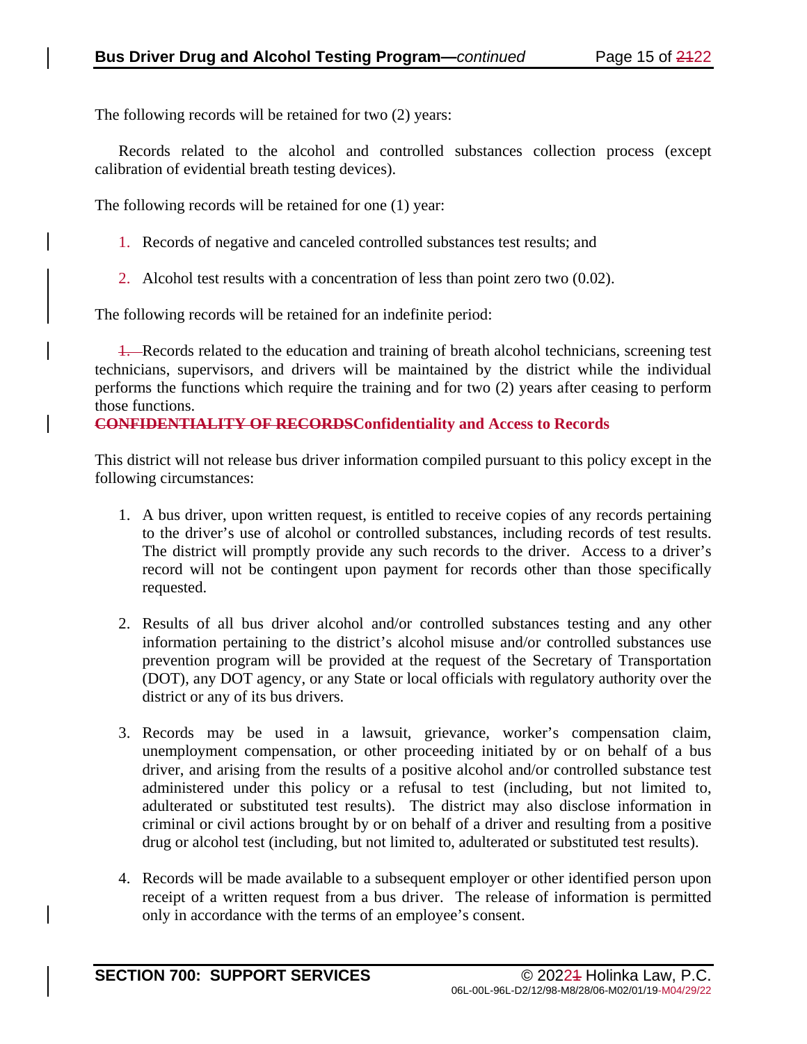The following records will be retained for two (2) years:

Records related to the alcohol and controlled substances collection process (except calibration of evidential breath testing devices).

The following records will be retained for one (1) year:

1. Records of negative and canceled controlled substances test results; and

2. Alcohol test results with a concentration of less than point zero two (0.02).

The following records will be retained for an indefinite period:

~~1.~~ Records related to the education and training of breath alcohol technicians, screening test technicians, supervisors, and drivers will be maintained by the district while the individual performs the functions which require the training and for two (2) years after ceasing to perform those functions.

**~~CONFIDENTIALITY OF RECORDS~~Confidentiality and Access to Records**

This district will not release bus driver information compiled pursuant to this policy except in the following circumstances:

1. A bus driver, upon written request, is entitled to receive copies of any records pertaining to the driver's use of alcohol or controlled substances, including records of test results. The district will promptly provide any such records to the driver. Access to a driver's record will not be contingent upon payment for records other than those specifically requested.

2. Results of all bus driver alcohol and/or controlled substances testing and any other information pertaining to the district's alcohol misuse and/or controlled substances use prevention program will be provided at the request of the Secretary of Transportation (DOT), any DOT agency, or any State or local officials with regulatory authority over the district or any of its bus drivers.

3. Records may be used in a lawsuit, grievance, worker's compensation claim, unemployment compensation, or other proceeding initiated by or on behalf of a bus driver, and arising from the results of a positive alcohol and/or controlled substance test administered under this policy or a refusal to test (including, but not limited to, adulterated or substituted test results). The district may also disclose information in criminal or civil actions brought by or on behalf of a driver and resulting from a positive drug or alcohol test (including, but not limited to, adulterated or substituted test results).

4. Records will be made available to a subsequent employer or other identified person upon receipt of a written request from a bus driver. The release of information is permitted only in accordance with the terms of an employee's consent.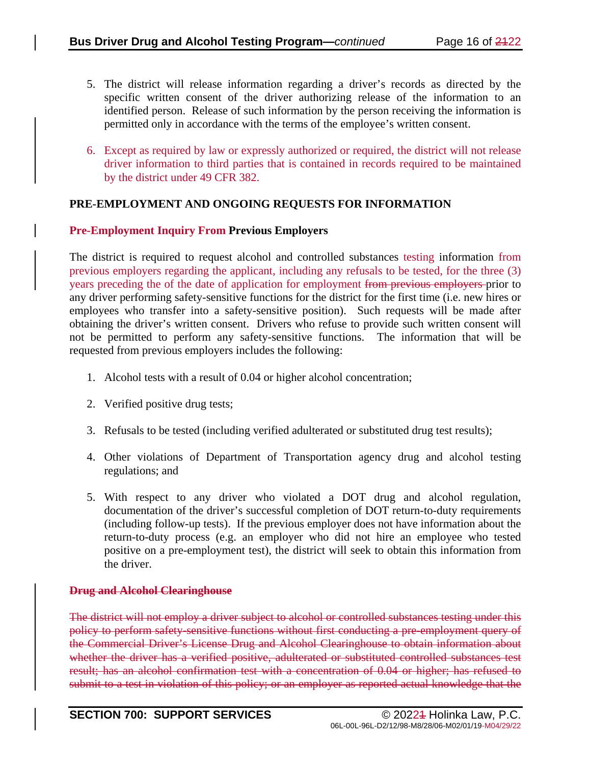5. The district will release information regarding a driver's records as directed by the specific written consent of the driver authorizing release of the information to an identified person. Release of such information by the person receiving the information is permitted only in accordance with the terms of the employee's written consent.

6. Except as required by law or expressly authorized or required, the district will not release driver information to third parties that is contained in records required to be maintained by the district under 49 CFR 382.

**PRE-EMPLOYMENT AND ONGOING REQUESTS FOR INFORMATION**

**Pre-Employment Inquiry From Previous Employers**

The district is required to request alcohol and controlled substances testing information from previous employers regarding the applicant, including any refusals to be tested, for the three (3) years preceding the of the date of application for employment ~~from previous employers~~ prior to any driver performing safety-sensitive functions for the district for the first time (i.e. new hires or employees who transfer into a safety-sensitive position). Such requests will be made after obtaining the driver's written consent. Drivers who refuse to provide such written consent will not be permitted to perform any safety-sensitive functions. The information that will be requested from previous employers includes the following:

1. Alcohol tests with a result of 0.04 or higher alcohol concentration;

2. Verified positive drug tests;

3. Refusals to be tested (including verified adulterated or substituted drug test results);

4. Other violations of Department of Transportation agency drug and alcohol testing regulations; and

5. With respect to any driver who violated a DOT drug and alcohol regulation, documentation of the driver's successful completion of DOT return-to-duty requirements (including follow-up tests). If the previous employer does not have information about the return-to-duty process (e.g. an employer who did not hire an employee who tested positive on a pre-employment test), the district will seek to obtain this information from the driver.

~~**Drug and Alcohol Clearinghouse**~~

~~The district will not employ a driver subject to alcohol or controlled substances testing under this policy to perform safety-sensitive functions without first conducting a pre-employment query of the Commercial Driver's License Drug and Alcohol Clearinghouse to obtain information about whether the driver has a verified positive, adulterated or substituted controlled substances test result; has an alcohol confirmation test with a concentration of 0.04 or higher; has refused to submit to a test in violation of this policy; or an employer as reported actual knowledge that the~~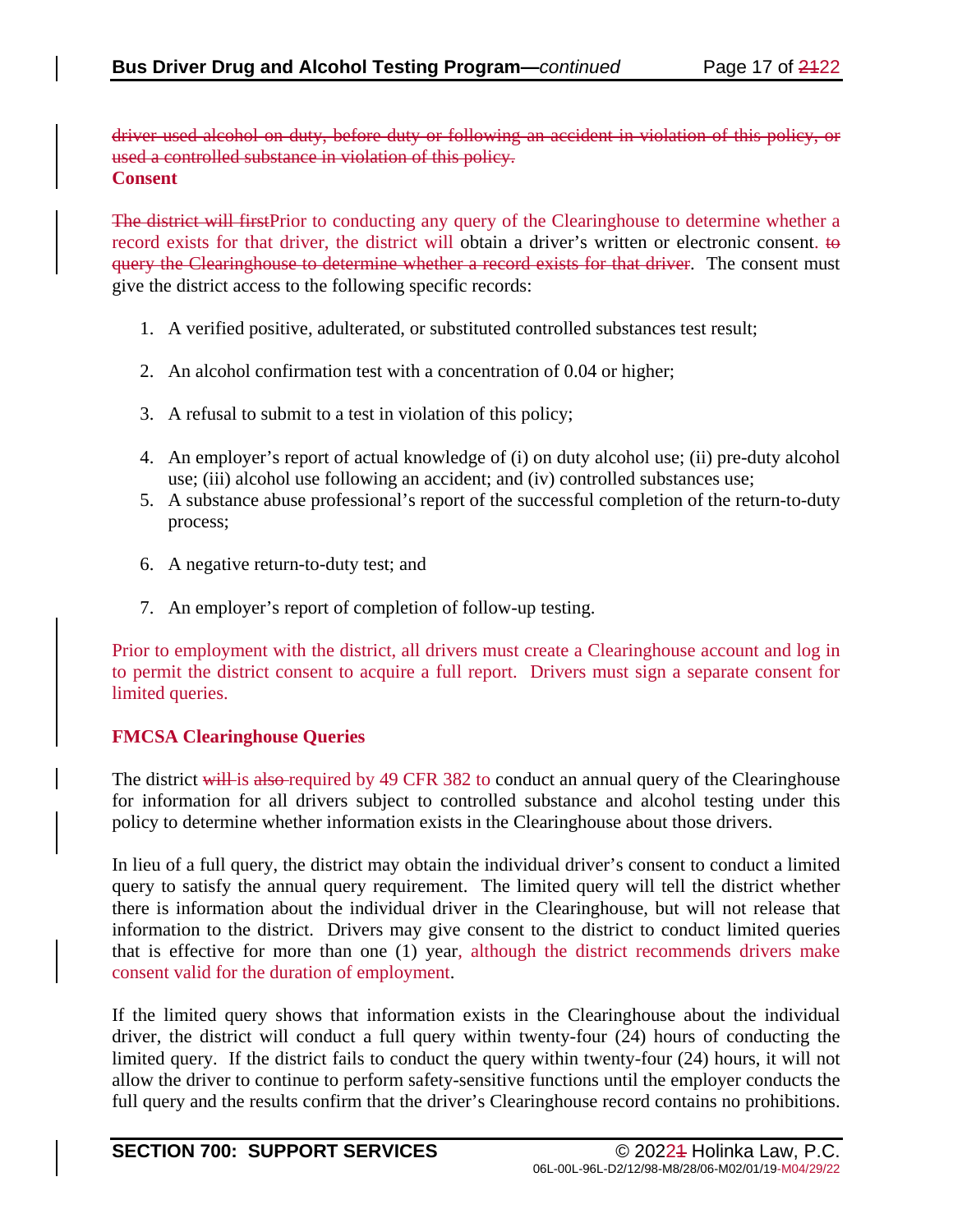~~driver used alcohol on duty, before duty or following an accident in violation of this policy, or used a controlled substance in violation of this policy.~~

**Consent**

~~The district will first~~Prior to conducting any query of the Clearinghouse to determine whether a record exists for that driver, the district will obtain a driver's written or electronic consent. ~~to query the Clearinghouse to determine whether a record exists for that driver~~. The consent must give the district access to the following specific records:

1. A verified positive, adulterated, or substituted controlled substances test result;
2. An alcohol confirmation test with a concentration of 0.04 or higher;
3. A refusal to submit to a test in violation of this policy;
4. An employer's report of actual knowledge of (i) on duty alcohol use; (ii) pre-duty alcohol use; (iii) alcohol use following an accident; and (iv) controlled substances use;
5. A substance abuse professional's report of the successful completion of the return-to-duty process;
6. A negative return-to-duty test; and
7. An employer's report of completion of follow-up testing.

Prior to employment with the district, all drivers must create a Clearinghouse account and log in to permit the district consent to acquire a full report. Drivers must sign a separate consent for limited queries.

**FMCSA Clearinghouse Queries**

The district ~~will~~ is ~~also~~ required by 49 CFR 382 to conduct an annual query of the Clearinghouse for information for all drivers subject to controlled substance and alcohol testing under this policy to determine whether information exists in the Clearinghouse about those drivers.

In lieu of a full query, the district may obtain the individual driver's consent to conduct a limited query to satisfy the annual query requirement. The limited query will tell the district whether there is information about the individual driver in the Clearinghouse, but will not release that information to the district. Drivers may give consent to the district to conduct limited queries that is effective for more than one (1) year, although the district recommends drivers make consent valid for the duration of employment.

If the limited query shows that information exists in the Clearinghouse about the individual driver, the district will conduct a full query within twenty-four (24) hours of conducting the limited query. If the district fails to conduct the query within twenty-four (24) hours, it will not allow the driver to continue to perform safety-sensitive functions until the employer conducts the full query and the results confirm that the driver's Clearinghouse record contains no prohibitions.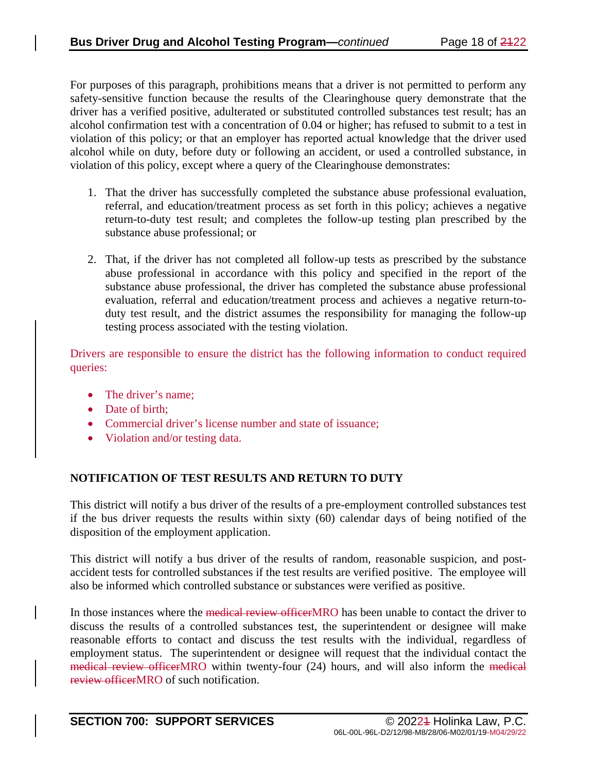For purposes of this paragraph, prohibitions means that a driver is not permitted to perform any safety-sensitive function because the results of the Clearinghouse query demonstrate that the driver has a verified positive, adulterated or substituted controlled substances test result; has an alcohol confirmation test with a concentration of 0.04 or higher; has refused to submit to a test in violation of this policy; or that an employer has reported actual knowledge that the driver used alcohol while on duty, before duty or following an accident, or used a controlled substance, in violation of this policy, except where a query of the Clearinghouse demonstrates:

1. That the driver has successfully completed the substance abuse professional evaluation, referral, and education/treatment process as set forth in this policy; achieves a negative return-to-duty test result; and completes the follow-up testing plan prescribed by the substance abuse professional; or

2. That, if the driver has not completed all follow-up tests as prescribed by the substance abuse professional in accordance with this policy and specified in the report of the substance abuse professional, the driver has completed the substance abuse professional evaluation, referral and education/treatment process and achieves a negative return-to-duty test result, and the district assumes the responsibility for managing the follow-up testing process associated with the testing violation.

Drivers are responsible to ensure the district has the following information to conduct required queries:

- The driver's name;
- Date of birth;
- Commercial driver's license number and state of issuance;
- Violation and/or testing data.

## NOTIFICATION OF TEST RESULTS AND RETURN TO DUTY

This district will notify a bus driver of the results of a pre-employment controlled substances test if the bus driver requests the results within sixty (60) calendar days of being notified of the disposition of the employment application.

This district will notify a bus driver of the results of random, reasonable suspicion, and post-accident tests for controlled substances if the test results are verified positive. The employee will also be informed which controlled substance or substances were verified as positive.

In those instances where the ~~medical review officer~~MRO has been unable to contact the driver to discuss the results of a controlled substances test, the superintendent or designee will make reasonable efforts to contact and discuss the test results with the individual, regardless of employment status. The superintendent or designee will request that the individual contact the ~~medical review officer~~MRO within twenty-four (24) hours, and will also inform the ~~medical review officer~~MRO of such notification.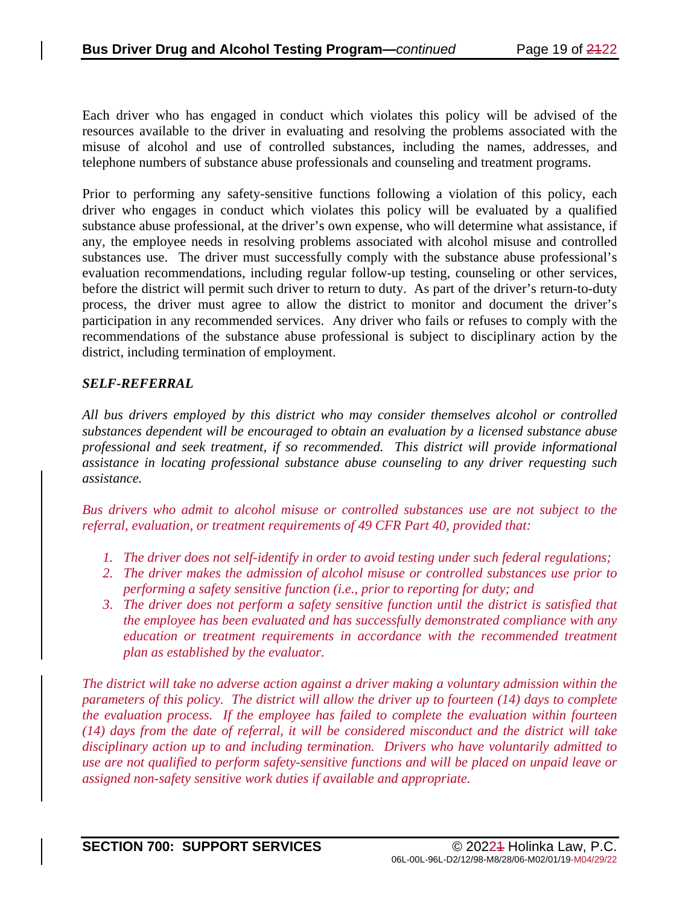Each driver who has engaged in conduct which violates this policy will be advised of the resources available to the driver in evaluating and resolving the problems associated with the misuse of alcohol and use of controlled substances, including the names, addresses, and telephone numbers of substance abuse professionals and counseling and treatment programs.

Prior to performing any safety-sensitive functions following a violation of this policy, each driver who engages in conduct which violates this policy will be evaluated by a qualified substance abuse professional, at the driver's own expense, who will determine what assistance, if any, the employee needs in resolving problems associated with alcohol misuse and controlled substances use. The driver must successfully comply with the substance abuse professional's evaluation recommendations, including regular follow-up testing, counseling or other services, before the district will permit such driver to return to duty. As part of the driver's return-to-duty process, the driver must agree to allow the district to monitor and document the driver's participation in any recommended services. Any driver who fails or refuses to comply with the recommendations of the substance abuse professional is subject to disciplinary action by the district, including termination of employment.

***SELF-REFERRAL***

*All bus drivers employed by this district who may consider themselves alcohol or controlled substances dependent will be encouraged to obtain an evaluation by a licensed substance abuse professional and seek treatment, if so recommended. This district will provide informational assistance in locating professional substance abuse counseling to any driver requesting such assistance.*

*Bus drivers who admit to alcohol misuse or controlled substances use are not subject to the referral, evaluation, or treatment requirements of 49 CFR Part 40, provided that:*

1. *The driver does not self-identify in order to avoid testing under such federal regulations;*
2. *The driver makes the admission of alcohol misuse or controlled substances use prior to performing a safety sensitive function (i.e., prior to reporting for duty; and*
3. *The driver does not perform a safety sensitive function until the district is satisfied that the employee has been evaluated and has successfully demonstrated compliance with any education or treatment requirements in accordance with the recommended treatment plan as established by the evaluator.*

*The district will take no adverse action against a driver making a voluntary admission within the parameters of this policy. The district will allow the driver up to fourteen (14) days to complete the evaluation process. If the employee has failed to complete the evaluation within fourteen (14) days from the date of referral, it will be considered misconduct and the district will take disciplinary action up to and including termination. Drivers who have voluntarily admitted to use are not qualified to perform safety-sensitive functions and will be placed on unpaid leave or assigned non-safety sensitive work duties if available and appropriate.*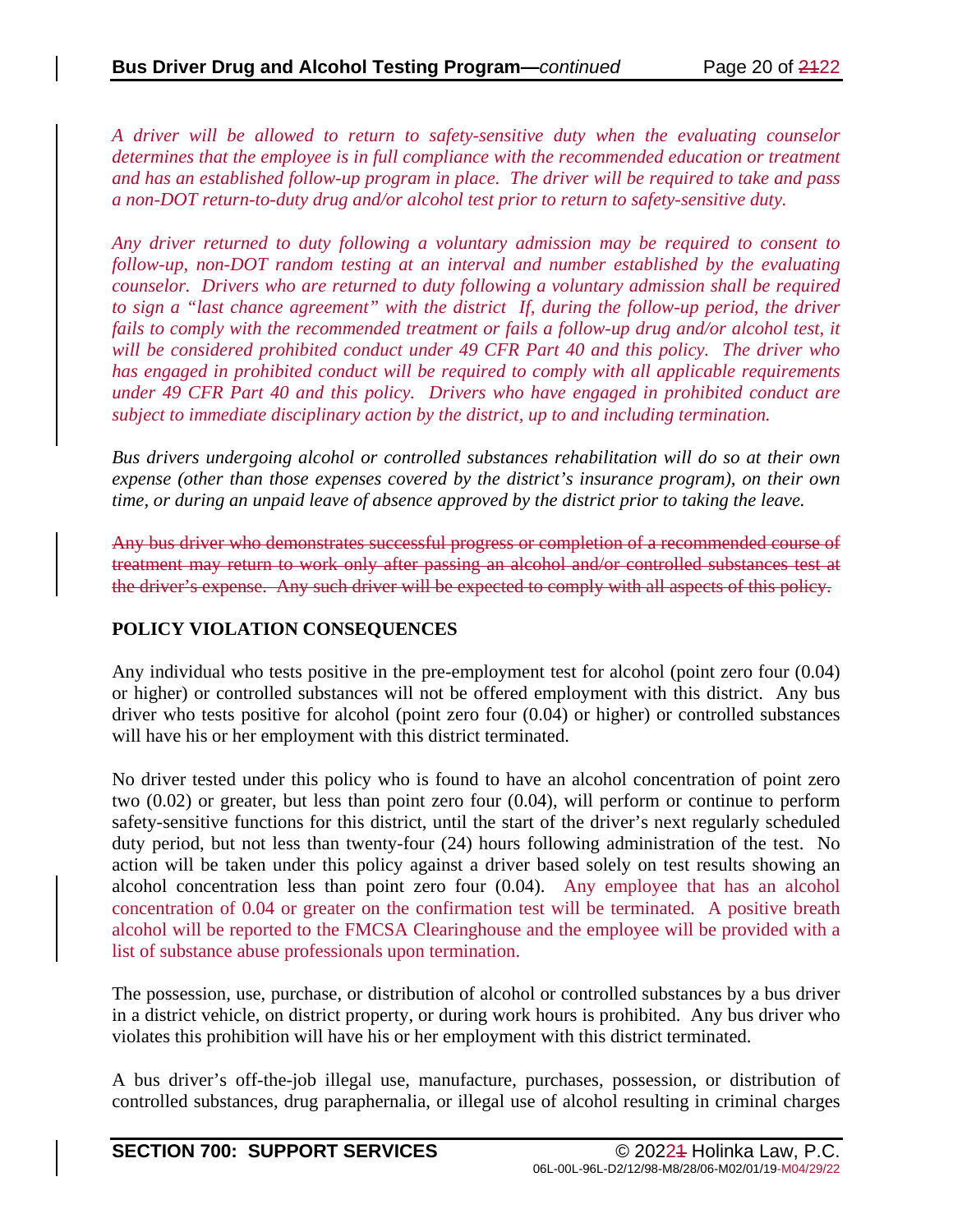*A driver will be allowed to return to safety-sensitive duty when the evaluating counselor determines that the employee is in full compliance with the recommended education or treatment and has an established follow-up program in place. The driver will be required to take and pass a non-DOT return-to-duty drug and/or alcohol test prior to return to safety-sensitive duty.*

*Any driver returned to duty following a voluntary admission may be required to consent to follow-up, non-DOT random testing at an interval and number established by the evaluating counselor. Drivers who are returned to duty following a voluntary admission shall be required to sign a "last chance agreement" with the district If, during the follow-up period, the driver fails to comply with the recommended treatment or fails a follow-up drug and/or alcohol test, it will be considered prohibited conduct under 49 CFR Part 40 and this policy. The driver who has engaged in prohibited conduct will be required to comply with all applicable requirements under 49 CFR Part 40 and this policy. Drivers who have engaged in prohibited conduct are subject to immediate disciplinary action by the district, up to and including termination.*

*Bus drivers undergoing alcohol or controlled substances rehabilitation will do so at their own expense (other than those expenses covered by the district's insurance program), on their own time, or during an unpaid leave of absence approved by the district prior to taking the leave.*

~~Any bus driver who demonstrates successful progress or completion of a recommended course of treatment may return to work only after passing an alcohol and/or controlled substances test at the driver's expense. Any such driver will be expected to comply with all aspects of this policy.~~

**POLICY VIOLATION CONSEQUENCES**

Any individual who tests positive in the pre-employment test for alcohol (point zero four (0.04) or higher) or controlled substances will not be offered employment with this district. Any bus driver who tests positive for alcohol (point zero four (0.04) or higher) or controlled substances will have his or her employment with this district terminated.

No driver tested under this policy who is found to have an alcohol concentration of point zero two (0.02) or greater, but less than point zero four (0.04), will perform or continue to perform safety-sensitive functions for this district, until the start of the driver's next regularly scheduled duty period, but not less than twenty-four (24) hours following administration of the test. No action will be taken under this policy against a driver based solely on test results showing an alcohol concentration less than point zero four (0.04). Any employee that has an alcohol concentration of 0.04 or greater on the confirmation test will be terminated. A positive breath alcohol will be reported to the FMCSA Clearinghouse and the employee will be provided with a list of substance abuse professionals upon termination.

The possession, use, purchase, or distribution of alcohol or controlled substances by a bus driver in a district vehicle, on district property, or during work hours is prohibited. Any bus driver who violates this prohibition will have his or her employment with this district terminated.

A bus driver's off-the-job illegal use, manufacture, purchases, possession, or distribution of controlled substances, drug paraphernalia, or illegal use of alcohol resulting in criminal charges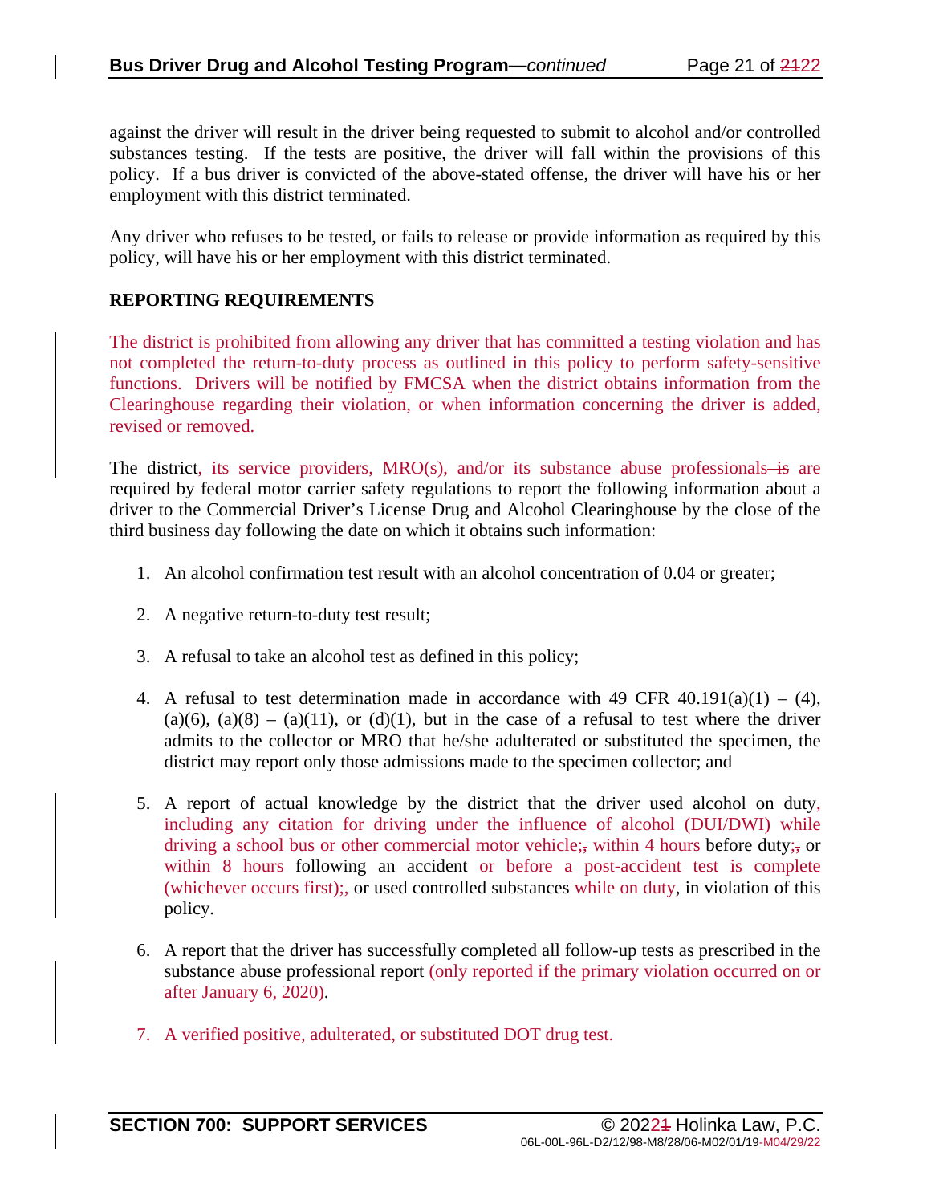against the driver will result in the driver being requested to submit to alcohol and/or controlled substances testing. If the tests are positive, the driver will fall within the provisions of this policy. If a bus driver is convicted of the above-stated offense, the driver will have his or her employment with this district terminated.

Any driver who refuses to be tested, or fails to release or provide information as required by this policy, will have his or her employment with this district terminated.

**REPORTING REQUIREMENTS**

The district is prohibited from allowing any driver that has committed a testing violation and has not completed the return-to-duty process as outlined in this policy to perform safety-sensitive functions. Drivers will be notified by FMCSA when the district obtains information from the Clearinghouse regarding their violation, or when information concerning the driver is added, revised or removed.

The district, its service providers, MRO(s), and/or its substance abuse professionals ~~is~~ are required by federal motor carrier safety regulations to report the following information about a driver to the Commercial Driver's License Drug and Alcohol Clearinghouse by the close of the third business day following the date on which it obtains such information:

1. An alcohol confirmation test result with an alcohol concentration of 0.04 or greater;

2. A negative return-to-duty test result;

3. A refusal to take an alcohol test as defined in this policy;

4. A refusal to test determination made in accordance with 49 CFR 40.191(a)(1) – (4), (a)(6), (a)(8) – (a)(11), or (d)(1), but in the case of a refusal to test where the driver admits to the collector or MRO that he/she adulterated or substituted the specimen, the district may report only those admissions made to the specimen collector; and

5. A report of actual knowledge by the district that the driver used alcohol on duty, including any citation for driving under the influence of alcohol (DUI/DWI) while driving a school bus or other commercial motor vehicle;~~,~~ within 4 hours before duty;~~,~~ or within 8 hours following an accident or before a post-accident test is complete (whichever occurs first);~~,~~ or used controlled substances while on duty, in violation of this policy.

6. A report that the driver has successfully completed all follow-up tests as prescribed in the substance abuse professional report (only reported if the primary violation occurred on or after January 6, 2020).

7. A verified positive, adulterated, or substituted DOT drug test.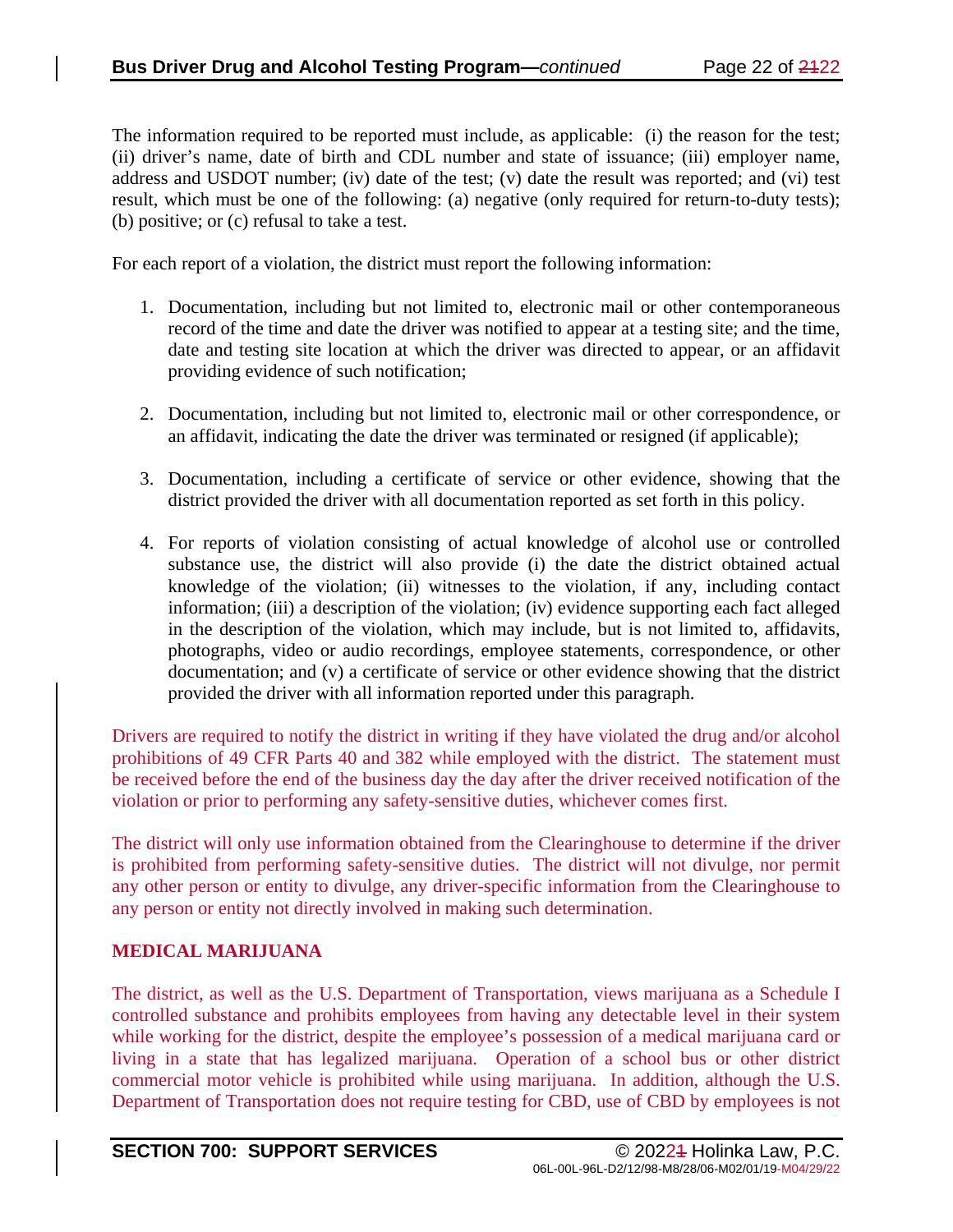The information required to be reported must include, as applicable: (i) the reason for the test; (ii) driver's name, date of birth and CDL number and state of issuance; (iii) employer name, address and USDOT number; (iv) date of the test; (v) date the result was reported; and (vi) test result, which must be one of the following: (a) negative (only required for return-to-duty tests); (b) positive; or (c) refusal to take a test.

For each report of a violation, the district must report the following information:

1. Documentation, including but not limited to, electronic mail or other contemporaneous record of the time and date the driver was notified to appear at a testing site; and the time, date and testing site location at which the driver was directed to appear, or an affidavit providing evidence of such notification;

2. Documentation, including but not limited to, electronic mail or other correspondence, or an affidavit, indicating the date the driver was terminated or resigned (if applicable);

3. Documentation, including a certificate of service or other evidence, showing that the district provided the driver with all documentation reported as set forth in this policy.

4. For reports of violation consisting of actual knowledge of alcohol use or controlled substance use, the district will also provide (i) the date the district obtained actual knowledge of the violation; (ii) witnesses to the violation, if any, including contact information; (iii) a description of the violation; (iv) evidence supporting each fact alleged in the description of the violation, which may include, but is not limited to, affidavits, photographs, video or audio recordings, employee statements, correspondence, or other documentation; and (v) a certificate of service or other evidence showing that the district provided the driver with all information reported under this paragraph.

Drivers are required to notify the district in writing if they have violated the drug and/or alcohol prohibitions of 49 CFR Parts 40 and 382 while employed with the district. The statement must be received before the end of the business day the day after the driver received notification of the violation or prior to performing any safety-sensitive duties, whichever comes first.

The district will only use information obtained from the Clearinghouse to determine if the driver is prohibited from performing safety-sensitive duties. The district will not divulge, nor permit any other person or entity to divulge, any driver-specific information from the Clearinghouse to any person or entity not directly involved in making such determination.

**MEDICAL MARIJUANA**

The district, as well as the U.S. Department of Transportation, views marijuana as a Schedule I controlled substance and prohibits employees from having any detectable level in their system while working for the district, despite the employee's possession of a medical marijuana card or living in a state that has legalized marijuana. Operation of a school bus or other district commercial motor vehicle is prohibited while using marijuana. In addition, although the U.S. Department of Transportation does not require testing for CBD, use of CBD by employees is not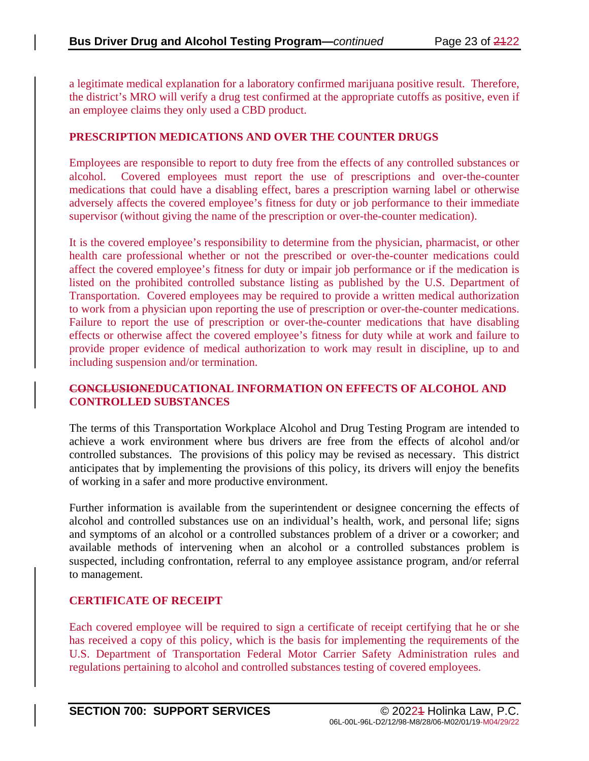a legitimate medical explanation for a laboratory confirmed marijuana positive result. Therefore, the district's MRO will verify a drug test confirmed at the appropriate cutoffs as positive, even if an employee claims they only used a CBD product.

## PRESCRIPTION MEDICATIONS AND OVER THE COUNTER DRUGS

Employees are responsible to report to duty free from the effects of any controlled substances or alcohol. Covered employees must report the use of prescriptions and over-the-counter medications that could have a disabling effect, bares a prescription warning label or otherwise adversely affects the covered employee's fitness for duty or job performance to their immediate supervisor (without giving the name of the prescription or over-the-counter medication).

It is the covered employee's responsibility to determine from the physician, pharmacist, or other health care professional whether or not the prescribed or over-the-counter medications could affect the covered employee's fitness for duty or impair job performance or if the medication is listed on the prohibited controlled substance listing as published by the U.S. Department of Transportation. Covered employees may be required to provide a written medical authorization to work from a physician upon reporting the use of prescription or over-the-counter medications. Failure to report the use of prescription or over-the-counter medications that have disabling effects or otherwise affect the covered employee's fitness for duty while at work and failure to provide proper evidence of medical authorization to work may result in discipline, up to and including suspension and/or termination.

## ~~CONCLUSION~~EDUCATIONAL INFORMATION ON EFFECTS OF ALCOHOL AND CONTROLLED SUBSTANCES

The terms of this Transportation Workplace Alcohol and Drug Testing Program are intended to achieve a work environment where bus drivers are free from the effects of alcohol and/or controlled substances. The provisions of this policy may be revised as necessary. This district anticipates that by implementing the provisions of this policy, its drivers will enjoy the benefits of working in a safer and more productive environment.

Further information is available from the superintendent or designee concerning the effects of alcohol and controlled substances use on an individual's health, work, and personal life; signs and symptoms of an alcohol or a controlled substances problem of a driver or a coworker; and available methods of intervening when an alcohol or a controlled substances problem is suspected, including confrontation, referral to any employee assistance program, and/or referral to management.

## CERTIFICATE OF RECEIPT

Each covered employee will be required to sign a certificate of receipt certifying that he or she has received a copy of this policy, which is the basis for implementing the requirements of the U.S. Department of Transportation Federal Motor Carrier Safety Administration rules and regulations pertaining to alcohol and controlled substances testing of covered employees.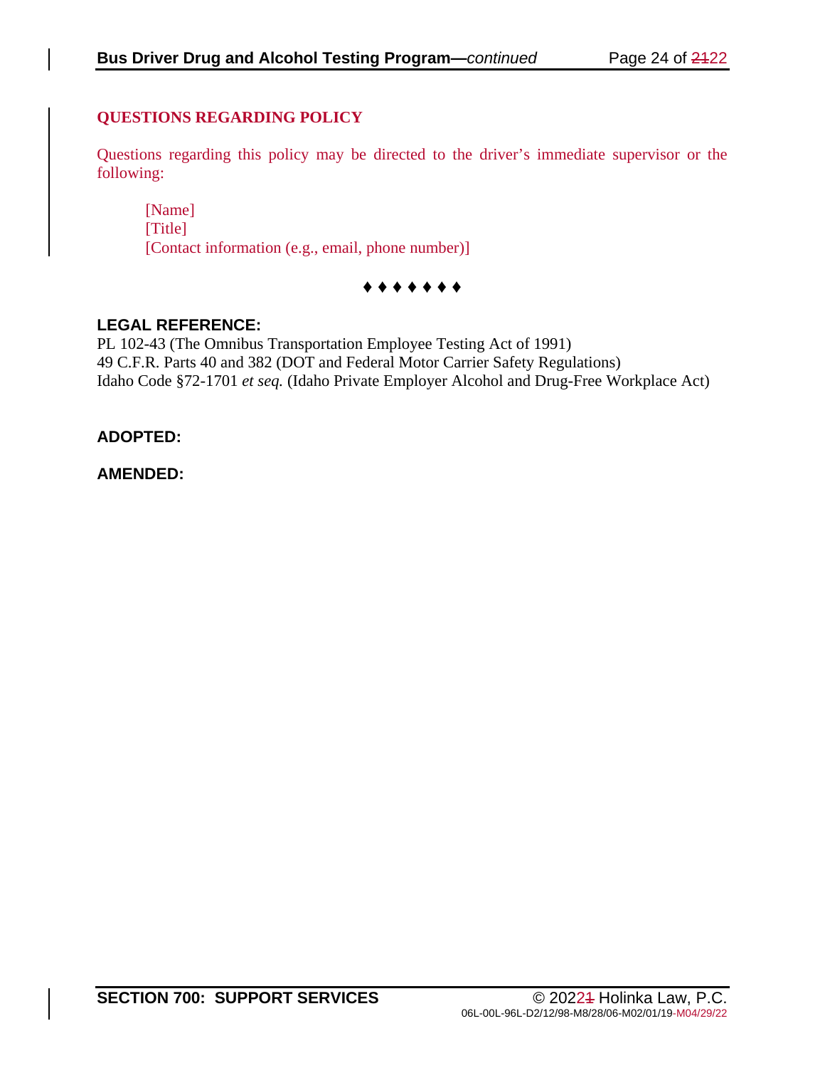## QUESTIONS REGARDING POLICY

Questions regarding this policy may be directed to the driver's immediate supervisor or the following:

> [Name]
> [Title]
> [Contact information (e.g., email, phone number)]

♦ ♦ ♦ ♦ ♦ ♦ ♦

**LEGAL REFERENCE:**

PL 102-43 (The Omnibus Transportation Employee Testing Act of 1991)
49 C.F.R. Parts 40 and 382 (DOT and Federal Motor Carrier Safety Regulations)
Idaho Code §72-1701 *et seq.* (Idaho Private Employer Alcohol and Drug-Free Workplace Act)

**ADOPTED:**

**AMENDED:**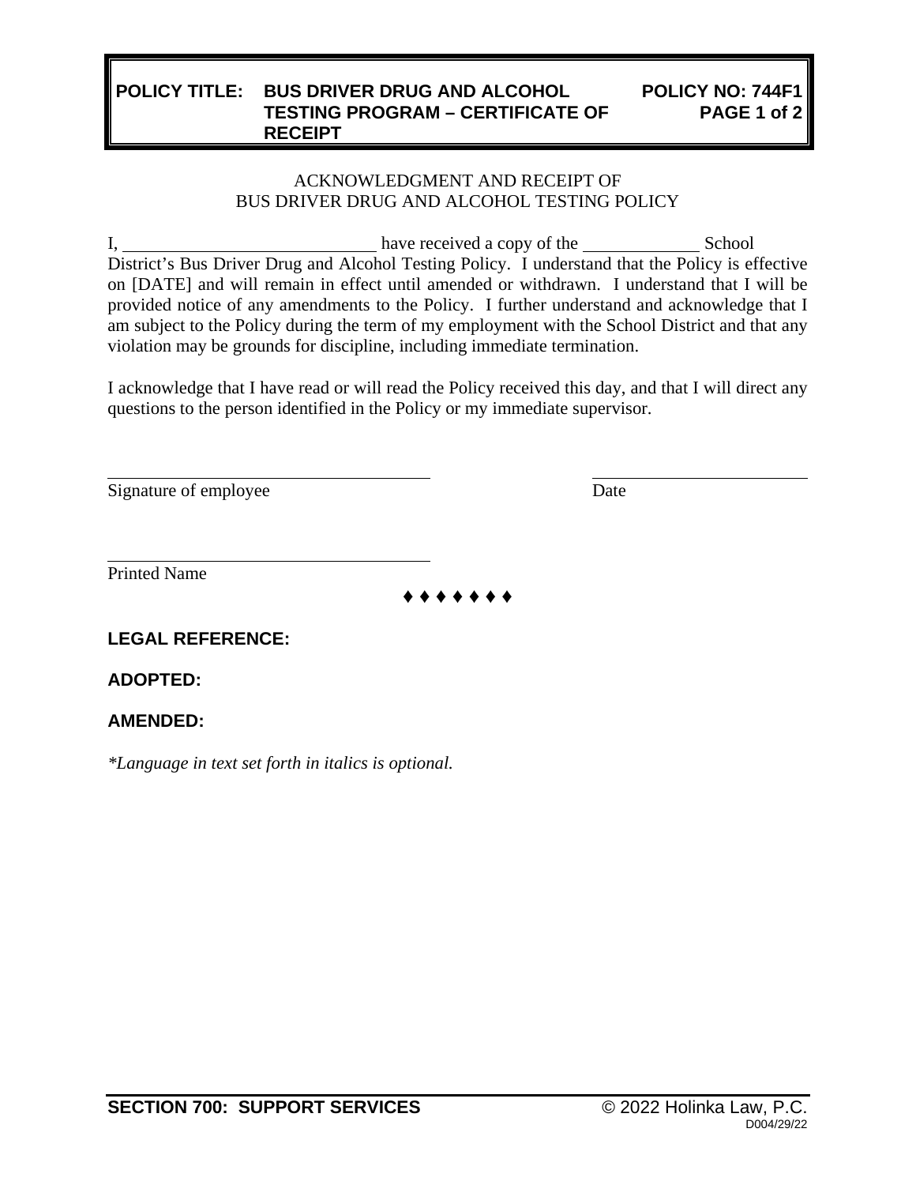**POLICY TITLE: BUS DRIVER DRUG AND ALCOHOL TESTING PROGRAM – CERTIFICATE OF RECEIPT**

**POLICY NO: 744F1**

ACKNOWLEDGMENT AND RECEIPT OF
BUS DRIVER DRUG AND ALCOHOL TESTING POLICY

I, \_\_\_\_\_\_\_\_\_\_\_\_\_\_\_\_\_\_\_\_\_\_\_\_\_\_\_\_ have received a copy of the \_\_\_\_\_\_\_\_\_\_\_\_\_ School District's Bus Driver Drug and Alcohol Testing Policy. I understand that the Policy is effective on [DATE] and will remain in effect until amended or withdrawn. I understand that I will be provided notice of any amendments to the Policy. I further understand and acknowledge that I am subject to the Policy during the term of my employment with the School District and that any violation may be grounds for discipline, including immediate termination.

I acknowledge that I have read or will read the Policy received this day, and that I will direct any questions to the person identified in the Policy or my immediate supervisor.

\_\_\_\_\_\_\_\_\_\_\_\_\_\_\_\_\_\_\_\_\_\_\_\_\_\_\_\_\_\_\_\_\_\_\_\_ \_\_\_\_\_\_\_\_\_\_\_\_\_\_\_\_\_\_\_\_\_\_\_\_
Signature of employee Date

\_\_\_\_\_\_\_\_\_\_\_\_\_\_\_\_\_\_\_\_\_\_\_\_\_\_\_\_\_\_\_\_\_\_\_\_
Printed Name

♦ ♦ ♦ ♦ ♦ ♦ ♦

**LEGAL REFERENCE:**

**ADOPTED:**

**AMENDED:**

*\*Language in text set forth in italics is optional.*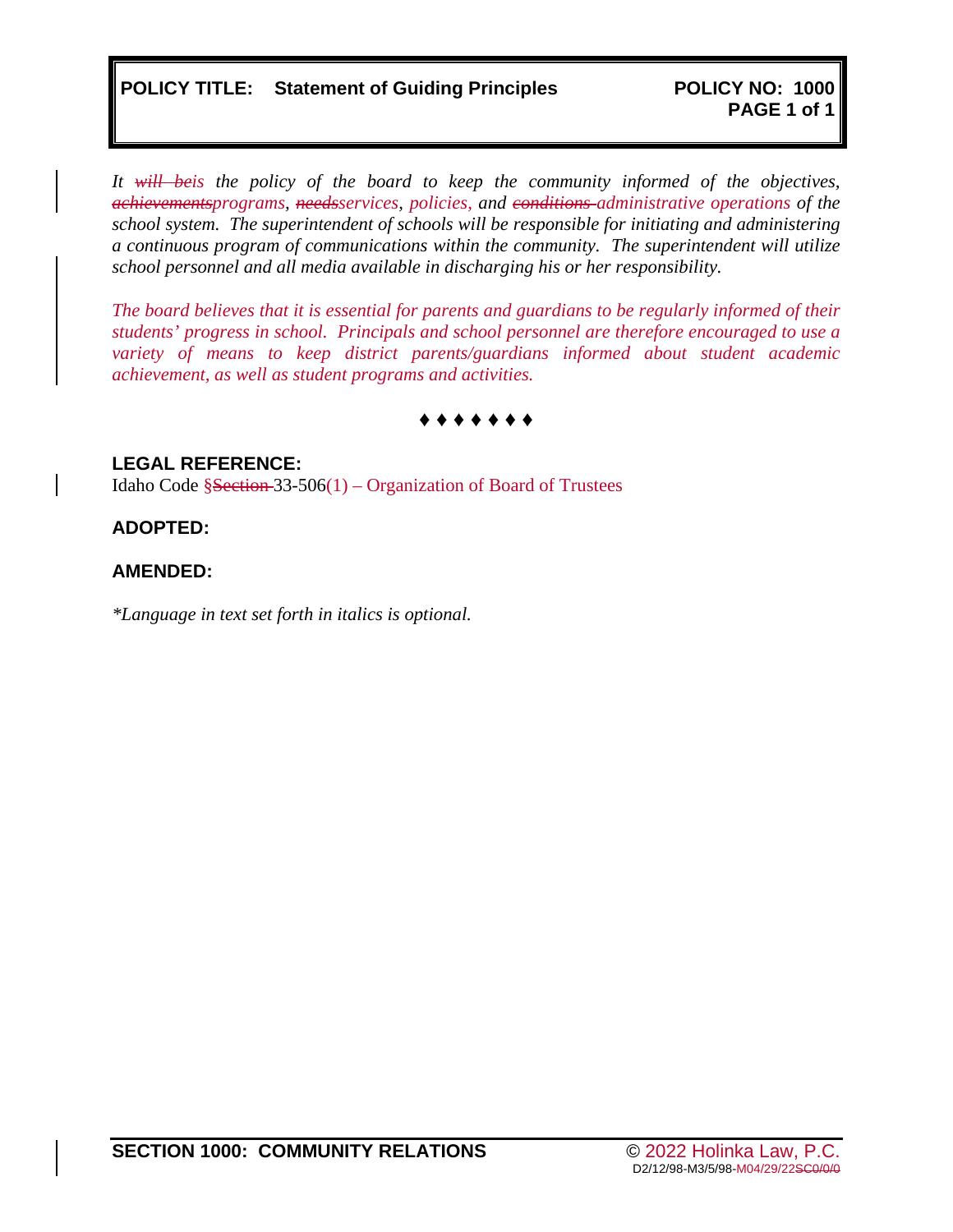**POLICY TITLE: Statement of Guiding Principles** **POLICY NO: 1000**

*It ~~will be~~is the policy of the board to keep the community informed of the objectives, ~~achievements~~programs, ~~needs~~services, policies, and ~~conditions~~ administrative operations of the school system. The superintendent of schools will be responsible for initiating and administering a continuous program of communications within the community. The superintendent will utilize school personnel and all media available in discharging his or her responsibility.*

*The board believes that it is essential for parents and guardians to be regularly informed of their students' progress in school. Principals and school personnel are therefore encouraged to use a variety of means to keep district parents/guardians informed about student academic achievement, as well as student programs and activities.*

♦ ♦ ♦ ♦ ♦ ♦ ♦

**LEGAL REFERENCE:**

Idaho Code §~~Section~~ 33-506(1) – Organization of Board of Trustees

**ADOPTED:**

**AMENDED:**

*\*Language in text set forth in italics is optional.*

**SECTION 1000: COMMUNITY RELATIONS**

© 2022 Holinka Law, P.C.

D2/12/98-M3/5/98-M04/29/22~~SC0/0/0~~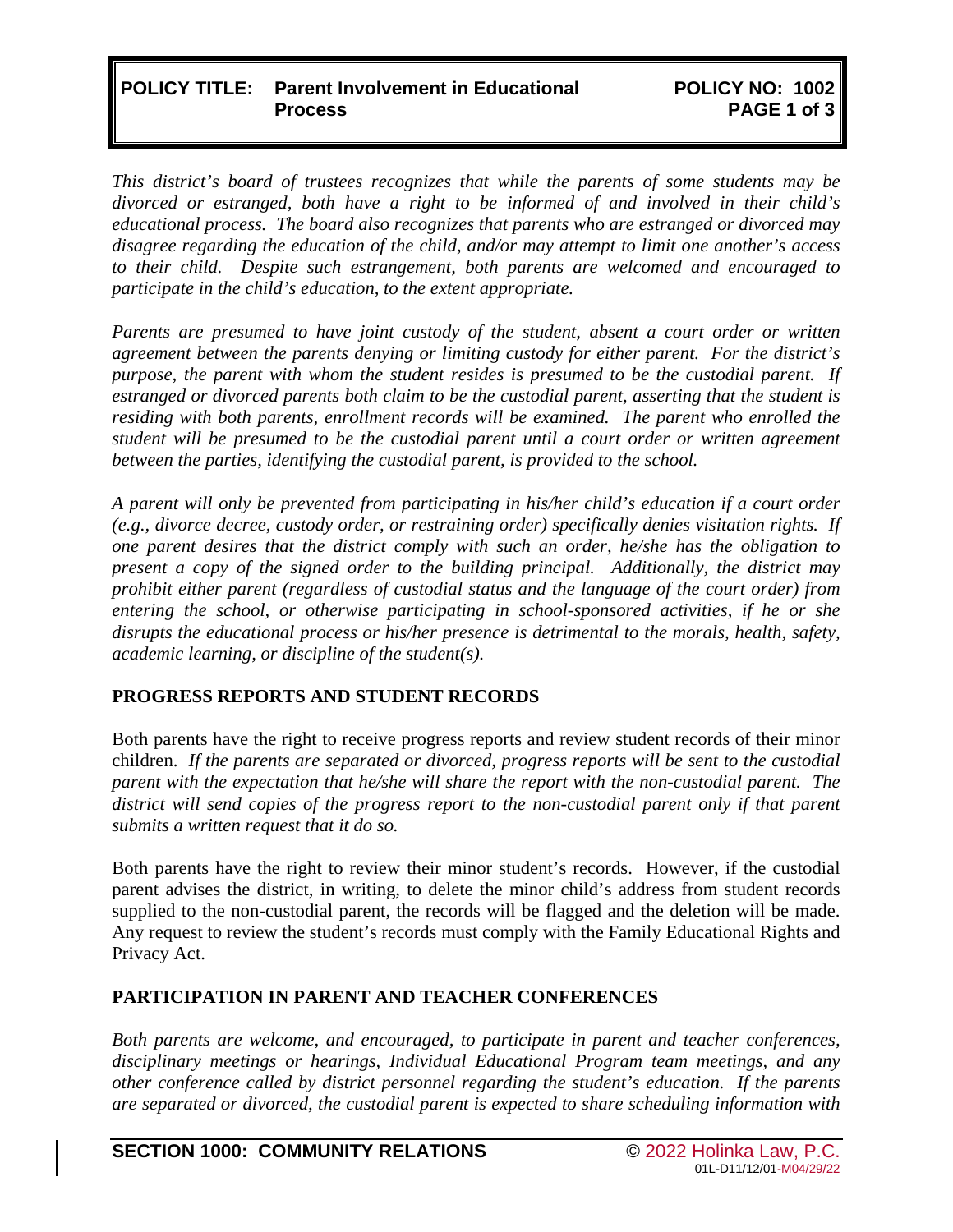# POLICY TITLE: Parent Involvement in Educational Process

**POLICY NO: 1002**

*This district's board of trustees recognizes that while the parents of some students may be divorced or estranged, both have a right to be informed of and involved in their child's educational process. The board also recognizes that parents who are estranged or divorced may disagree regarding the education of the child, and/or may attempt to limit one another's access to their child. Despite such estrangement, both parents are welcomed and encouraged to participate in the child's education, to the extent appropriate.*

*Parents are presumed to have joint custody of the student, absent a court order or written agreement between the parents denying or limiting custody for either parent. For the district's purpose, the parent with whom the student resides is presumed to be the custodial parent. If estranged or divorced parents both claim to be the custodial parent, asserting that the student is residing with both parents, enrollment records will be examined. The parent who enrolled the student will be presumed to be the custodial parent until a court order or written agreement between the parties, identifying the custodial parent, is provided to the school.*

*A parent will only be prevented from participating in his/her child's education if a court order (e.g., divorce decree, custody order, or restraining order) specifically denies visitation rights. If one parent desires that the district comply with such an order, he/she has the obligation to present a copy of the signed order to the building principal. Additionally, the district may prohibit either parent (regardless of custodial status and the language of the court order) from entering the school, or otherwise participating in school-sponsored activities, if he or she disrupts the educational process or his/her presence is detrimental to the morals, health, safety, academic learning, or discipline of the student(s).*

## PROGRESS REPORTS AND STUDENT RECORDS

Both parents have the right to receive progress reports and review student records of their minor children. *If the parents are separated or divorced, progress reports will be sent to the custodial parent with the expectation that he/she will share the report with the non-custodial parent. The district will send copies of the progress report to the non-custodial parent only if that parent submits a written request that it do so.*

Both parents have the right to review their minor student's records. However, if the custodial parent advises the district, in writing, to delete the minor child's address from student records supplied to the non-custodial parent, the records will be flagged and the deletion will be made. Any request to review the student's records must comply with the Family Educational Rights and Privacy Act.

## PARTICIPATION IN PARENT AND TEACHER CONFERENCES

*Both parents are welcome, and encouraged, to participate in parent and teacher conferences, disciplinary meetings or hearings, Individual Educational Program team meetings, and any other conference called by district personnel regarding the student's education. If the parents are separated or divorced, the custodial parent is expected to share scheduling information with*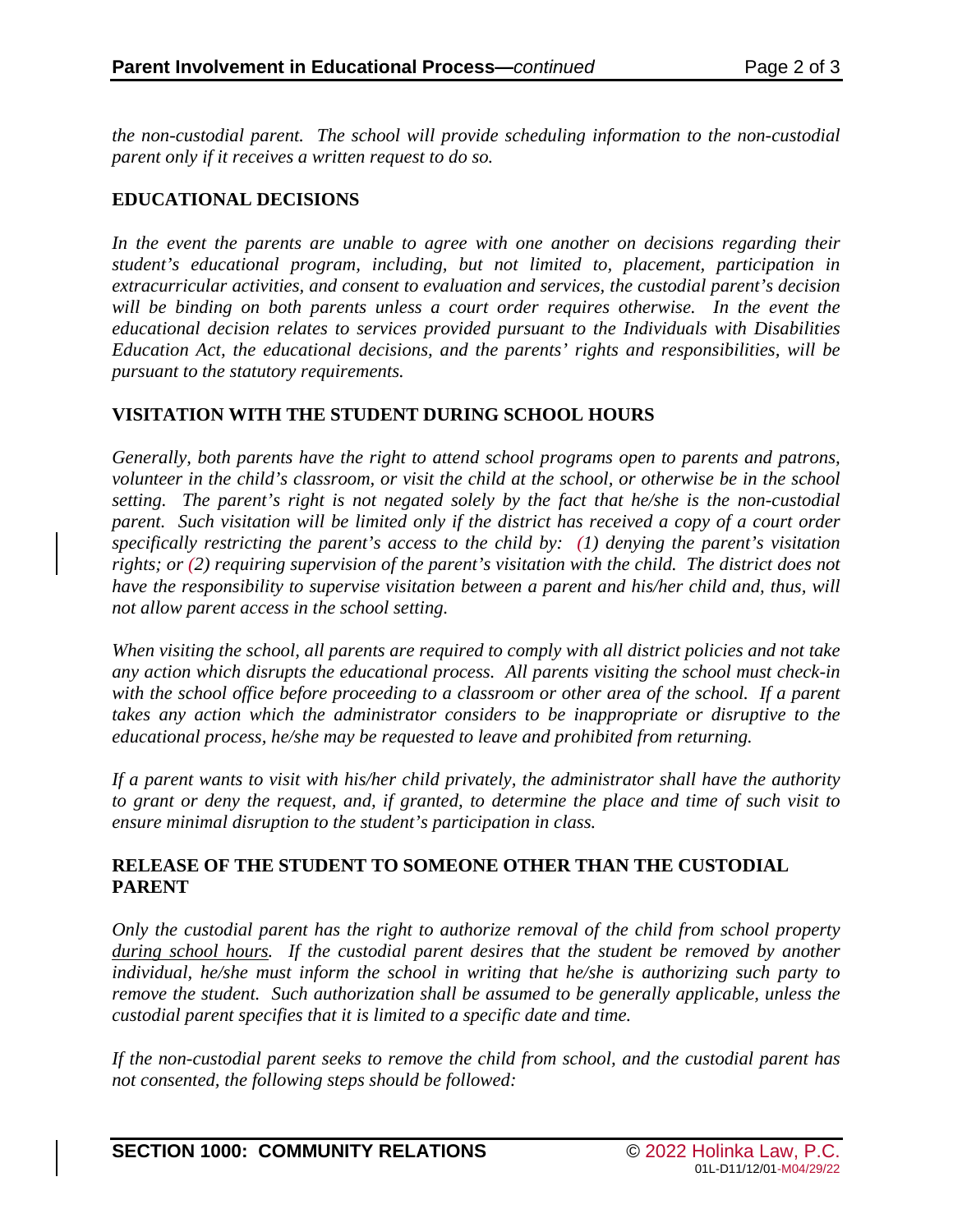*the non-custodial parent. The school will provide scheduling information to the non-custodial parent only if it receives a written request to do so.*

## EDUCATIONAL DECISIONS

*In the event the parents are unable to agree with one another on decisions regarding their student's educational program, including, but not limited to, placement, participation in extracurricular activities, and consent to evaluation and services, the custodial parent's decision will be binding on both parents unless a court order requires otherwise. In the event the educational decision relates to services provided pursuant to the Individuals with Disabilities Education Act, the educational decisions, and the parents' rights and responsibilities, will be pursuant to the statutory requirements.*

## VISITATION WITH THE STUDENT DURING SCHOOL HOURS

*Generally, both parents have the right to attend school programs open to parents and patrons, volunteer in the child's classroom, or visit the child at the school, or otherwise be in the school setting. The parent's right is not negated solely by the fact that he/she is the non-custodial parent. Such visitation will be limited only if the district has received a copy of a court order specifically restricting the parent's access to the child by: (1) denying the parent's visitation rights; or (2) requiring supervision of the parent's visitation with the child. The district does not have the responsibility to supervise visitation between a parent and his/her child and, thus, will not allow parent access in the school setting.*

*When visiting the school, all parents are required to comply with all district policies and not take any action which disrupts the educational process. All parents visiting the school must check-in with the school office before proceeding to a classroom or other area of the school. If a parent takes any action which the administrator considers to be inappropriate or disruptive to the educational process, he/she may be requested to leave and prohibited from returning.*

*If a parent wants to visit with his/her child privately, the administrator shall have the authority to grant or deny the request, and, if granted, to determine the place and time of such visit to ensure minimal disruption to the student's participation in class.*

## RELEASE OF THE STUDENT TO SOMEONE OTHER THAN THE CUSTODIAL PARENT

*Only the custodial parent has the right to authorize removal of the child from school property <u>during school hours</u>. If the custodial parent desires that the student be removed by another individual, he/she must inform the school in writing that he/she is authorizing such party to remove the student. Such authorization shall be assumed to be generally applicable, unless the custodial parent specifies that it is limited to a specific date and time.*

*If the non-custodial parent seeks to remove the child from school, and the custodial parent has not consented, the following steps should be followed:*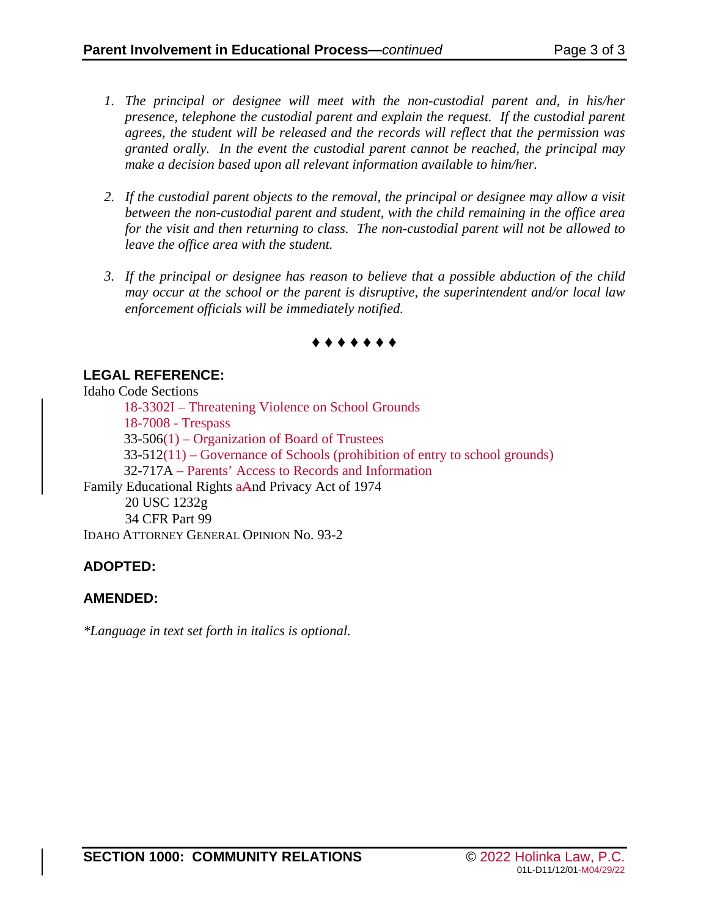1. *The principal or designee will meet with the non-custodial parent and, in his/her presence, telephone the custodial parent and explain the request. If the custodial parent agrees, the student will be released and the records will reflect that the permission was granted orally. In the event the custodial parent cannot be reached, the principal may make a decision based upon all relevant information available to him/her.*

2. *If the custodial parent objects to the removal, the principal or designee may allow a visit between the non-custodial parent and student, with the child remaining in the office area for the visit and then returning to class. The non-custodial parent will not be allowed to leave the office area with the student.*

3. *If the principal or designee has reason to believe that a possible abduction of the child may occur at the school or the parent is disruptive, the superintendent and/or local law enforcement officials will be immediately notified.*

♦ ♦ ♦ ♦ ♦ ♦ ♦

**LEGAL REFERENCE:**

Idaho Code Sections

- 18-3302I – Threatening Violence on School Grounds
- 18-7008 - Trespass
- 33-506(1) – Organization of Board of Trustees
- 33-512(11) – Governance of Schools (prohibition of entry to school grounds)
- 32-717A – Parents' Access to Records and Information

Family Educational Rights ~~a~~And Privacy Act of 1974

- 20 USC 1232g
- 34 CFR Part 99

IDAHO ATTORNEY GENERAL OPINION No. 93-2

**ADOPTED:**

**AMENDED:**

*\*Language in text set forth in italics is optional.*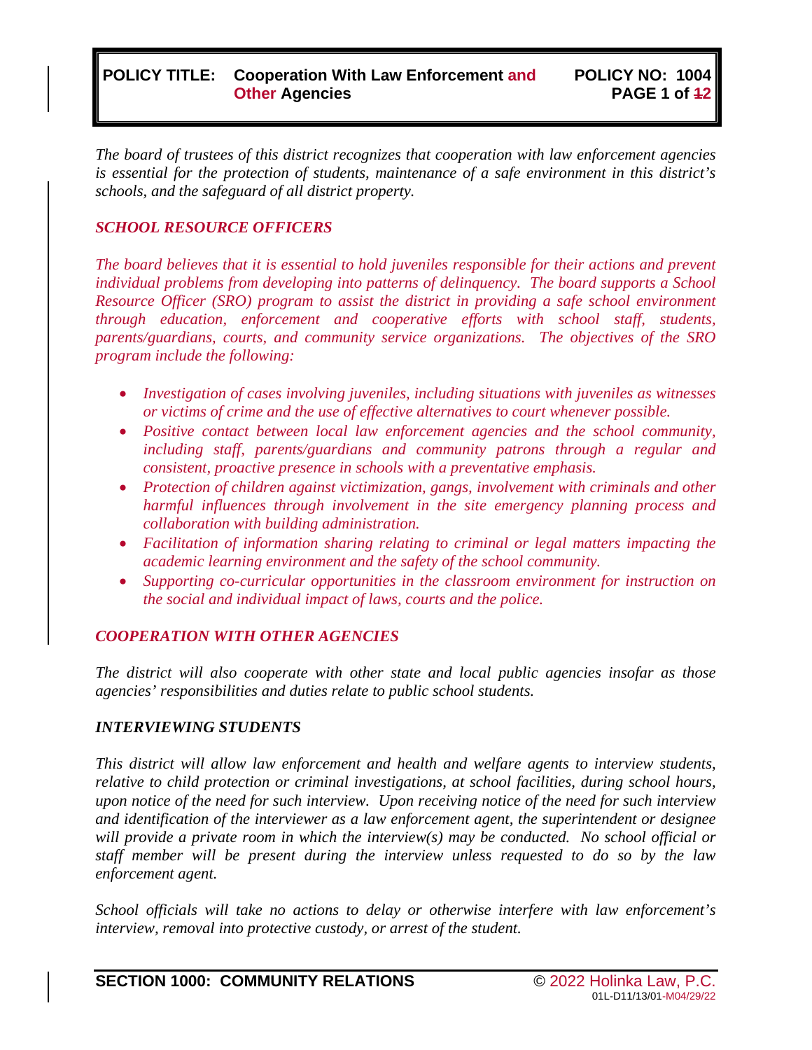**POLICY TITLE: Cooperation With Law Enforcement and Other Agencies**

**POLICY NO: 1004**

*The board of trustees of this district recognizes that cooperation with law enforcement agencies is essential for the protection of students, maintenance of a safe environment in this district's schools, and the safeguard of all district property.*

### *SCHOOL RESOURCE OFFICERS*

*The board believes that it is essential to hold juveniles responsible for their actions and prevent individual problems from developing into patterns of delinquency. The board supports a School Resource Officer (SRO) program to assist the district in providing a safe school environment through education, enforcement and cooperative efforts with school staff, students, parents/guardians, courts, and community service organizations. The objectives of the SRO program include the following:*

- *Investigation of cases involving juveniles, including situations with juveniles as witnesses or victims of crime and the use of effective alternatives to court whenever possible.*
- *Positive contact between local law enforcement agencies and the school community, including staff, parents/guardians and community patrons through a regular and consistent, proactive presence in schools with a preventative emphasis.*
- *Protection of children against victimization, gangs, involvement with criminals and other harmful influences through involvement in the site emergency planning process and collaboration with building administration.*
- *Facilitation of information sharing relating to criminal or legal matters impacting the academic learning environment and the safety of the school community.*
- *Supporting co-curricular opportunities in the classroom environment for instruction on the social and individual impact of laws, courts and the police.*

### *COOPERATION WITH OTHER AGENCIES*

*The district will also cooperate with other state and local public agencies insofar as those agencies' responsibilities and duties relate to public school students.*

### *INTERVIEWING STUDENTS*

*This district will allow law enforcement and health and welfare agents to interview students, relative to child protection or criminal investigations, at school facilities, during school hours, upon notice of the need for such interview. Upon receiving notice of the need for such interview and identification of the interviewer as a law enforcement agent, the superintendent or designee will provide a private room in which the interview(s) may be conducted. No school official or staff member will be present during the interview unless requested to do so by the law enforcement agent.*

*School officials will take no actions to delay or otherwise interfere with law enforcement's interview, removal into protective custody, or arrest of the student.*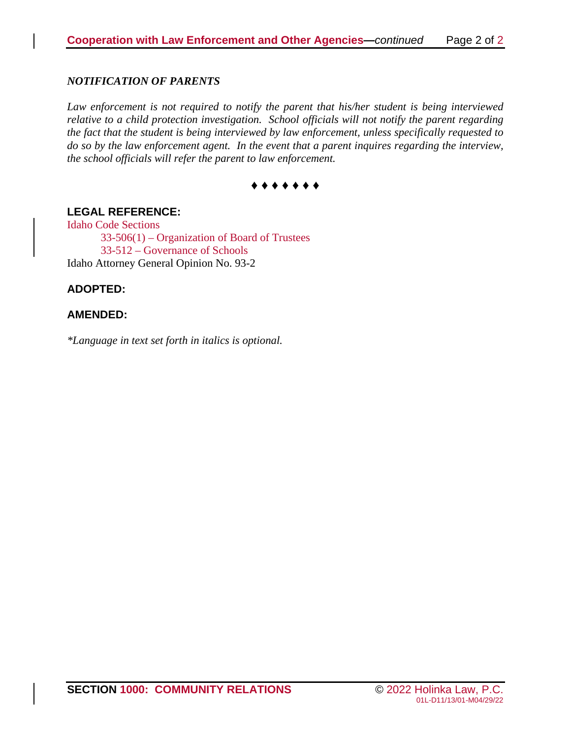*NOTIFICATION OF PARENTS*

*Law enforcement is not required to notify the parent that his/her student is being interviewed relative to a child protection investigation. School officials will not notify the parent regarding the fact that the student is being interviewed by law enforcement, unless specifically requested to do so by the law enforcement agent. In the event that a parent inquires regarding the interview, the school officials will refer the parent to law enforcement.*

♦ ♦ ♦ ♦ ♦ ♦ ♦

**LEGAL REFERENCE:**

Idaho Code Sections

- 33-506(1) – Organization of Board of Trustees
- 33-512 – Governance of Schools

Idaho Attorney General Opinion No. 93-2

**ADOPTED:**

**AMENDED:**

*\*Language in text set forth in italics is optional.*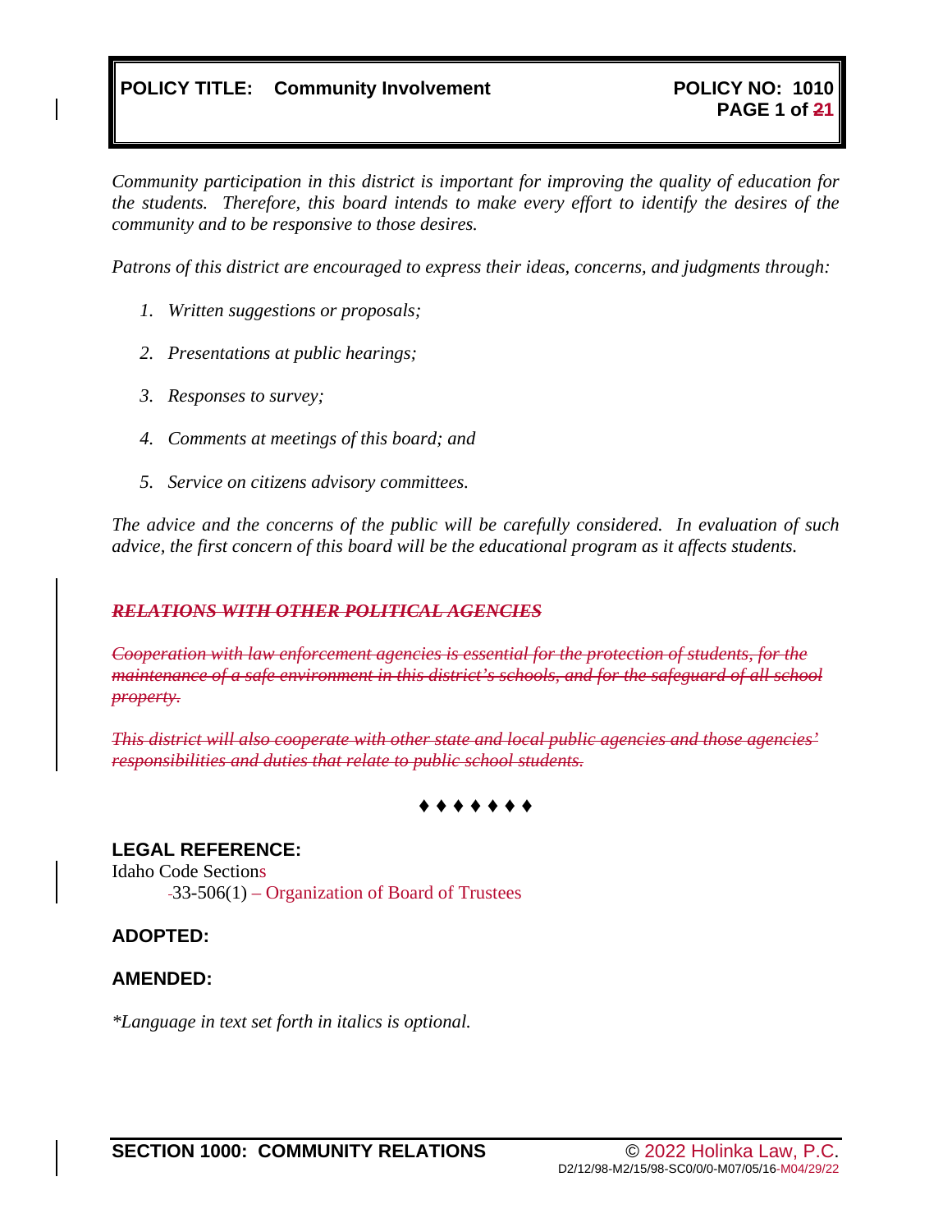**POLICY TITLE: Community Involvement** **POLICY NO: 1010**

*Community participation in this district is important for improving the quality of education for the students. Therefore, this board intends to make every effort to identify the desires of the community and to be responsive to those desires.*

*Patrons of this district are encouraged to express their ideas, concerns, and judgments through:*

1. *Written suggestions or proposals;*
2. *Presentations at public hearings;*
3. *Responses to survey;*
4. *Comments at meetings of this board; and*
5. *Service on citizens advisory committees.*

*The advice and the concerns of the public will be carefully considered. In evaluation of such advice, the first concern of this board will be the educational program as it affects students.*

~~***RELATIONS WITH OTHER POLITICAL AGENCIES***~~

~~*Cooperation with law enforcement agencies is essential for the protection of students, for the maintenance of a safe environment in this district's schools, and for the safeguard of all school property.*~~

~~*This district will also cooperate with other state and local public agencies and those agencies' responsibilities and duties that relate to public school students.*~~

♦ ♦ ♦ ♦ ♦ ♦ ♦

**LEGAL REFERENCE:**

Idaho Code Sections
33-506(1) – Organization of Board of Trustees

**ADOPTED:**

**AMENDED:**

*\*Language in text set forth in italics is optional.*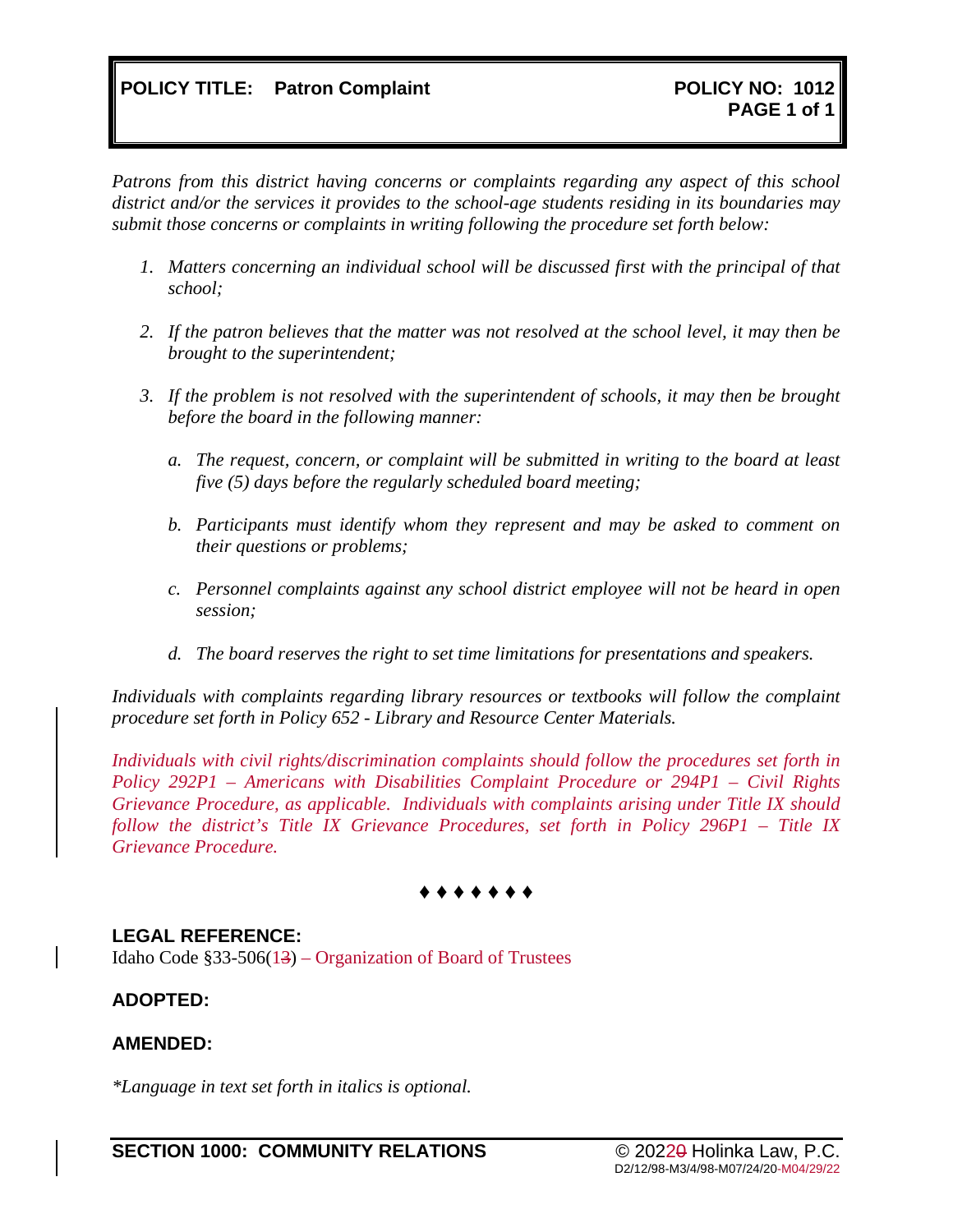**POLICY TITLE: Patron Complaint** **POLICY NO: 1012**

*Patrons from this district having concerns or complaints regarding any aspect of this school district and/or the services it provides to the school-age students residing in its boundaries may submit those concerns or complaints in writing following the procedure set forth below:*

1. *Matters concerning an individual school will be discussed first with the principal of that school;*

2. *If the patron believes that the matter was not resolved at the school level, it may then be brought to the superintendent;*

3. *If the problem is not resolved with the superintendent of schools, it may then be brought before the board in the following manner:*

   a. *The request, concern, or complaint will be submitted in writing to the board at least five (5) days before the regularly scheduled board meeting;*

   b. *Participants must identify whom they represent and may be asked to comment on their questions or problems;*

   c. *Personnel complaints against any school district employee will not be heard in open session;*

   d. *The board reserves the right to set time limitations for presentations and speakers.*

*Individuals with complaints regarding library resources or textbooks will follow the complaint procedure set forth in Policy 652 - Library and Resource Center Materials.*

*Individuals with civil rights/discrimination complaints should follow the procedures set forth in Policy 292P1 – Americans with Disabilities Complaint Procedure or 294P1 – Civil Rights Grievance Procedure, as applicable. Individuals with complaints arising under Title IX should follow the district's Title IX Grievance Procedures, set forth in Policy 296P1 – Title IX Grievance Procedure.*

♦ ♦ ♦ ♦ ♦ ♦ ♦

**LEGAL REFERENCE:**
Idaho Code §33-506(1~~3~~) – Organization of Board of Trustees

**ADOPTED:**

**AMENDED:**

*\*Language in text set forth in italics is optional.*

**SECTION 1000: COMMUNITY RELATIONS** © 2022~~0~~ Holinka Law, P.C.
D2/12/98-M3/4/98-M07/24/20-M04/29/22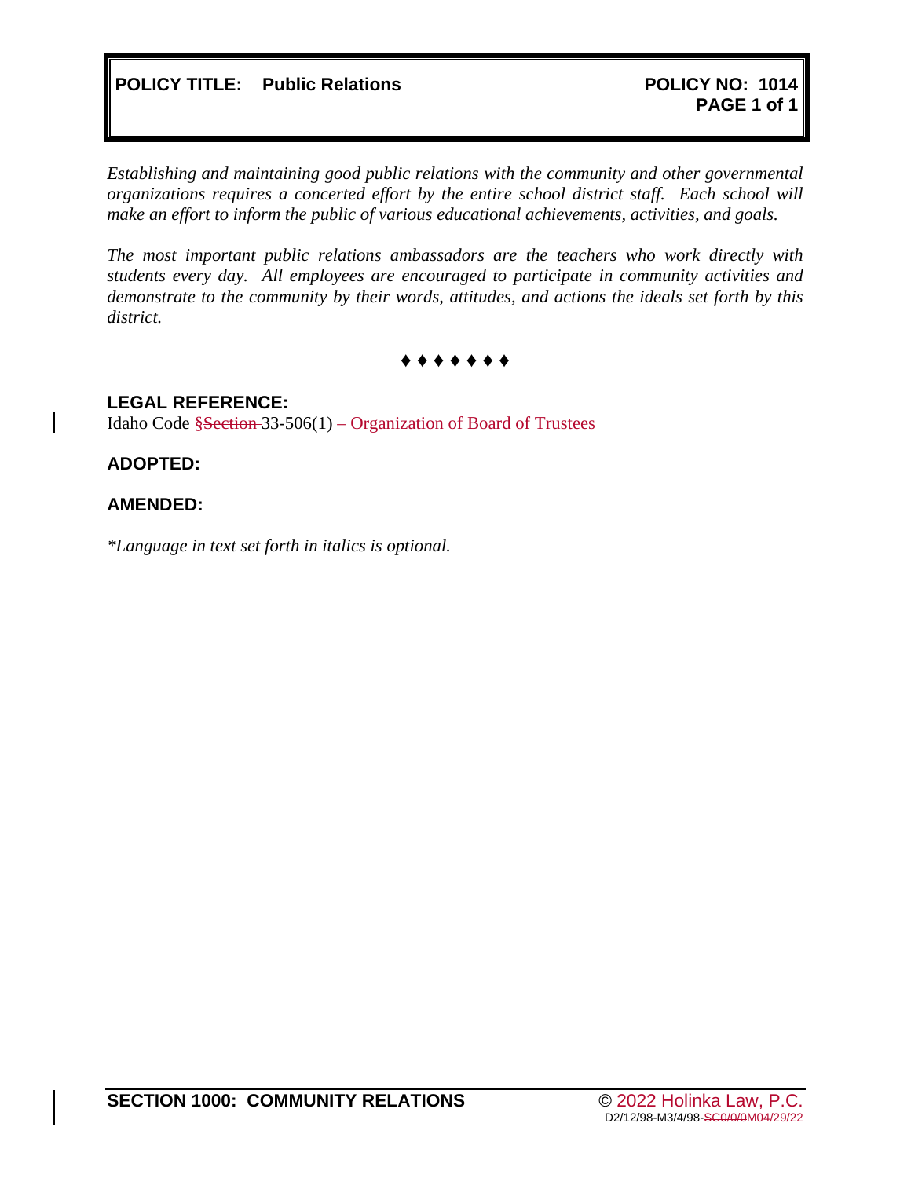**POLICY TITLE: Public Relations** **POLICY NO: 1014**

*Establishing and maintaining good public relations with the community and other governmental organizations requires a concerted effort by the entire school district staff. Each school will make an effort to inform the public of various educational achievements, activities, and goals.*

*The most important public relations ambassadors are the teachers who work directly with students every day. All employees are encouraged to participate in community activities and demonstrate to the community by their words, attitudes, and actions the ideals set forth by this district.*

♦ ♦ ♦ ♦ ♦ ♦ ♦

**LEGAL REFERENCE:**

Idaho Code §~~Section~~ 33-506(1) – Organization of Board of Trustees

**ADOPTED:**

**AMENDED:**

*\*Language in text set forth in italics is optional.*

**SECTION 1000: COMMUNITY RELATIONS** © 2022 Holinka Law, P.C.

D2/12/98-M3/4/98-~~SC0/0/0~~M04/29/22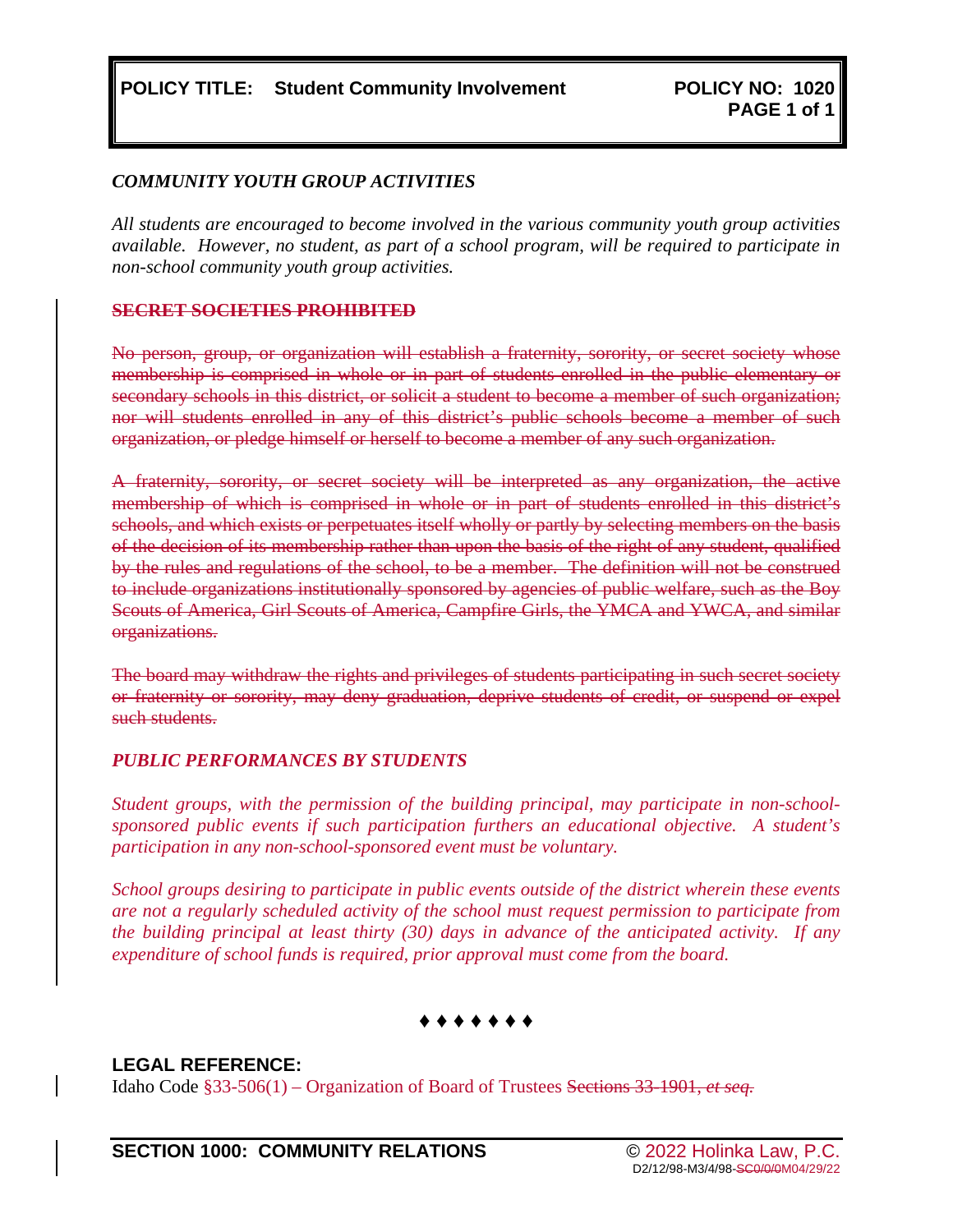**POLICY TITLE: Student Community Involvement** **POLICY NO: 1020**

***COMMUNITY YOUTH GROUP ACTIVITIES***

*All students are encouraged to become involved in the various community youth group activities available. However, no student, as part of a school program, will be required to participate in non-school community youth group activities.*

~~**SECRET SOCIETIES PROHIBITED**~~

~~No person, group, or organization will establish a fraternity, sorority, or secret society whose membership is comprised in whole or in part of students enrolled in the public elementary or secondary schools in this district, or solicit a student to become a member of such organization; nor will students enrolled in any of this district's public schools become a member of such organization, or pledge himself or herself to become a member of any such organization.~~

~~A fraternity, sorority, or secret society will be interpreted as any organization, the active membership of which is comprised in whole or in part of students enrolled in this district's schools, and which exists or perpetuates itself wholly or partly by selecting members on the basis of the decision of its membership rather than upon the basis of the right of any student, qualified by the rules and regulations of the school, to be a member. The definition will not be construed to include organizations institutionally sponsored by agencies of public welfare, such as the Boy Scouts of America, Girl Scouts of America, Campfire Girls, the YMCA and YWCA, and similar organizations.~~

~~The board may withdraw the rights and privileges of students participating in such secret society or fraternity or sorority, may deny graduation, deprive students of credit, or suspend or expel such students.~~

***PUBLIC PERFORMANCES BY STUDENTS***

*Student groups, with the permission of the building principal, may participate in non-school-sponsored public events if such participation furthers an educational objective. A student's participation in any non-school-sponsored event must be voluntary.*

*School groups desiring to participate in public events outside of the district wherein these events are not a regularly scheduled activity of the school must request permission to participate from the building principal at least thirty (30) days in advance of the anticipated activity. If any expenditure of school funds is required, prior approval must come from the board.*

♦ ♦ ♦ ♦ ♦ ♦ ♦

**LEGAL REFERENCE:**

Idaho Code §33-506(1) – Organization of Board of Trustees ~~Sections 33-1901, *et seq.*~~

**SECTION 1000: COMMUNITY RELATIONS** © 2022 Holinka Law, P.C.

D2/12/98-M3/4/98-~~SC0/0/0~~M04/29/22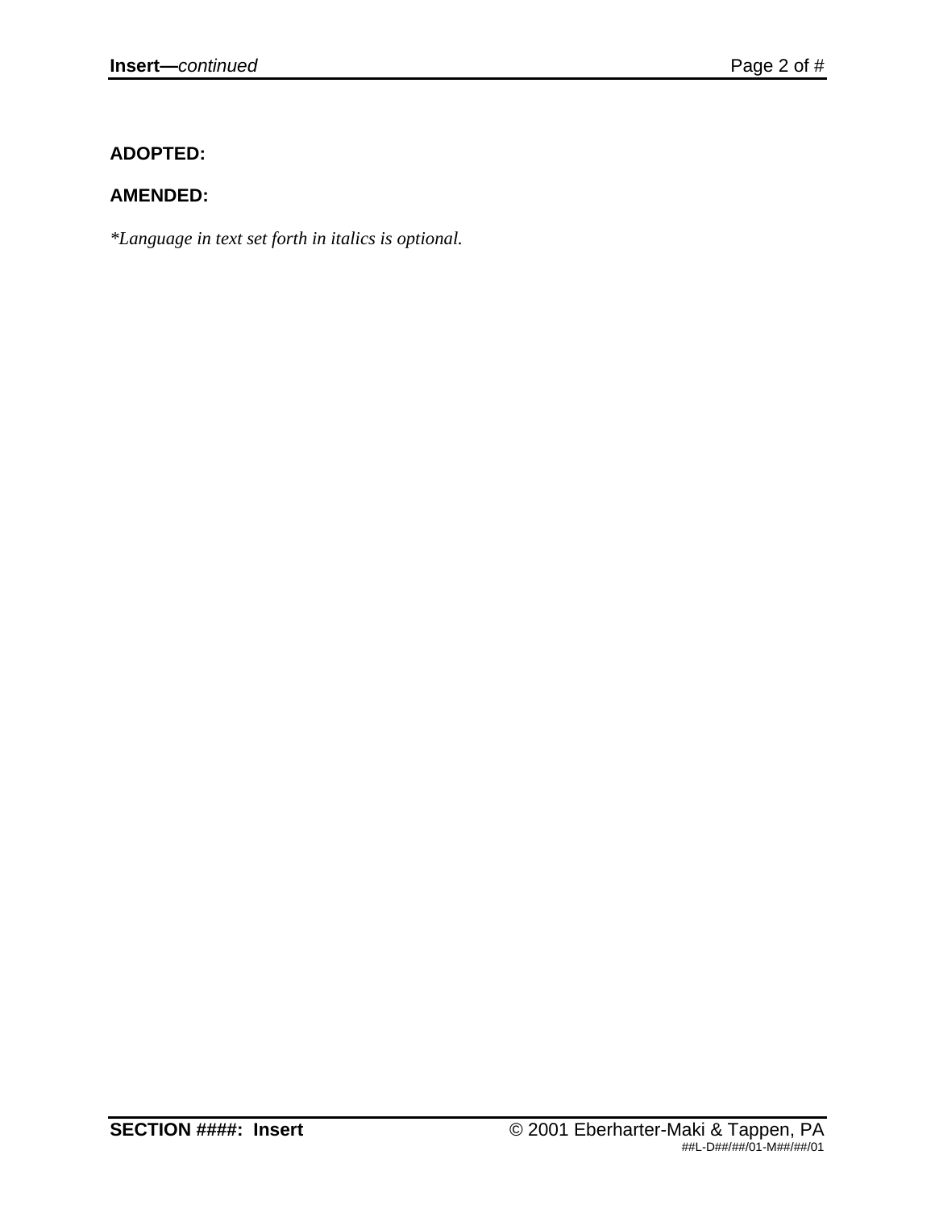**ADOPTED:**

**AMENDED:**

*\*Language in text set forth in italics is optional.*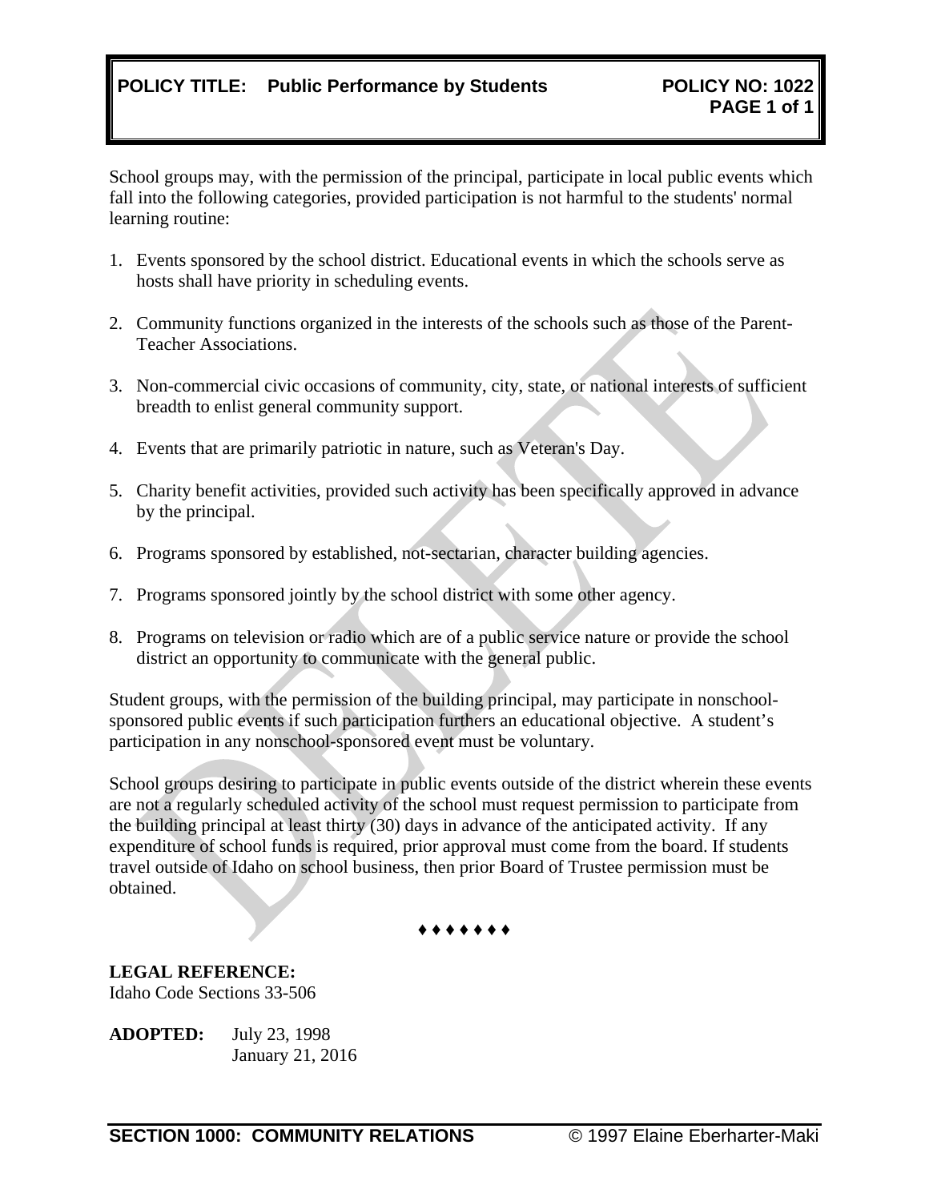**POLICY TITLE: Public Performance by Students** **POLICY NO: 1022**

School groups may, with the permission of the principal, participate in local public events which fall into the following categories, provided participation is not harmful to the students' normal learning routine:

1. Events sponsored by the school district. Educational events in which the schools serve as hosts shall have priority in scheduling events.

2. Community functions organized in the interests of the schools such as those of the Parent-Teacher Associations.

3. Non-commercial civic occasions of community, city, state, or national interests of sufficient breadth to enlist general community support.

4. Events that are primarily patriotic in nature, such as Veteran's Day.

5. Charity benefit activities, provided such activity has been specifically approved in advance by the principal.

6. Programs sponsored by established, not-sectarian, character building agencies.

7. Programs sponsored jointly by the school district with some other agency.

8. Programs on television or radio which are of a public service nature or provide the school district an opportunity to communicate with the general public.

Student groups, with the permission of the building principal, may participate in nonschool-sponsored public events if such participation furthers an educational objective. A student's participation in any nonschool-sponsored event must be voluntary.

School groups desiring to participate in public events outside of the district wherein these events are not a regularly scheduled activity of the school must request permission to participate from the building principal at least thirty (30) days in advance of the anticipated activity. If any expenditure of school funds is required, prior approval must come from the board. If students travel outside of Idaho on school business, then prior Board of Trustee permission must be obtained.

♦ ♦ ♦ ♦ ♦ ♦ ♦

**LEGAL REFERENCE:**
Idaho Code Sections 33-506

**ADOPTED:** July 23, 1998
January 21, 2016

DELETE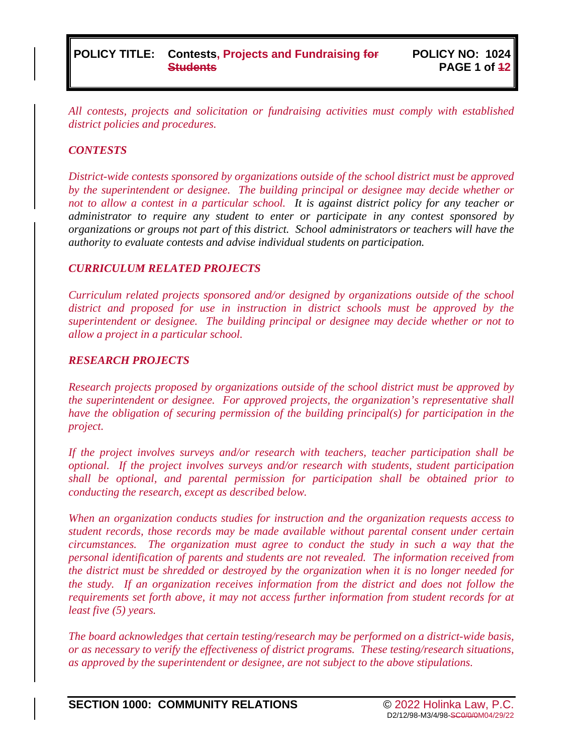**POLICY TITLE: Contests, Projects and Fundraising ~~for Students~~** **POLICY NO: 1024**

*All contests, projects and solicitation or fundraising activities must comply with established district policies and procedures.*

### *CONTESTS*

*District-wide contests sponsored by organizations outside of the school district must be approved by the superintendent or designee. The building principal or designee may decide whether or not to allow a contest in a particular school. It is against district policy for any teacher or administrator to require any student to enter or participate in any contest sponsored by organizations or groups not part of this district. School administrators or teachers will have the authority to evaluate contests and advise individual students on participation.*

### *CURRICULUM RELATED PROJECTS*

*Curriculum related projects sponsored and/or designed by organizations outside of the school district and proposed for use in instruction in district schools must be approved by the superintendent or designee. The building principal or designee may decide whether or not to allow a project in a particular school.*

### *RESEARCH PROJECTS*

*Research projects proposed by organizations outside of the school district must be approved by the superintendent or designee. For approved projects, the organization's representative shall have the obligation of securing permission of the building principal(s) for participation in the project.*

*If the project involves surveys and/or research with teachers, teacher participation shall be optional. If the project involves surveys and/or research with students, student participation shall be optional, and parental permission for participation shall be obtained prior to conducting the research, except as described below.*

*When an organization conducts studies for instruction and the organization requests access to student records, those records may be made available without parental consent under certain circumstances. The organization must agree to conduct the study in such a way that the personal identification of parents and students are not revealed. The information received from the district must be shredded or destroyed by the organization when it is no longer needed for the study. If an organization receives information from the district and does not follow the requirements set forth above, it may not access further information from student records for at least five (5) years.*

*The board acknowledges that certain testing/research may be performed on a district-wide basis, or as necessary to verify the effectiveness of district programs. These testing/research situations, as approved by the superintendent or designee, are not subject to the above stipulations.*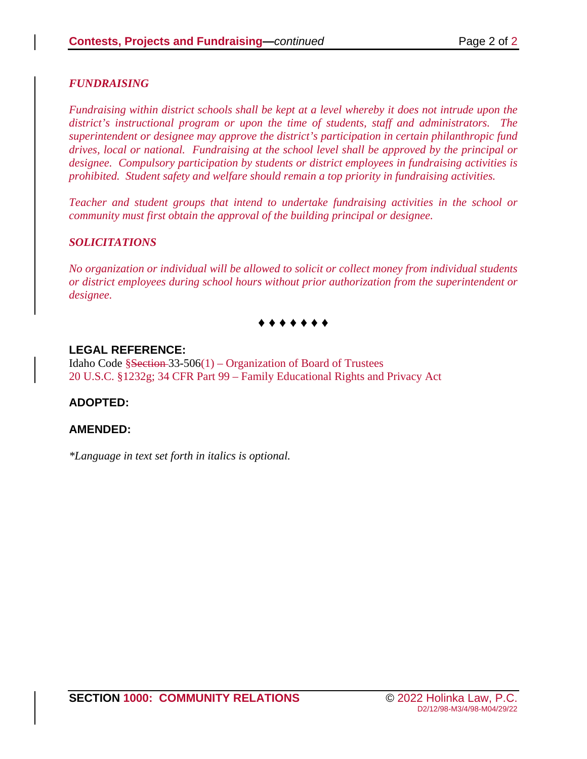*FUNDRAISING*

*Fundraising within district schools shall be kept at a level whereby it does not intrude upon the district's instructional program or upon the time of students, staff and administrators. The superintendent or designee may approve the district's participation in certain philanthropic fund drives, local or national. Fundraising at the school level shall be approved by the principal or designee. Compulsory participation by students or district employees in fundraising activities is prohibited. Student safety and welfare should remain a top priority in fundraising activities.*

*Teacher and student groups that intend to undertake fundraising activities in the school or community must first obtain the approval of the building principal or designee.*

*SOLICITATIONS*

*No organization or individual will be allowed to solicit or collect money from individual students or district employees during school hours without prior authorization from the superintendent or designee.*

♦ ♦ ♦ ♦ ♦ ♦ ♦

**LEGAL REFERENCE:**

Idaho Code §~~Section~~ 33-506(1) – Organization of Board of Trustees
20 U.S.C. §1232g; 34 CFR Part 99 – Family Educational Rights and Privacy Act

**ADOPTED:**

**AMENDED:**

*\*Language in text set forth in italics is optional.*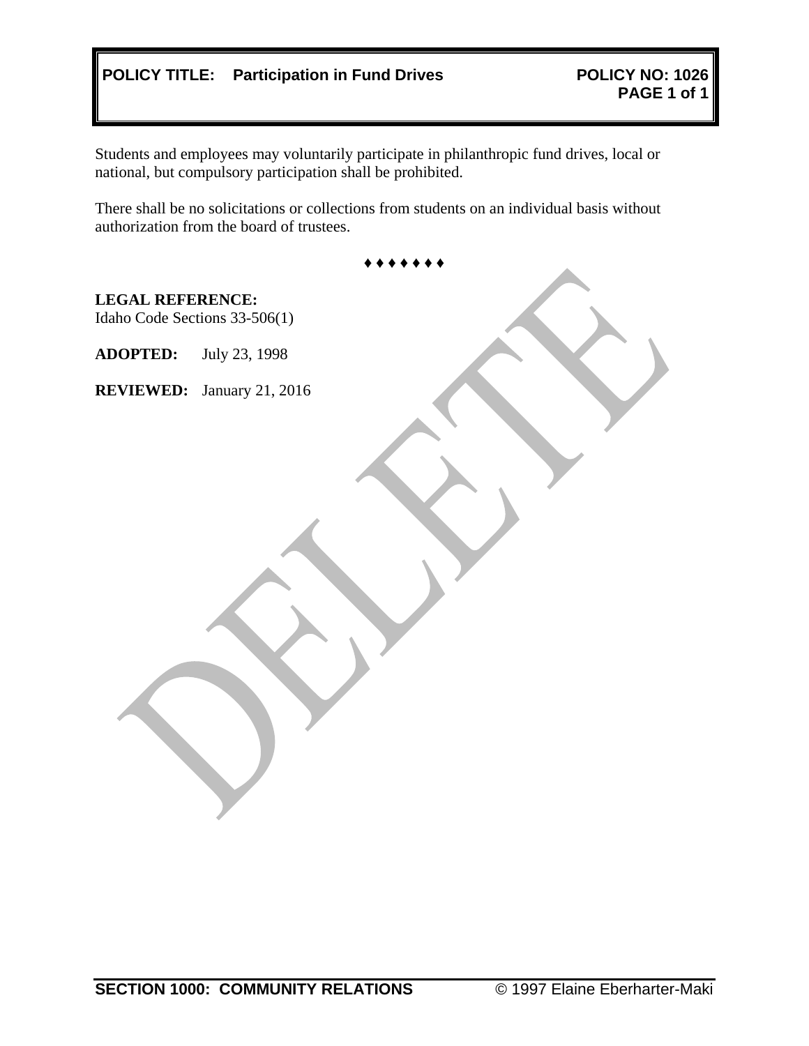**POLICY TITLE: Participation in Fund Drives** **POLICY NO: 1026**

Students and employees may voluntarily participate in philanthropic fund drives, local or national, but compulsory participation shall be prohibited.

There shall be no solicitations or collections from students on an individual basis without authorization from the board of trustees.

♦ ♦ ♦ ♦ ♦ ♦ ♦

**LEGAL REFERENCE:**
Idaho Code Sections 33-506(1)

**ADOPTED:** July 23, 1998

**REVIEWED:** January 21, 2016

DELETE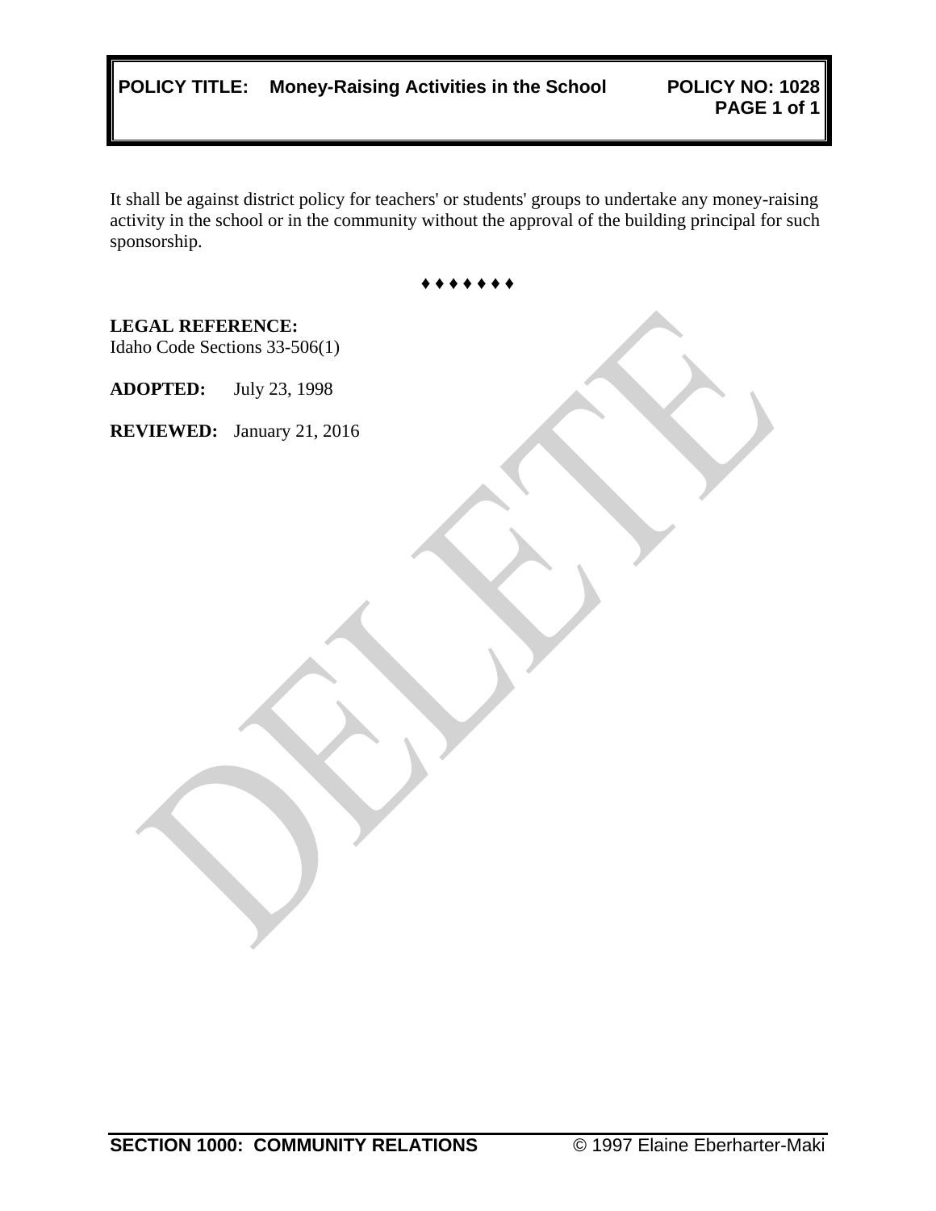**POLICY TITLE: Money-Raising Activities in the School** **POLICY NO: 1028**

It shall be against district policy for teachers' or students' groups to undertake any money-raising activity in the school or in the community without the approval of the building principal for such sponsorship.

♦ ♦ ♦ ♦ ♦ ♦ ♦

**LEGAL REFERENCE:**
Idaho Code Sections 33-506(1)

**ADOPTED:** July 23, 1998

**REVIEWED:** January 21, 2016

DELETE

**SECTION 1000: COMMUNITY RELATIONS** © 1997 Elaine Eberharter-Maki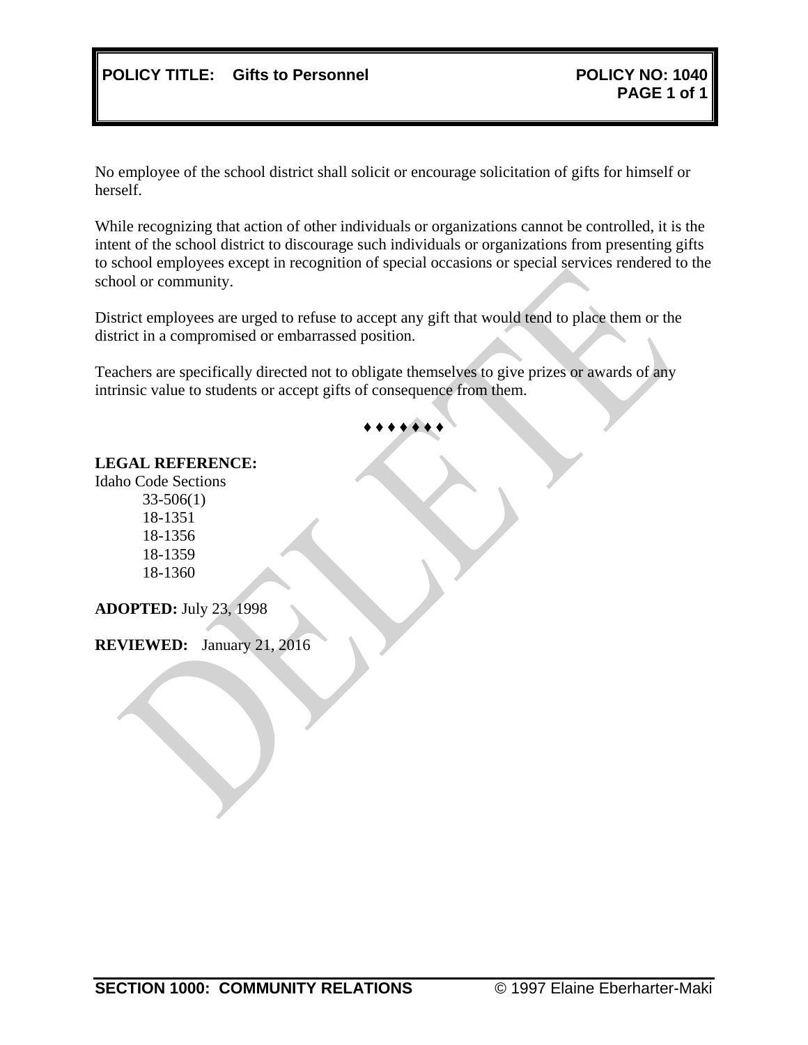**POLICY TITLE: Gifts to Personnel** **POLICY NO: 1040**

No employee of the school district shall solicit or encourage solicitation of gifts for himself or herself.

While recognizing that action of other individuals or organizations cannot be controlled, it is the intent of the school district to discourage such individuals or organizations from presenting gifts to school employees except in recognition of special occasions or special services rendered to the school or community.

District employees are urged to refuse to accept any gift that would tend to place them or the district in a compromised or embarrassed position.

Teachers are specifically directed not to obligate themselves to give prizes or awards of any intrinsic value to students or accept gifts of consequence from them.

♦ ♦ ♦ ♦ ♦ ♦ ♦

**LEGAL REFERENCE:**

Idaho Code Sections
- 33-506(1)
- 18-1351
- 18-1356
- 18-1359
- 18-1360

**ADOPTED:** July 23, 1998

**REVIEWED:** January 21, 2016

DELETE

**SECTION 1000: COMMUNITY RELATIONS** © 1997 Elaine Eberharter-Maki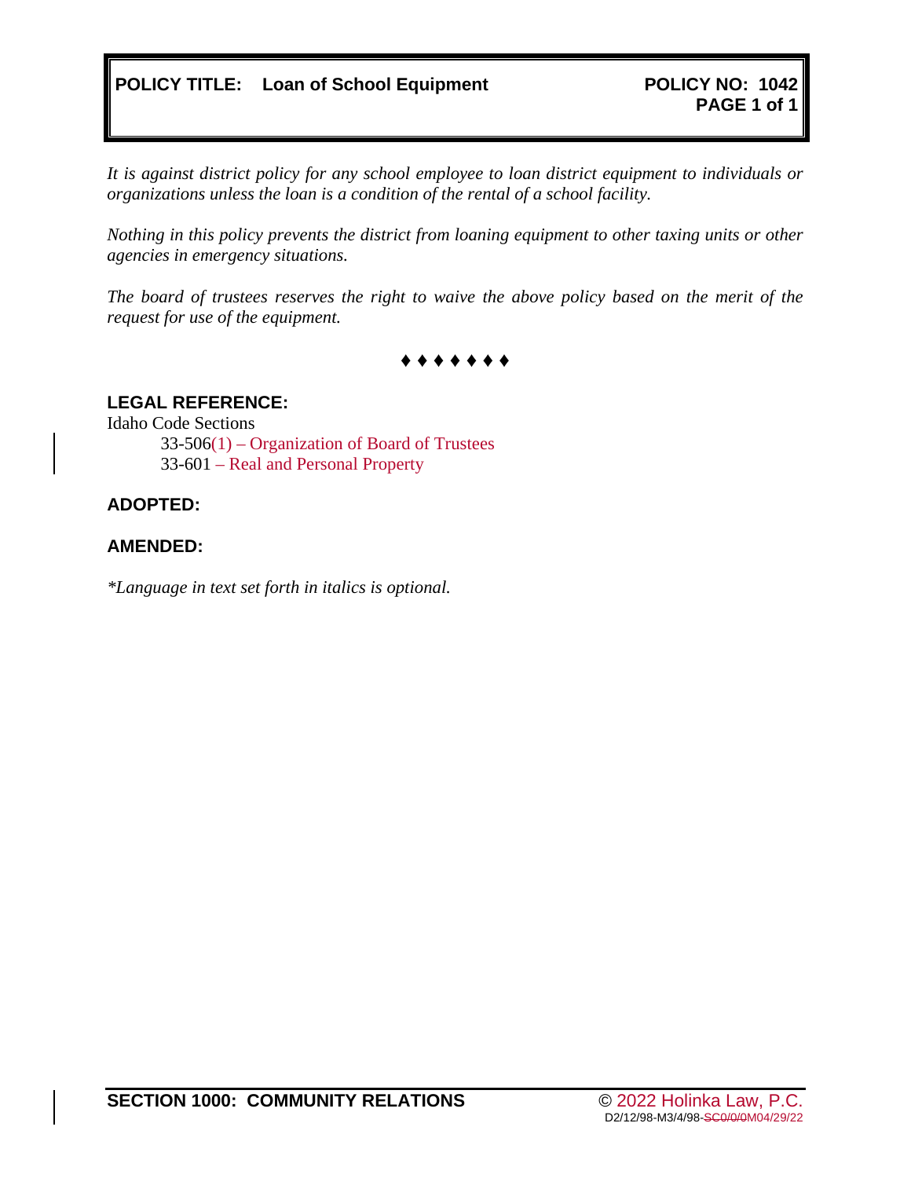**POLICY TITLE: Loan of School Equipment** **POLICY NO: 1042**

*It is against district policy for any school employee to loan district equipment to individuals or organizations unless the loan is a condition of the rental of a school facility.*

*Nothing in this policy prevents the district from loaning equipment to other taxing units or other agencies in emergency situations.*

*The board of trustees reserves the right to waive the above policy based on the merit of the request for use of the equipment.*

♦ ♦ ♦ ♦ ♦ ♦ ♦

**LEGAL REFERENCE:**

Idaho Code Sections

33-506(1) – Organization of Board of Trustees

33-601 – Real and Personal Property

**ADOPTED:**

**AMENDED:**

*\*Language in text set forth in italics is optional.*

**SECTION 1000: COMMUNITY RELATIONS**

© 2022 Holinka Law, P.C.

D2/12/98-M3/4/98-~~SC0/0/0~~M04/29/22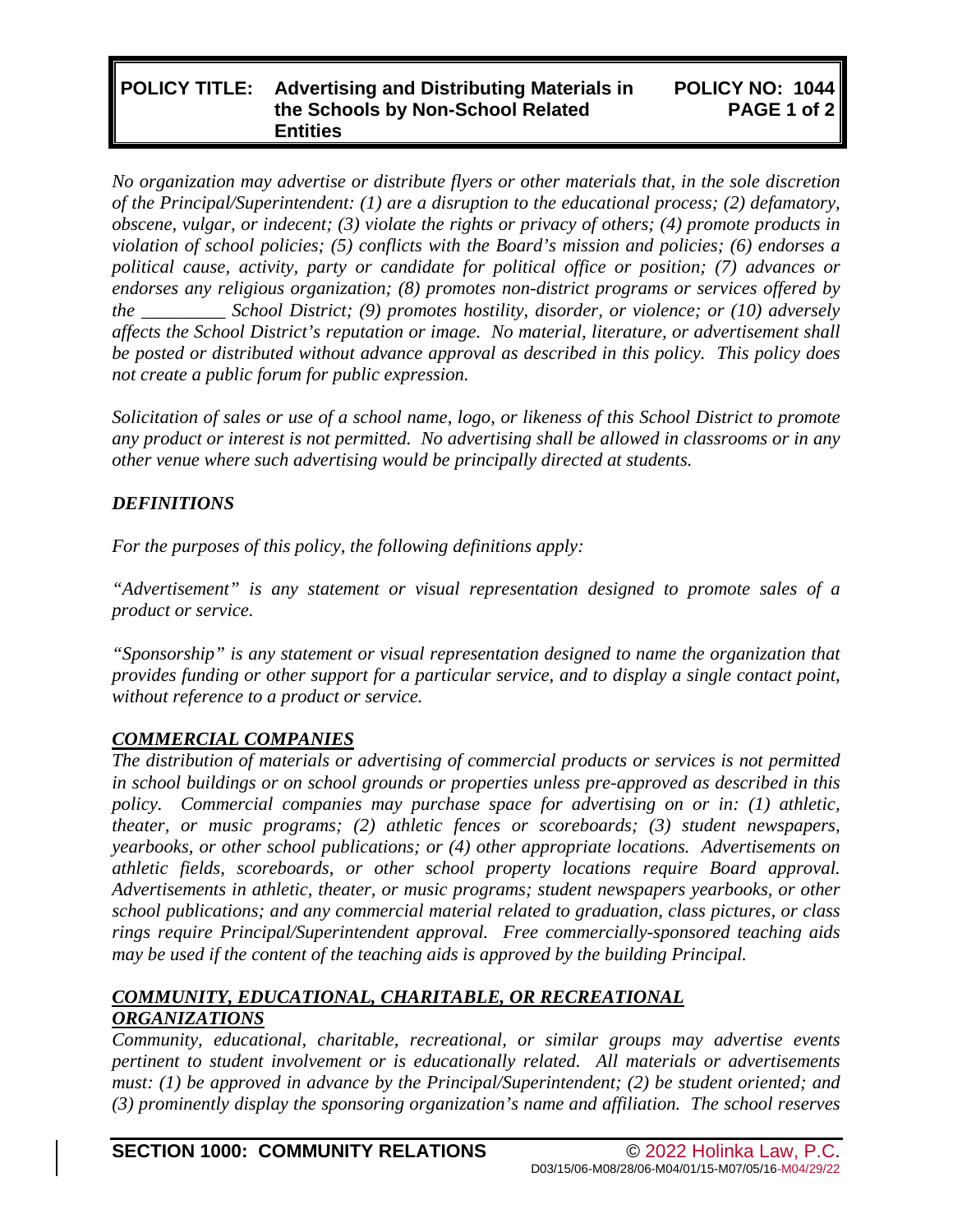# POLICY TITLE: Advertising and Distributing Materials in the Schools by Non-School Related Entities

**POLICY NO: 1044**

*No organization may advertise or distribute flyers or other materials that, in the sole discretion of the Principal/Superintendent: (1) are a disruption to the educational process; (2) defamatory, obscene, vulgar, or indecent; (3) violate the rights or privacy of others; (4) promote products in violation of school policies; (5) conflicts with the Board's mission and policies; (6) endorses a political cause, activity, party or candidate for political office or position; (7) advances or endorses any religious organization; (8) promotes non-district programs or services offered by the _________ School District; (9) promotes hostility, disorder, or violence; or (10) adversely affects the School District's reputation or image. No material, literature, or advertisement shall be posted or distributed without advance approval as described in this policy. This policy does not create a public forum for public expression.*

*Solicitation of sales or use of a school name, logo, or likeness of this School District to promote any product or interest is not permitted. No advertising shall be allowed in classrooms or in any other venue where such advertising would be principally directed at students.*

## *DEFINITIONS*

*For the purposes of this policy, the following definitions apply:*

*"Advertisement" is any statement or visual representation designed to promote sales of a product or service.*

*"Sponsorship" is any statement or visual representation designed to name the organization that provides funding or other support for a particular service, and to display a single contact point, without reference to a product or service.*

## ***COMMERCIAL COMPANIES***

*The distribution of materials or advertising of commercial products or services is not permitted in school buildings or on school grounds or properties unless pre-approved as described in this policy. Commercial companies may purchase space for advertising on or in: (1) athletic, theater, or music programs; (2) athletic fences or scoreboards; (3) student newspapers, yearbooks, or other school publications; or (4) other appropriate locations. Advertisements on athletic fields, scoreboards, or other school property locations require Board approval. Advertisements in athletic, theater, or music programs; student newspapers yearbooks, or other school publications; and any commercial material related to graduation, class pictures, or class rings require Principal/Superintendent approval. Free commercially-sponsored teaching aids may be used if the content of the teaching aids is approved by the building Principal.*

## ***COMMUNITY, EDUCATIONAL, CHARITABLE, OR RECREATIONAL ORGANIZATIONS***

*Community, educational, charitable, recreational, or similar groups may advertise events pertinent to student involvement or is educationally related. All materials or advertisements must: (1) be approved in advance by the Principal/Superintendent; (2) be student oriented; and (3) prominently display the sponsoring organization's name and affiliation. The school reserves*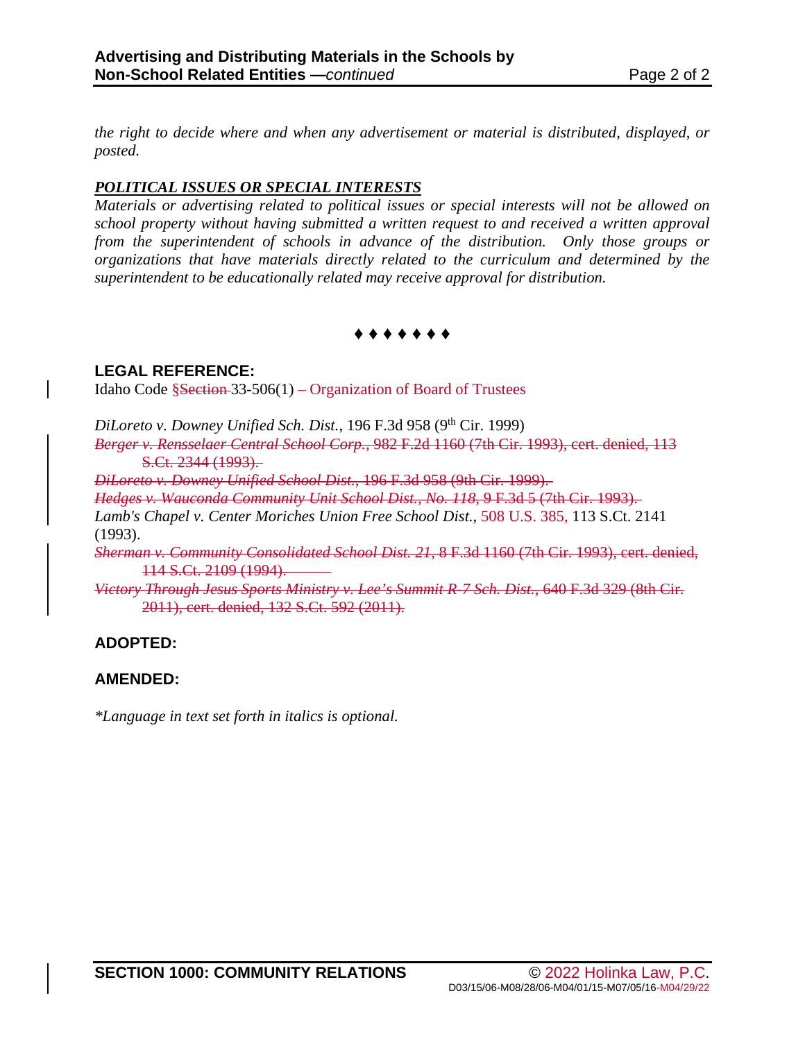*the right to decide where and when any advertisement or material is distributed, displayed, or posted.*

***POLITICAL ISSUES OR SPECIAL INTERESTS***

*Materials or advertising related to political issues or special interests will not be allowed on school property without having submitted a written request to and received a written approval from the superintendent of schools in advance of the distribution. Only those groups or organizations that have materials directly related to the curriculum and determined by the superintendent to be educationally related may receive approval for distribution.*

♦ ♦ ♦ ♦ ♦ ♦ ♦

**LEGAL REFERENCE:**

Idaho Code §~~Section~~ 33-506(1) – Organization of Board of Trustees

*DiLoreto v. Downey Unified Sch. Dist.*, 196 F.3d 958 (9th Cir. 1999)

~~*Berger v. Rensselaer Central School Corp.*, 982 F.2d 1160 (7th Cir. 1993), cert. denied, 113 S.Ct. 2344 (1993).~~

~~*DiLoreto v. Downey Unified School Dist.*, 196 F.3d 958 (9th Cir. 1999).~~

~~*Hedges v. Wauconda Community Unit School Dist., No. 118*, 9 F.3d 5 (7th Cir. 1993).~~

*Lamb's Chapel v. Center Moriches Union Free School Dist.*, 508 U.S. 385, 113 S.Ct. 2141 (1993).

~~*Sherman v. Community Consolidated School Dist. 21*, 8 F.3d 1160 (7th Cir. 1993), cert. denied, 114 S.Ct. 2109 (1994).~~

~~*Victory Through Jesus Sports Ministry v. Lee's Summit R-7 Sch. Dist.*, 640 F.3d 329 (8th Cir. 2011), cert. denied, 132 S.Ct. 592 (2011).~~

**ADOPTED:**

**AMENDED:**

*\*Language in text set forth in italics is optional.*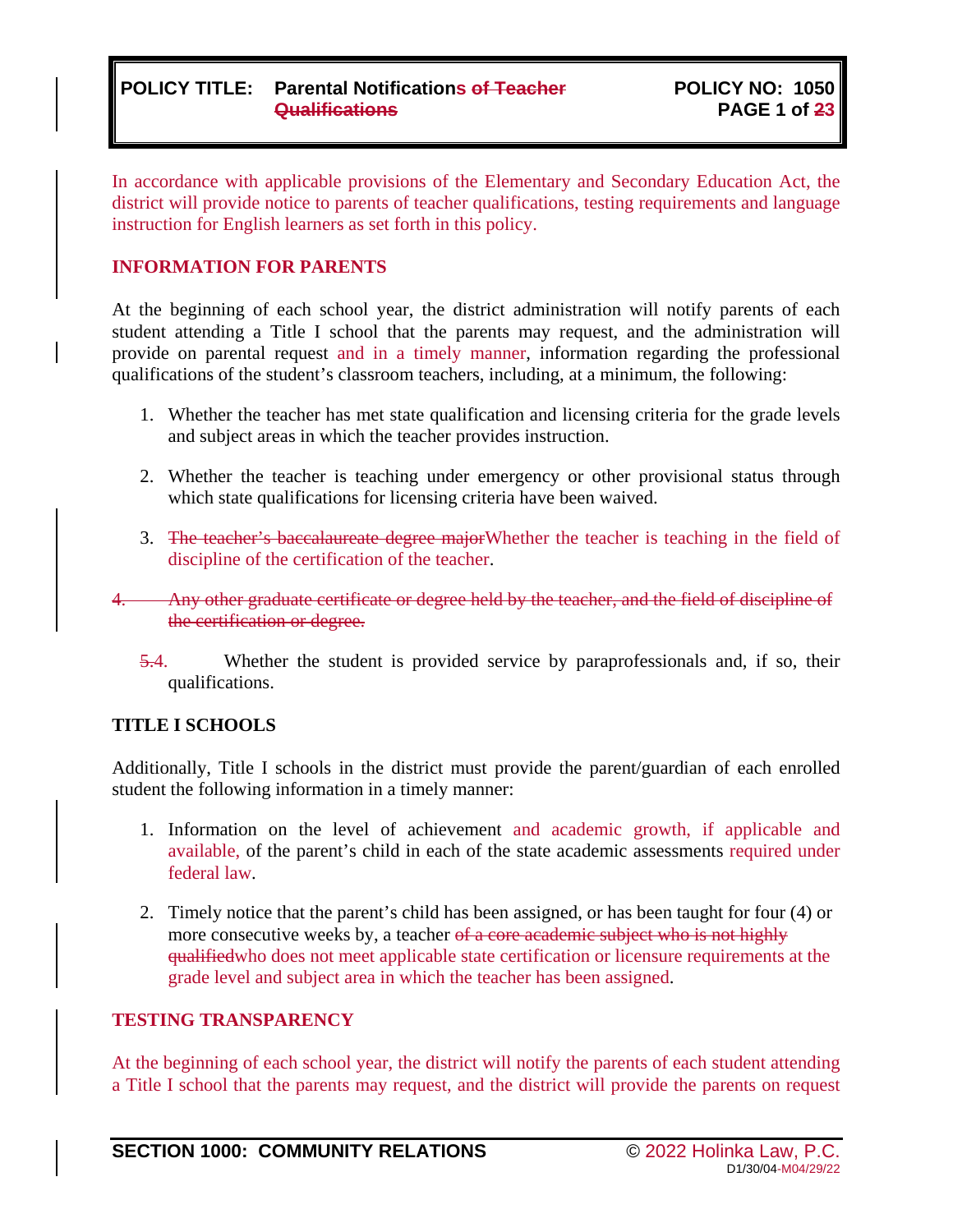In accordance with applicable provisions of the Elementary and Secondary Education Act, the district will provide notice to parents of teacher qualifications, testing requirements and language instruction for English learners as set forth in this policy.

## INFORMATION FOR PARENTS

At the beginning of each school year, the district administration will notify parents of each student attending a Title I school that the parents may request, and the administration will provide on parental request and in a timely manner, information regarding the professional qualifications of the student's classroom teachers, including, at a minimum, the following:

1. Whether the teacher has met state qualification and licensing criteria for the grade levels and subject areas in which the teacher provides instruction.

2. Whether the teacher is teaching under emergency or other provisional status through which state qualifications for licensing criteria have been waived.

3. ~~The teacher's baccalaureate degree major~~Whether the teacher is teaching in the field of discipline of the certification of the teacher.

~~4. Any other graduate certificate or degree held by the teacher, and the field of discipline of the certification or degree.~~

~~5.~~4. Whether the student is provided service by paraprofessionals and, if so, their qualifications.

## TITLE I SCHOOLS

Additionally, Title I schools in the district must provide the parent/guardian of each enrolled student the following information in a timely manner:

1. Information on the level of achievement and academic growth, if applicable and available, of the parent's child in each of the state academic assessments required under federal law.

2. Timely notice that the parent's child has been assigned, or has been taught for four (4) or more consecutive weeks by, a teacher ~~of a core academic subject who is not highly qualified~~who does not meet applicable state certification or licensure requirements at the grade level and subject area in which the teacher has been assigned.

## TESTING TRANSPARENCY

At the beginning of each school year, the district will notify the parents of each student attending a Title I school that the parents may request, and the district will provide the parents on request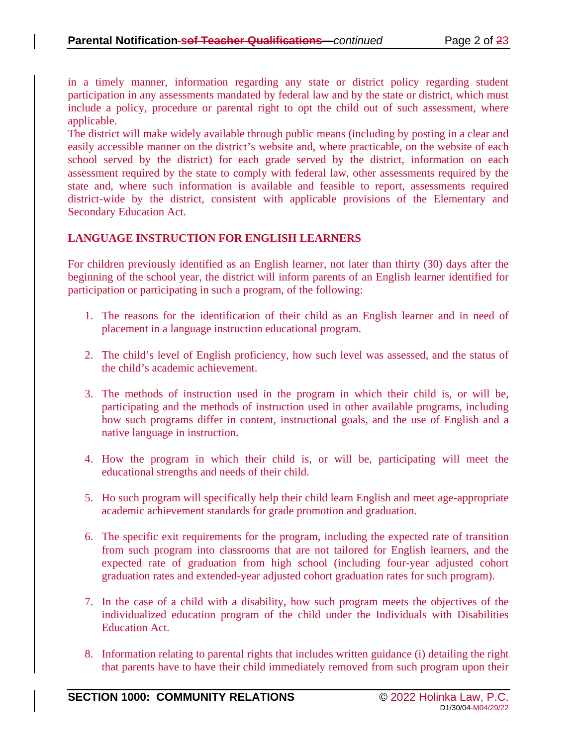in a timely manner, information regarding any state or district policy regarding student participation in any assessments mandated by federal law and by the state or district, which must include a policy, procedure or parental right to opt the child out of such assessment, where applicable.

The district will make widely available through public means (including by posting in a clear and easily accessible manner on the district's website and, where practicable, on the website of each school served by the district) for each grade served by the district, information on each assessment required by the state to comply with federal law, other assessments required by the state and, where such information is available and feasible to report, assessments required district-wide by the district, consistent with applicable provisions of the Elementary and Secondary Education Act.

**LANGUAGE INSTRUCTION FOR ENGLISH LEARNERS**

For children previously identified as an English learner, not later than thirty (30) days after the beginning of the school year, the district will inform parents of an English learner identified for participation or participating in such a program, of the following:

1. The reasons for the identification of their child as an English learner and in need of placement in a language instruction educational program.

2. The child's level of English proficiency, how such level was assessed, and the status of the child's academic achievement.

3. The methods of instruction used in the program in which their child is, or will be, participating and the methods of instruction used in other available programs, including how such programs differ in content, instructional goals, and the use of English and a native language in instruction.

4. How the program in which their child is, or will be, participating will meet the educational strengths and needs of their child.

5. Ho such program will specifically help their child learn English and meet age-appropriate academic achievement standards for grade promotion and graduation.

6. The specific exit requirements for the program, including the expected rate of transition from such program into classrooms that are not tailored for English learners, and the expected rate of graduation from high school (including four-year adjusted cohort graduation rates and extended-year adjusted cohort graduation rates for such program).

7. In the case of a child with a disability, how such program meets the objectives of the individualized education program of the child under the Individuals with Disabilities Education Act.

8. Information relating to parental rights that includes written guidance (i) detailing the right that parents have to have their child immediately removed from such program upon their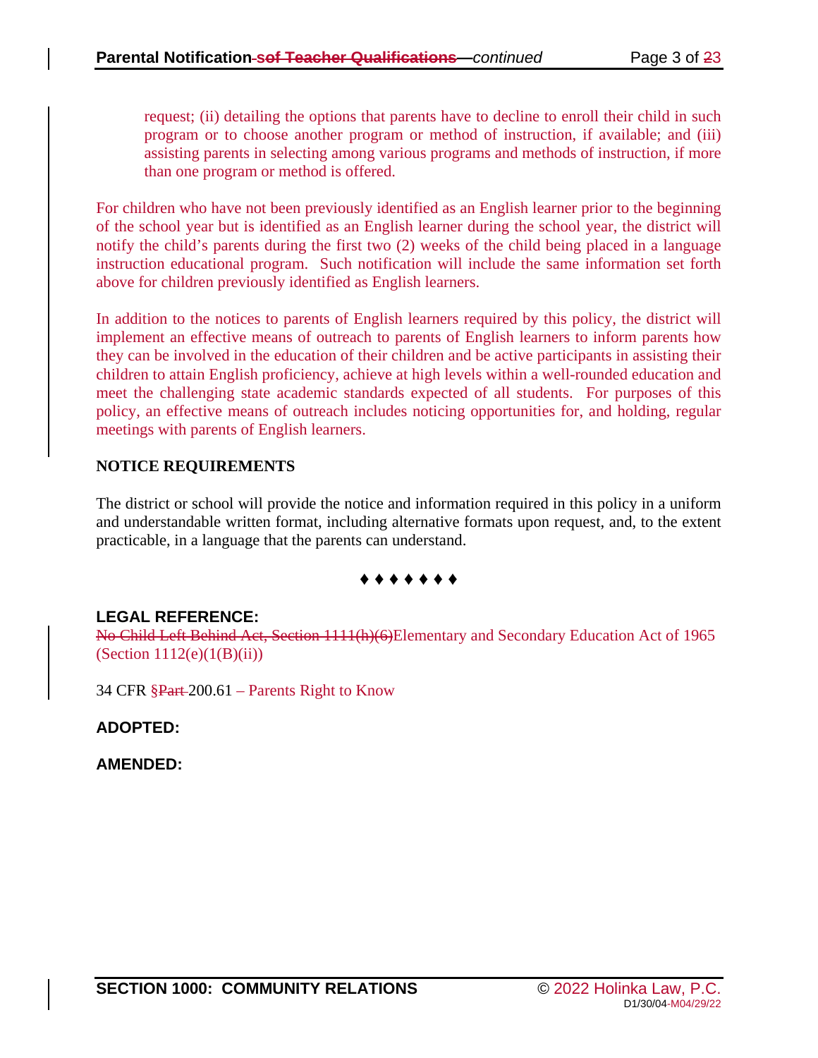request; (ii) detailing the options that parents have to decline to enroll their child in such program or to choose another program or method of instruction, if available; and (iii) assisting parents in selecting among various programs and methods of instruction, if more than one program or method is offered.

For children who have not been previously identified as an English learner prior to the beginning of the school year but is identified as an English learner during the school year, the district will notify the child's parents during the first two (2) weeks of the child being placed in a language instruction educational program. Such notification will include the same information set forth above for children previously identified as English learners.

In addition to the notices to parents of English learners required by this policy, the district will implement an effective means of outreach to parents of English learners to inform parents how they can be involved in the education of their children and be active participants in assisting their children to attain English proficiency, achieve at high levels within a well-rounded education and meet the challenging state academic standards expected of all students. For purposes of this policy, an effective means of outreach includes noticing opportunities for, and holding, regular meetings with parents of English learners.

**NOTICE REQUIREMENTS**

The district or school will provide the notice and information required in this policy in a uniform and understandable written format, including alternative formats upon request, and, to the extent practicable, in a language that the parents can understand.

♦ ♦ ♦ ♦ ♦ ♦ ♦

**LEGAL REFERENCE:**

~~No Child Left Behind Act, Section 1111(h)(6)~~Elementary and Secondary Education Act of 1965 (Section 1112(e)(1(B)(ii))

34 CFR §~~Part~~ 200.61 – Parents Right to Know

**ADOPTED:**

**AMENDED:**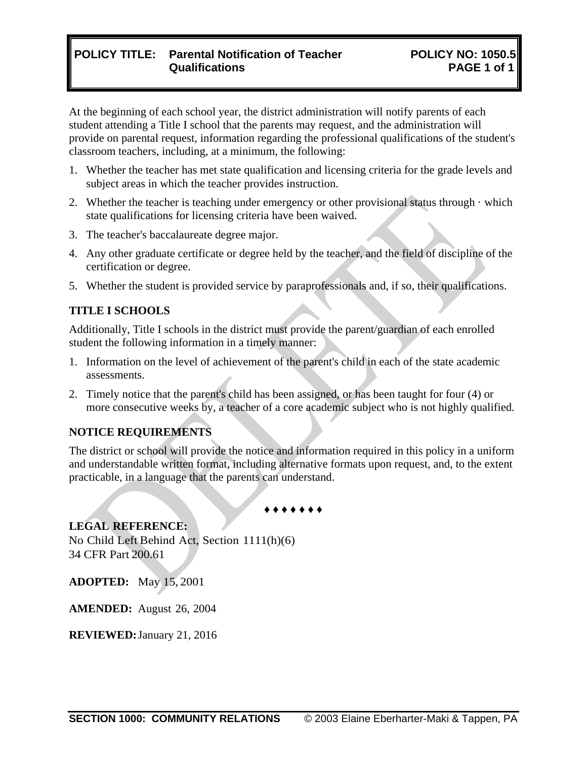**POLICY TITLE: Parental Notification of Teacher Qualifications** **POLICY NO: 1050.5**

At the beginning of each school year, the district administration will notify parents of each student attending a Title I school that the parents may request, and the administration will provide on parental request, information regarding the professional qualifications of the student's classroom teachers, including, at a minimum, the following:

1. Whether the teacher has met state qualification and licensing criteria for the grade levels and subject areas in which the teacher provides instruction.
2. Whether the teacher is teaching under emergency or other provisional status through · which state qualifications for licensing criteria have been waived.
3. The teacher's baccalaureate degree major.
4. Any other graduate certificate or degree held by the teacher, and the field of discipline of the certification or degree.
5. Whether the student is provided service by paraprofessionals and, if so, their qualifications.

### TITLE I SCHOOLS

Additionally, Title I schools in the district must provide the parent/guardian of each enrolled student the following information in a timely manner:

1. Information on the level of achievement of the parent's child in each of the state academic assessments.
2. Timely notice that the parent's child has been assigned, or has been taught for four (4) or more consecutive weeks by, a teacher of a core academic subject who is not highly qualified.

### NOTICE REQUIREMENTS

The district or school will provide the notice and information required in this policy in a uniform and understandable written format, including alternative formats upon request, and, to the extent practicable, in a language that the parents can understand.

♦ ♦ ♦ ♦ ♦ ♦ ♦

**LEGAL REFERENCE:**
No Child Left Behind Act, Section 1111(h)(6)
34 CFR Part 200.61

**ADOPTED:** May 15, 2001

**AMENDED:** August 26, 2004

**REVIEWED:** January 21, 2016

DELETE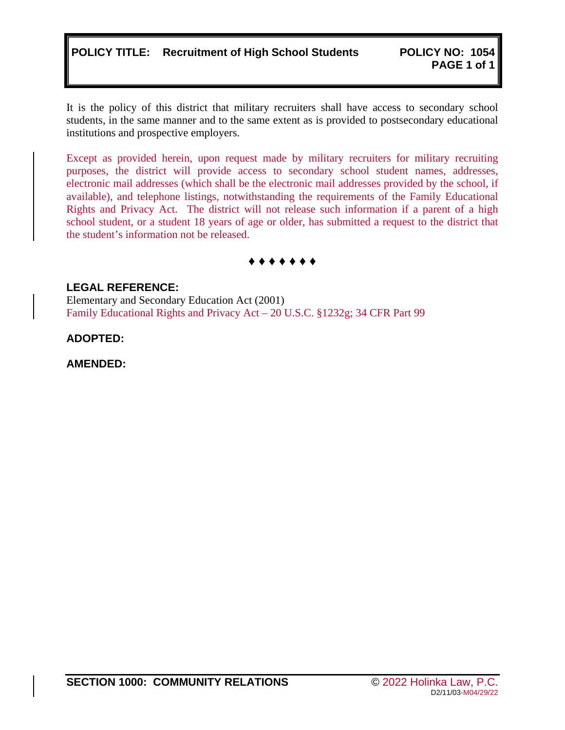# POLICY TITLE: Recruitment of High School Students

**POLICY NO: 1054**

It is the policy of this district that military recruiters shall have access to secondary school students, in the same manner and to the same extent as is provided to postsecondary educational institutions and prospective employers.

Except as provided herein, upon request made by military recruiters for military recruiting purposes, the district will provide access to secondary school student names, addresses, electronic mail addresses (which shall be the electronic mail addresses provided by the school, if available), and telephone listings, notwithstanding the requirements of the Family Educational Rights and Privacy Act. The district will not release such information if a parent of a high school student, or a student 18 years of age or older, has submitted a request to the district that the student's information not be released.

♦ ♦ ♦ ♦ ♦ ♦ ♦

**LEGAL REFERENCE:**
Elementary and Secondary Education Act (2001)
Family Educational Rights and Privacy Act – 20 U.S.C. §1232g; 34 CFR Part 99

**ADOPTED:**

**AMENDED:**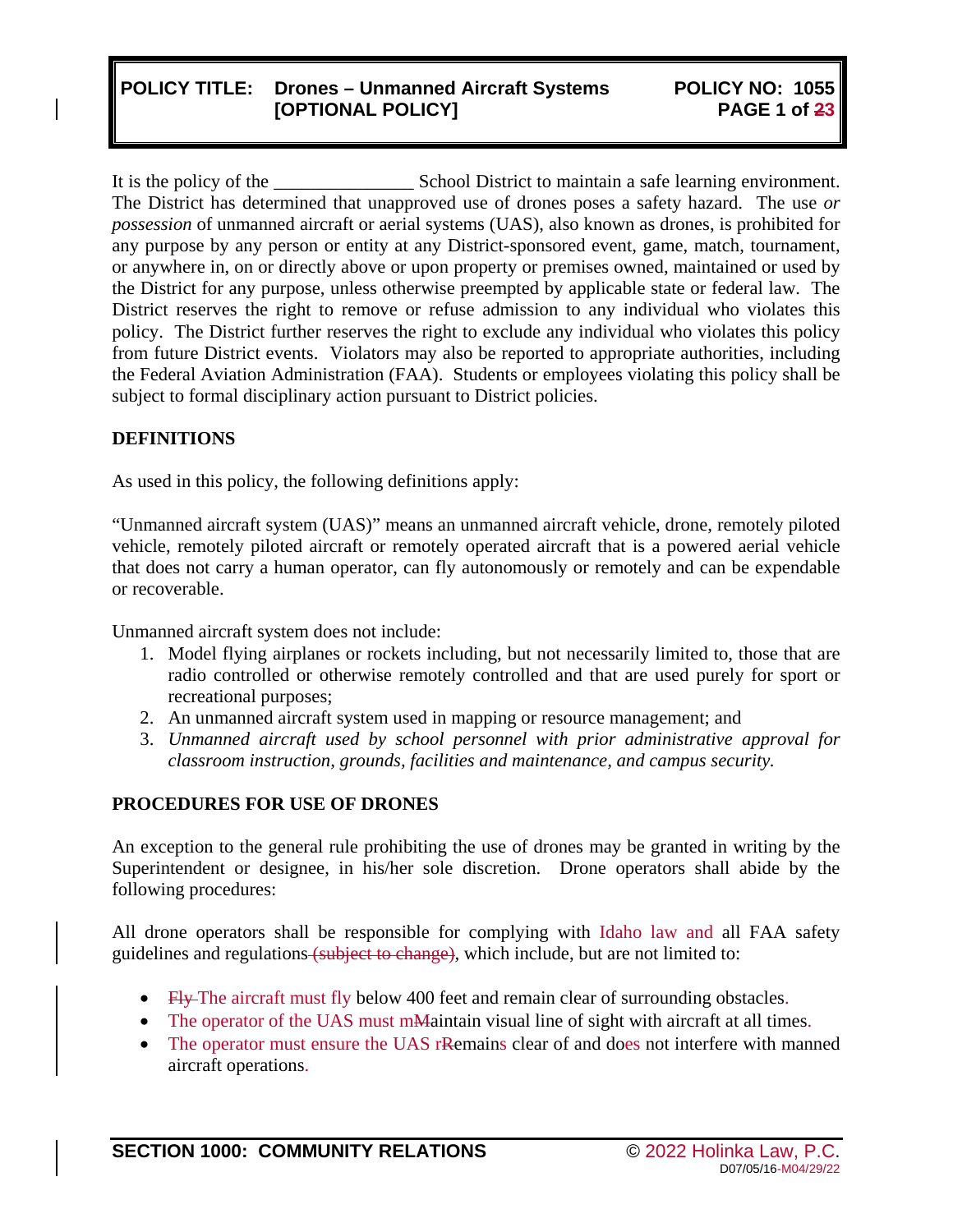# POLICY TITLE: Drones – Unmanned Aircraft Systems [OPTIONAL POLICY]

**POLICY NO: 1055**

It is the policy of the _______________ School District to maintain a safe learning environment. The District has determined that unapproved use of drones poses a safety hazard. The use *or possession* of unmanned aircraft or aerial systems (UAS), also known as drones, is prohibited for any purpose by any person or entity at any District-sponsored event, game, match, tournament, or anywhere in, on or directly above or upon property or premises owned, maintained or used by the District for any purpose, unless otherwise preempted by applicable state or federal law. The District reserves the right to remove or refuse admission to any individual who violates this policy. The District further reserves the right to exclude any individual who violates this policy from future District events. Violators may also be reported to appropriate authorities, including the Federal Aviation Administration (FAA). Students or employees violating this policy shall be subject to formal disciplinary action pursuant to District policies.

**DEFINITIONS**

As used in this policy, the following definitions apply:

"Unmanned aircraft system (UAS)" means an unmanned aircraft vehicle, drone, remotely piloted vehicle, remotely piloted aircraft or remotely operated aircraft that is a powered aerial vehicle that does not carry a human operator, can fly autonomously or remotely and can be expendable or recoverable.

Unmanned aircraft system does not include:

1. Model flying airplanes or rockets including, but not necessarily limited to, those that are radio controlled or otherwise remotely controlled and that are used purely for sport or recreational purposes;
2. An unmanned aircraft system used in mapping or resource management; and
3. *Unmanned aircraft used by school personnel with prior administrative approval for classroom instruction, grounds, facilities and maintenance, and campus security.*

**PROCEDURES FOR USE OF DRONES**

An exception to the general rule prohibiting the use of drones may be granted in writing by the Superintendent or designee, in his/her sole discretion. Drone operators shall abide by the following procedures:

All drone operators shall be responsible for complying with Idaho law and all FAA safety guidelines and regulations ~~(subject to change)~~, which include, but are not limited to:

- ~~Fly~~ The aircraft must fly below 400 feet and remain clear of surrounding obstacles.
- The operator of the UAS must m~~M~~aintain visual line of sight with aircraft at all times.
- The operator must ensure the UAS r~~R~~emains clear of and does not interfere with manned aircraft operations.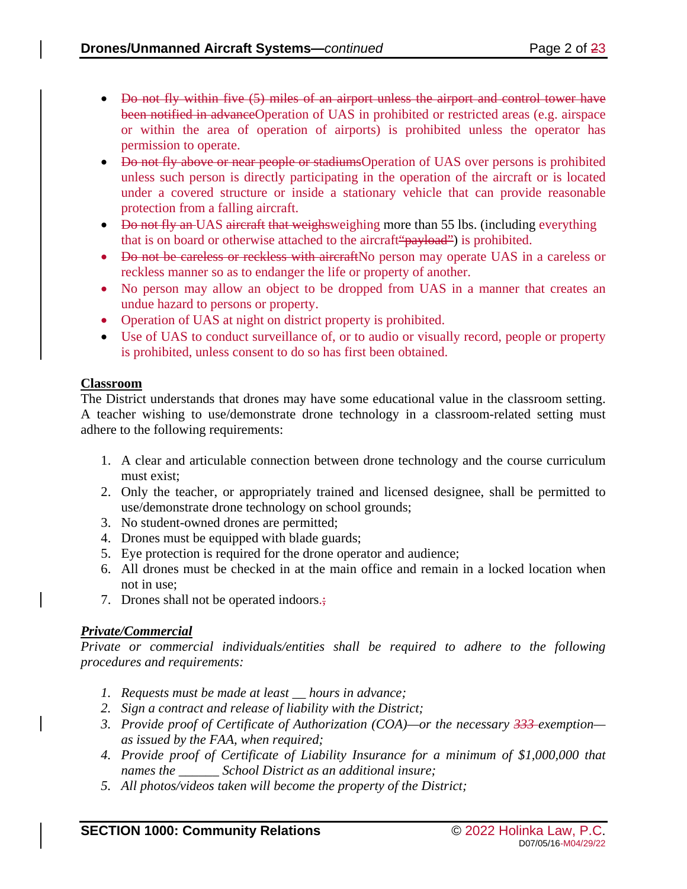- ~~Do not fly within five (5) miles of an airport unless the airport and control tower have been notified in advance~~Operation of UAS in prohibited or restricted areas (e.g. airspace or within the area of operation of airports) is prohibited unless the operator has permission to operate.
- ~~Do not fly above or near people or stadiums~~Operation of UAS over persons is prohibited unless such person is directly participating in the operation of the aircraft or is located under a covered structure or inside a stationary vehicle that can provide reasonable protection from a falling aircraft.
- ~~Do not fly an~~ UAS ~~aircraft that weighs~~weighing more than 55 lbs. (including everything that is on board or otherwise attached to the aircraft~~"payload"~~) is prohibited.
- ~~Do not be careless or reckless with aircraft~~No person may operate UAS in a careless or reckless manner so as to endanger the life or property of another.
- No person may allow an object to be dropped from UAS in a manner that creates an undue hazard to persons or property.
- Operation of UAS at night on district property is prohibited.
- Use of UAS to conduct surveillance of, or to audio or visually record, people or property is prohibited, unless consent to do so has first been obtained.

**Classroom**

The District understands that drones may have some educational value in the classroom setting. A teacher wishing to use/demonstrate drone technology in a classroom-related setting must adhere to the following requirements:

1. A clear and articulable connection between drone technology and the course curriculum must exist;
2. Only the teacher, or appropriately trained and licensed designee, shall be permitted to use/demonstrate drone technology on school grounds;
3. No student-owned drones are permitted;
4. Drones must be equipped with blade guards;
5. Eye protection is required for the drone operator and audience;
6. All drones must be checked in at the main office and remain in a locked location when not in use;
7. Drones shall not be operated indoors.~~;~~

***Private/Commercial***

*Private or commercial individuals/entities shall be required to adhere to the following procedures and requirements:*

1. *Requests must be made at least __ hours in advance;*
2. *Sign a contract and release of liability with the District;*
3. *Provide proof of Certificate of Authorization (COA)—or the necessary ~~333~~ exemption—as issued by the FAA, when required;*
4. *Provide proof of Certificate of Liability Insurance for a minimum of $1,000,000 that names the ______ School District as an additional insure;*
5. *All photos/videos taken will become the property of the District;*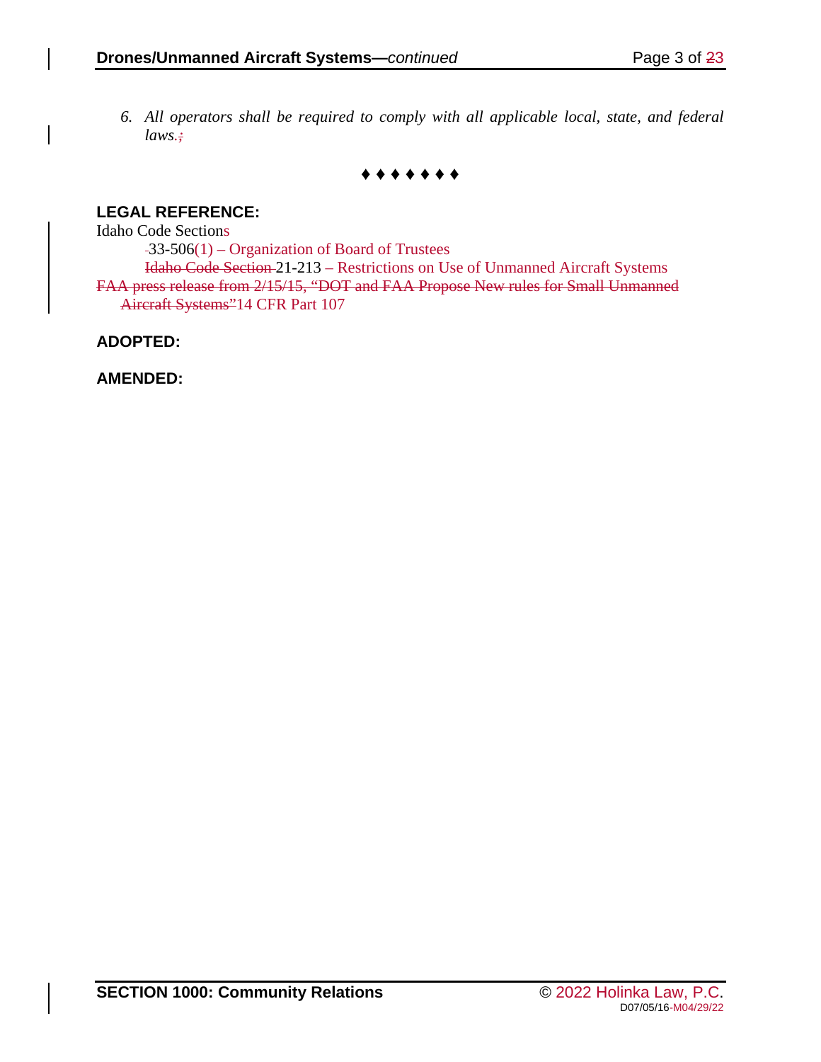6. *All operators shall be required to comply with all applicable local, state, and federal laws.~~;~~*

♦ ♦ ♦ ♦ ♦ ♦ ♦

**LEGAL REFERENCE:**

Idaho Code Sections

33-506(1) – Organization of Board of Trustees

~~Idaho Code Section~~ 21-213 – Restrictions on Use of Unmanned Aircraft Systems

~~FAA press release from 2/15/15, "DOT and FAA Propose New rules for Small Unmanned Aircraft Systems"~~14 CFR Part 107

**ADOPTED:**

**AMENDED:**